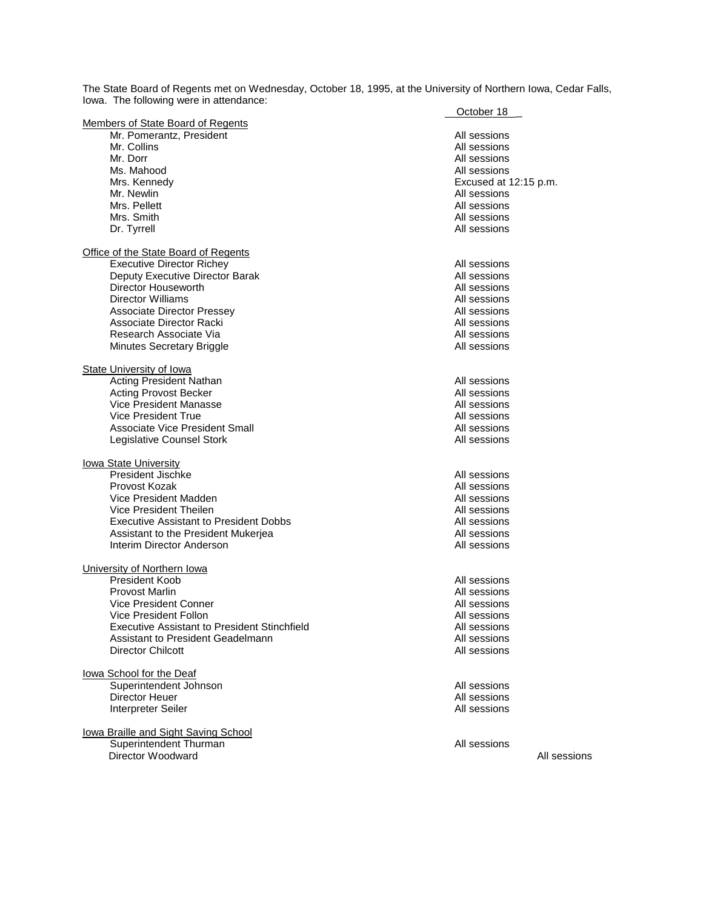The State Board of Regents met on Wednesday, October 18, 1995, at the University of Northern Iowa, Cedar Falls, Iowa. The following were in attendance:

| | October 18 |
|---|---|
| Members of State Board of Regents | |
| Mr. Pomerantz, President | All sessions |
| Mr. Collins | All sessions |
| Mr. Dorr | All sessions |
| Ms. Mahood | All sessions |
| Mrs. Kennedy | Excused at 12:15 p.m. |
| Mr. Newlin | All sessions |
| Mrs. Pellett | All sessions |
| Mrs. Smith | All sessions |
| Dr. Tyrrell | All sessions |
| Office of the State Board of Regents | |
| Executive Director Richey | All sessions |
| Deputy Executive Director Barak | All sessions |
| Director Houseworth | All sessions |
| Director Williams | All sessions |
| Associate Director Pressey | All sessions |
| Associate Director Racki | All sessions |
| Research Associate Via | All sessions |
| Minutes Secretary Briggle | All sessions |
| State University of Iowa | |
| Acting President Nathan | All sessions |
| Acting Provost Becker | All sessions |
| Vice President Manasse | All sessions |
| Vice President True | All sessions |
| Associate Vice President Small | All sessions |
| Legislative Counsel Stork | All sessions |
| Iowa State University | |
| President Jischke | All sessions |
| Provost Kozak | All sessions |
| Vice President Madden | All sessions |
| Vice President Theilen | All sessions |
| Executive Assistant to President Dobbs | All sessions |
| Assistant to the President Mukerjea | All sessions |
| Interim Director Anderson | All sessions |
| University of Northern Iowa | |
| President Koob | All sessions |
| Provost Marlin | All sessions |
| Vice President Conner | All sessions |
| Vice President Follon | All sessions |
| Executive Assistant to President Stinchfield | All sessions |
| Assistant to President Geadelmann | All sessions |
| Director Chilcott | All sessions |
| Iowa School for the Deaf | |
| Superintendent Johnson | All sessions |
| Director Heuer | All sessions |
| Interpreter Seiler | All sessions |
| Iowa Braille and Sight Saving School | |
| Superintendent Thurman | All sessions |
| Director Woodward | All sessions |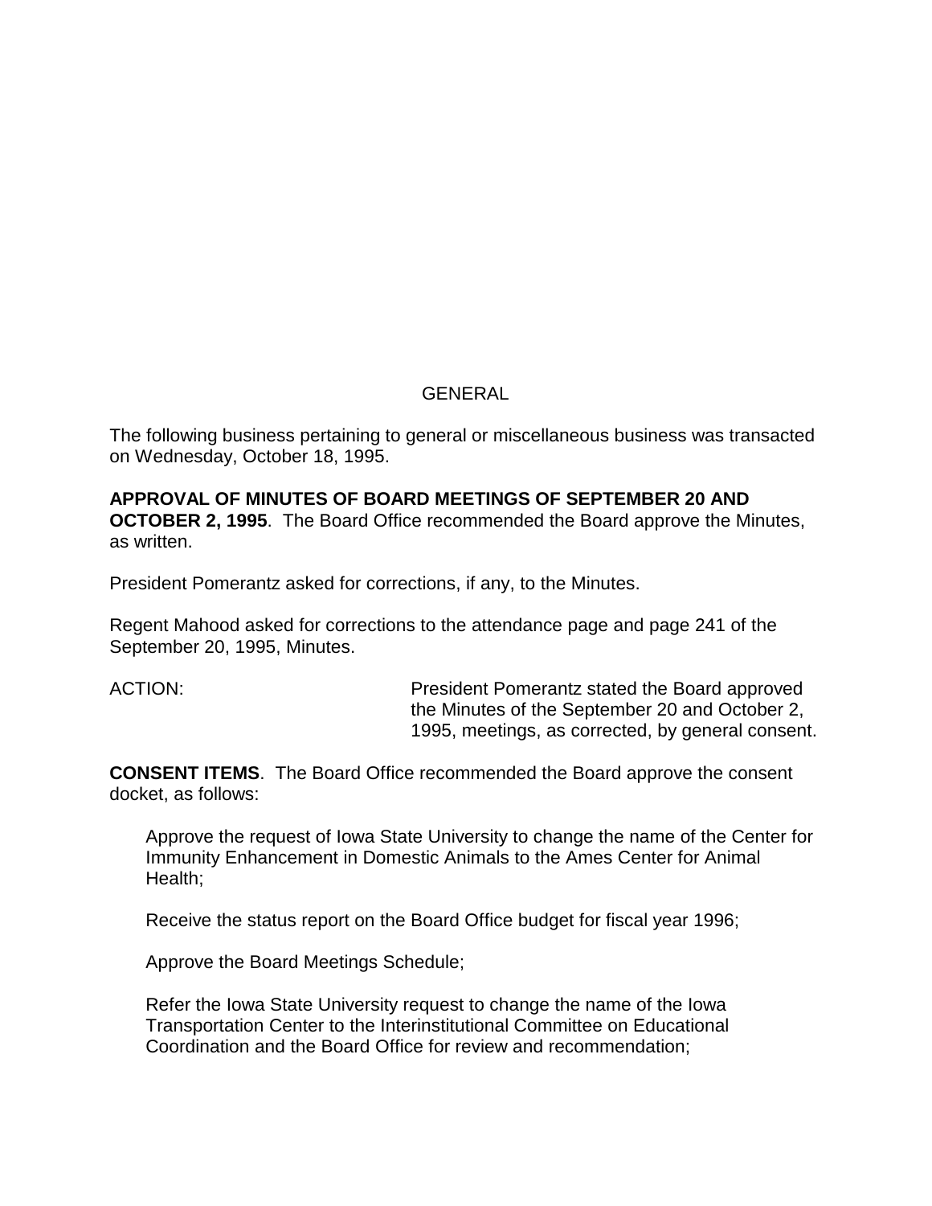GENERAL

The following business pertaining to general or miscellaneous business was transacted on Wednesday, October 18, 1995.

**APPROVAL OF MINUTES OF BOARD MEETINGS OF SEPTEMBER 20 AND OCTOBER 2, 1995**. The Board Office recommended the Board approve the Minutes, as written.

President Pomerantz asked for corrections, if any, to the Minutes.

Regent Mahood asked for corrections to the attendance page and page 241 of the September 20, 1995, Minutes.

ACTION: President Pomerantz stated the Board approved the Minutes of the September 20 and October 2, 1995, meetings, as corrected, by general consent.

**CONSENT ITEMS**. The Board Office recommended the Board approve the consent docket, as follows:

> Approve the request of Iowa State University to change the name of the Center for Immunity Enhancement in Domestic Animals to the Ames Center for Animal Health;
>
> Receive the status report on the Board Office budget for fiscal year 1996;
>
> Approve the Board Meetings Schedule;
>
> Refer the Iowa State University request to change the name of the Iowa Transportation Center to the Interinstitutional Committee on Educational Coordination and the Board Office for review and recommendation;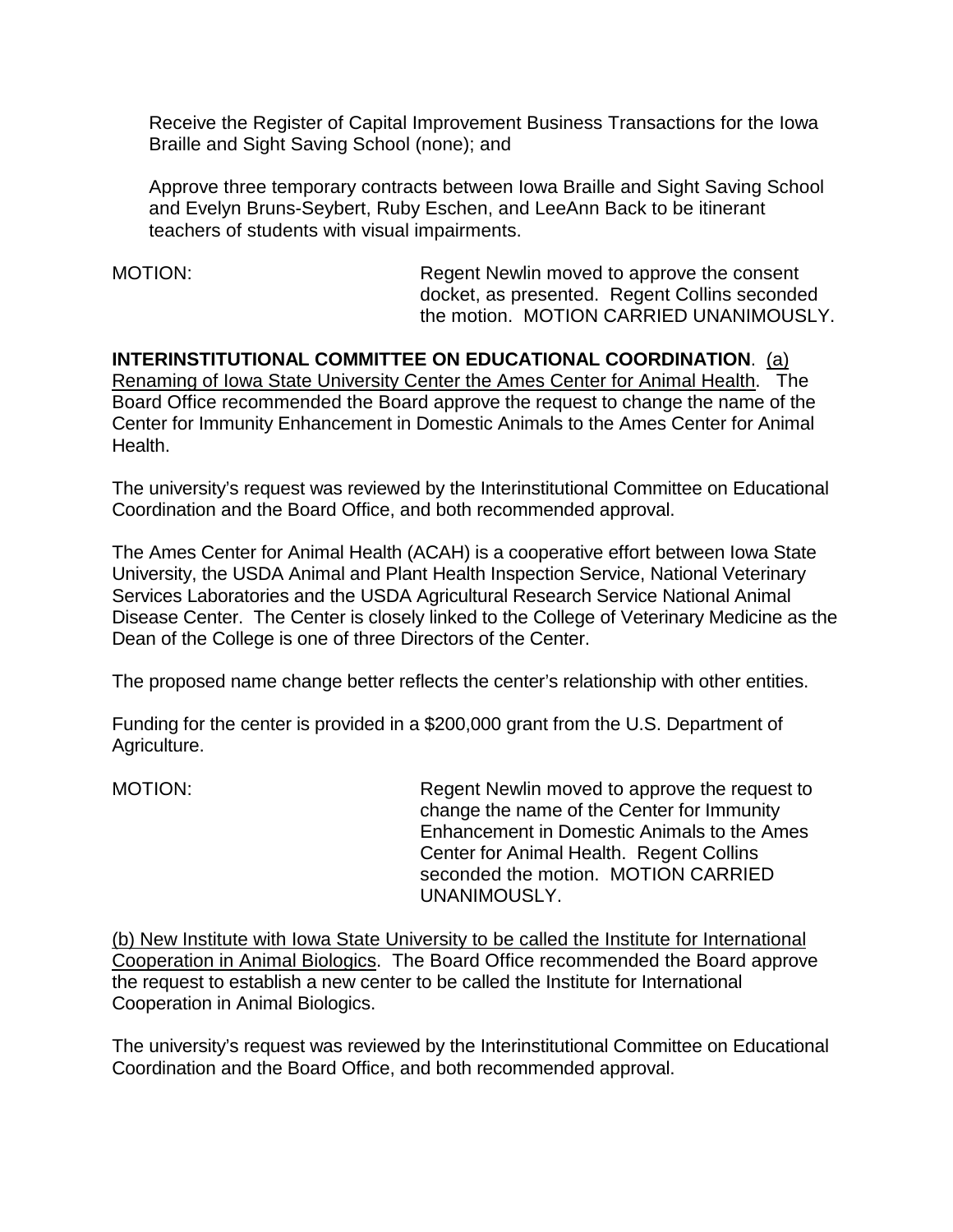Receive the Register of Capital Improvement Business Transactions for the Iowa Braille and Sight Saving School (none); and

Approve three temporary contracts between Iowa Braille and Sight Saving School and Evelyn Bruns-Seybert, Ruby Eschen, and LeeAnn Back to be itinerant teachers of students with visual impairments.

MOTION: Regent Newlin moved to approve the consent docket, as presented. Regent Collins seconded the motion. MOTION CARRIED UNANIMOUSLY.

**INTERINSTITUTIONAL COMMITTEE ON EDUCATIONAL COORDINATION**. (a) Renaming of Iowa State University Center the Ames Center for Animal Health. The Board Office recommended the Board approve the request to change the name of the Center for Immunity Enhancement in Domestic Animals to the Ames Center for Animal Health.

The university's request was reviewed by the Interinstitutional Committee on Educational Coordination and the Board Office, and both recommended approval.

The Ames Center for Animal Health (ACAH) is a cooperative effort between Iowa State University, the USDA Animal and Plant Health Inspection Service, National Veterinary Services Laboratories and the USDA Agricultural Research Service National Animal Disease Center. The Center is closely linked to the College of Veterinary Medicine as the Dean of the College is one of three Directors of the Center.

The proposed name change better reflects the center's relationship with other entities.

Funding for the center is provided in a $200,000 grant from the U.S. Department of Agriculture.

MOTION: Regent Newlin moved to approve the request to change the name of the Center for Immunity Enhancement in Domestic Animals to the Ames Center for Animal Health. Regent Collins seconded the motion. MOTION CARRIED UNANIMOUSLY.

(b) New Institute with Iowa State University to be called the Institute for International Cooperation in Animal Biologics. The Board Office recommended the Board approve the request to establish a new center to be called the Institute for International Cooperation in Animal Biologics.

The university's request was reviewed by the Interinstitutional Committee on Educational Coordination and the Board Office, and both recommended approval.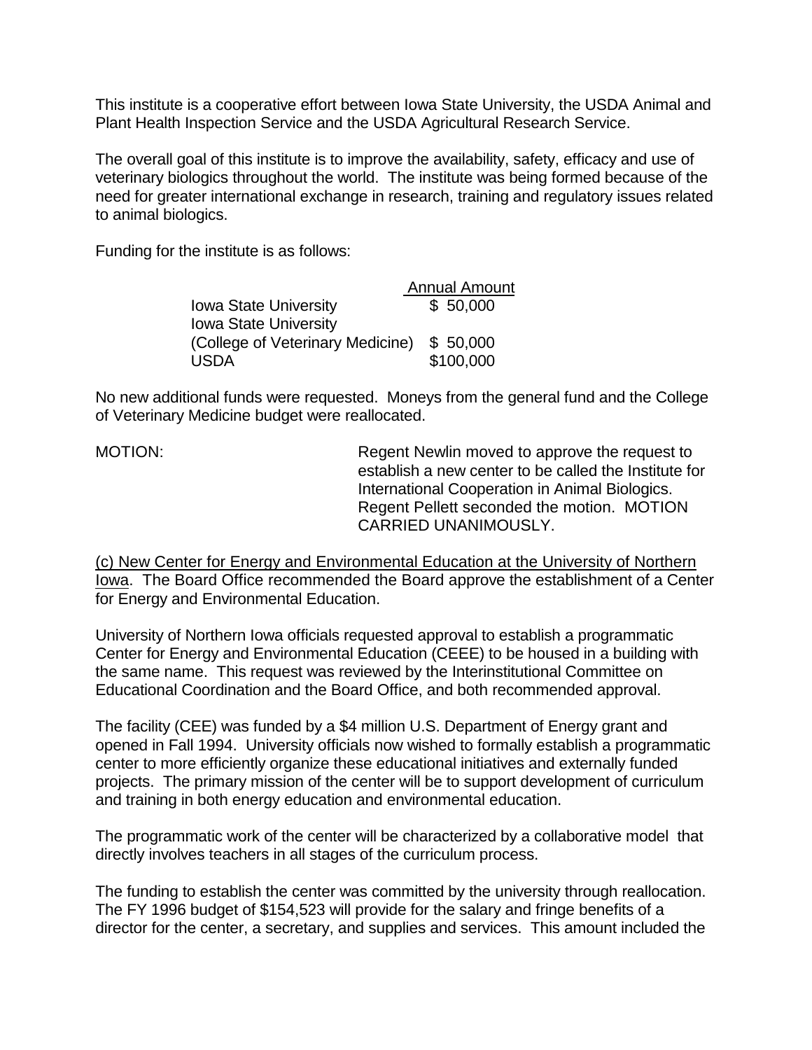This institute is a cooperative effort between Iowa State University, the USDA Animal and Plant Health Inspection Service and the USDA Agricultural Research Service.

The overall goal of this institute is to improve the availability, safety, efficacy and use of veterinary biologics throughout the world. The institute was being formed because of the need for greater international exchange in research, training and regulatory issues related to animal biologics.

Funding for the institute is as follows:

| | Annual Amount |
|---|---|
| Iowa State University | $ 50,000 |
| Iowa State University (College of Veterinary Medicine) | $ 50,000 |
| USDA | $100,000 |

No new additional funds were requested. Moneys from the general fund and the College of Veterinary Medicine budget were reallocated.

MOTION: Regent Newlin moved to approve the request to establish a new center to be called the Institute for International Cooperation in Animal Biologics. Regent Pellett seconded the motion. MOTION CARRIED UNANIMOUSLY.

<u>(c) New Center for Energy and Environmental Education at the University of Northern Iowa</u>. The Board Office recommended the Board approve the establishment of a Center for Energy and Environmental Education.

University of Northern Iowa officials requested approval to establish a programmatic Center for Energy and Environmental Education (CEEE) to be housed in a building with the same name. This request was reviewed by the Interinstitutional Committee on Educational Coordination and the Board Office, and both recommended approval.

The facility (CEE) was funded by a $4 million U.S. Department of Energy grant and opened in Fall 1994. University officials now wished to formally establish a programmatic center to more efficiently organize these educational initiatives and externally funded projects. The primary mission of the center will be to support development of curriculum and training in both energy education and environmental education.

The programmatic work of the center will be characterized by a collaborative model that directly involves teachers in all stages of the curriculum process.

The funding to establish the center was committed by the university through reallocation. The FY 1996 budget of $154,523 will provide for the salary and fringe benefits of a director for the center, a secretary, and supplies and services. This amount included the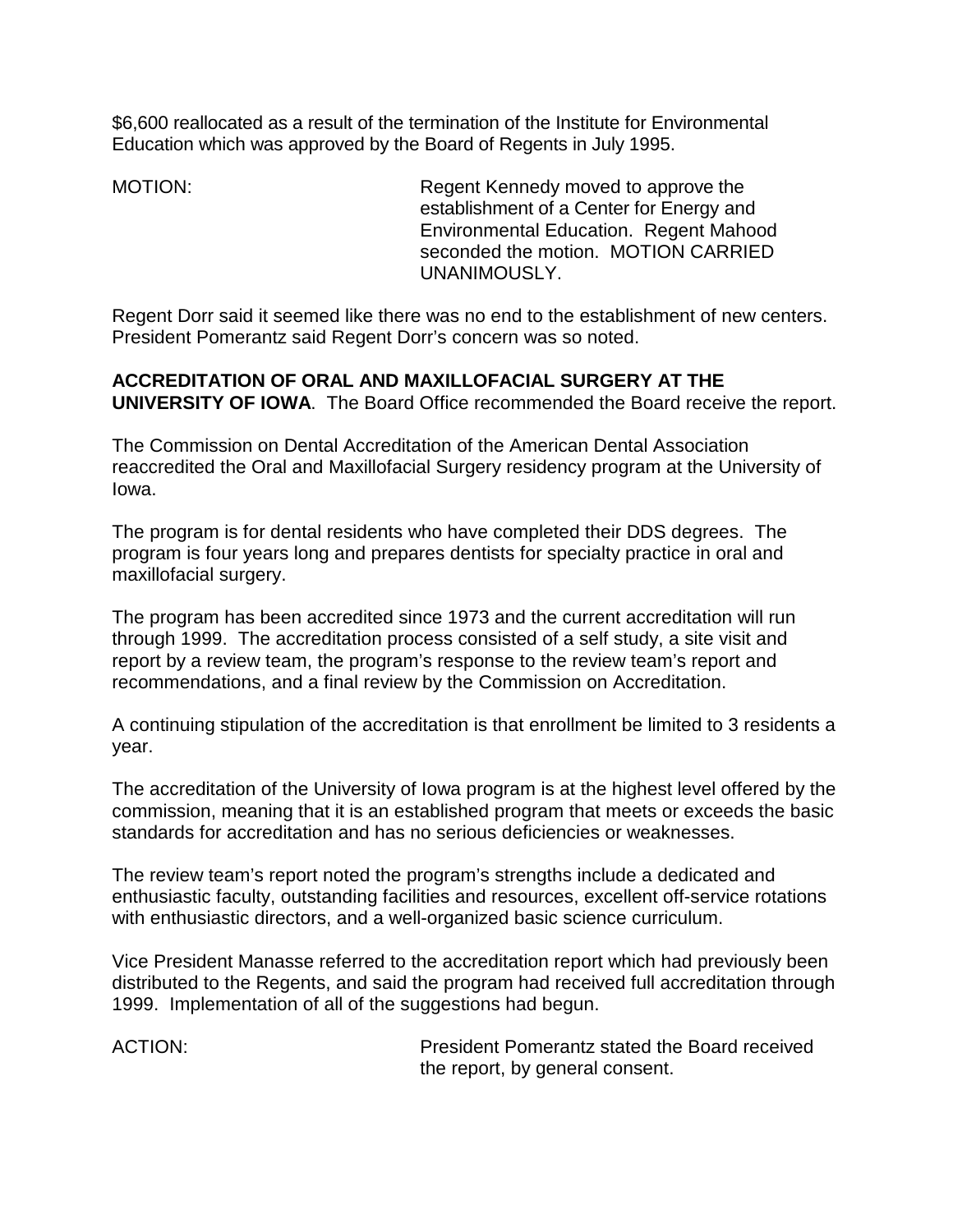$6,600 reallocated as a result of the termination of the Institute for Environmental Education which was approved by the Board of Regents in July 1995.

MOTION: Regent Kennedy moved to approve the establishment of a Center for Energy and Environmental Education. Regent Mahood seconded the motion. MOTION CARRIED UNANIMOUSLY.

Regent Dorr said it seemed like there was no end to the establishment of new centers. President Pomerantz said Regent Dorr's concern was so noted.

**ACCREDITATION OF ORAL AND MAXILLOFACIAL SURGERY AT THE UNIVERSITY OF IOWA**. The Board Office recommended the Board receive the report.

The Commission on Dental Accreditation of the American Dental Association reaccredited the Oral and Maxillofacial Surgery residency program at the University of Iowa.

The program is for dental residents who have completed their DDS degrees. The program is four years long and prepares dentists for specialty practice in oral and maxillofacial surgery.

The program has been accredited since 1973 and the current accreditation will run through 1999. The accreditation process consisted of a self study, a site visit and report by a review team, the program's response to the review team's report and recommendations, and a final review by the Commission on Accreditation.

A continuing stipulation of the accreditation is that enrollment be limited to 3 residents a year.

The accreditation of the University of Iowa program is at the highest level offered by the commission, meaning that it is an established program that meets or exceeds the basic standards for accreditation and has no serious deficiencies or weaknesses.

The review team's report noted the program's strengths include a dedicated and enthusiastic faculty, outstanding facilities and resources, excellent off-service rotations with enthusiastic directors, and a well-organized basic science curriculum.

Vice President Manasse referred to the accreditation report which had previously been distributed to the Regents, and said the program had received full accreditation through 1999. Implementation of all of the suggestions had begun.

ACTION: President Pomerantz stated the Board received the report, by general consent.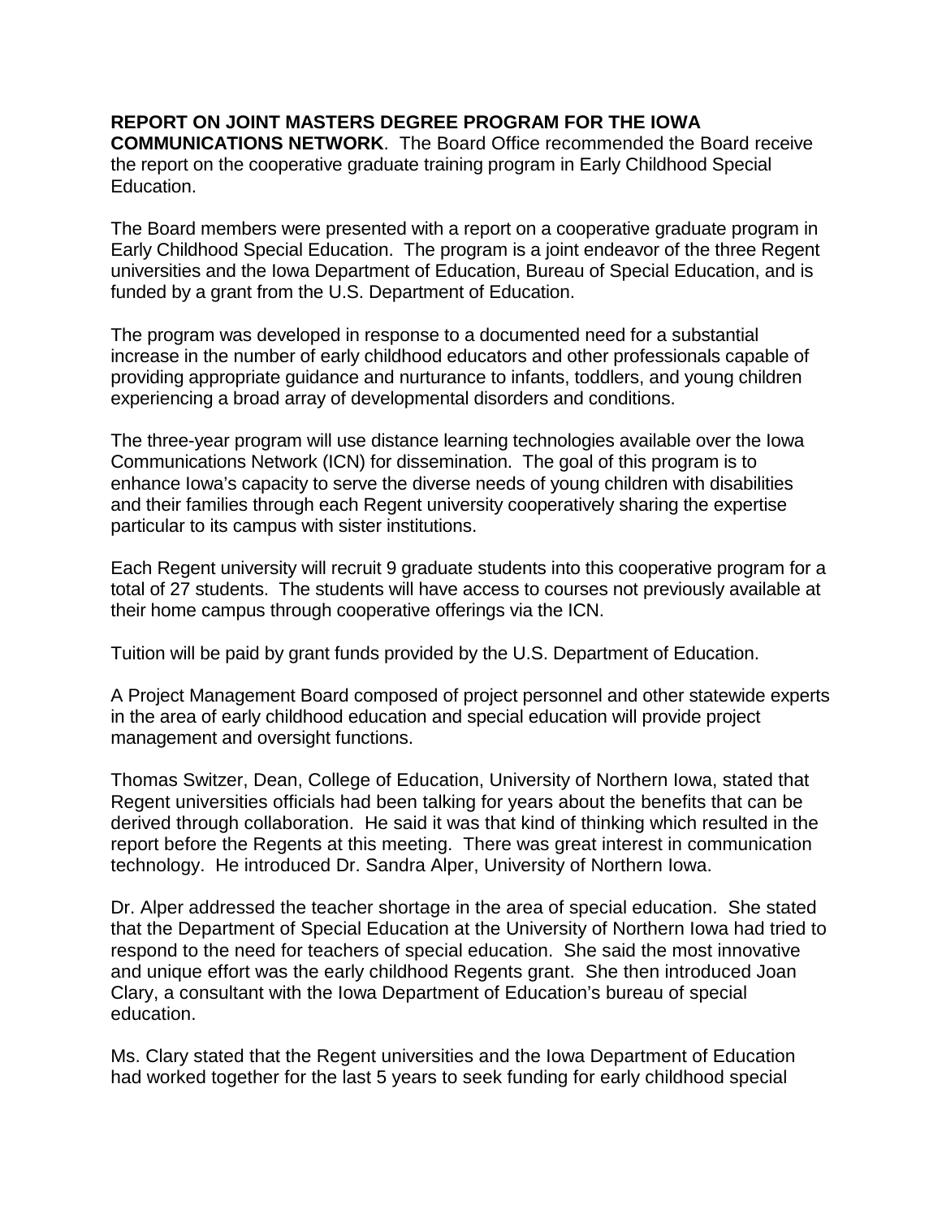**REPORT ON JOINT MASTERS DEGREE PROGRAM FOR THE IOWA COMMUNICATIONS NETWORK**. The Board Office recommended the Board receive the report on the cooperative graduate training program in Early Childhood Special Education.

The Board members were presented with a report on a cooperative graduate program in Early Childhood Special Education. The program is a joint endeavor of the three Regent universities and the Iowa Department of Education, Bureau of Special Education, and is funded by a grant from the U.S. Department of Education.

The program was developed in response to a documented need for a substantial increase in the number of early childhood educators and other professionals capable of providing appropriate guidance and nurturance to infants, toddlers, and young children experiencing a broad array of developmental disorders and conditions.

The three-year program will use distance learning technologies available over the Iowa Communications Network (ICN) for dissemination. The goal of this program is to enhance Iowa's capacity to serve the diverse needs of young children with disabilities and their families through each Regent university cooperatively sharing the expertise particular to its campus with sister institutions.

Each Regent university will recruit 9 graduate students into this cooperative program for a total of 27 students. The students will have access to courses not previously available at their home campus through cooperative offerings via the ICN.

Tuition will be paid by grant funds provided by the U.S. Department of Education.

A Project Management Board composed of project personnel and other statewide experts in the area of early childhood education and special education will provide project management and oversight functions.

Thomas Switzer, Dean, College of Education, University of Northern Iowa, stated that Regent universities officials had been talking for years about the benefits that can be derived through collaboration. He said it was that kind of thinking which resulted in the report before the Regents at this meeting. There was great interest in communication technology. He introduced Dr. Sandra Alper, University of Northern Iowa.

Dr. Alper addressed the teacher shortage in the area of special education. She stated that the Department of Special Education at the University of Northern Iowa had tried to respond to the need for teachers of special education. She said the most innovative and unique effort was the early childhood Regents grant. She then introduced Joan Clary, a consultant with the Iowa Department of Education's bureau of special education.

Ms. Clary stated that the Regent universities and the Iowa Department of Education had worked together for the last 5 years to seek funding for early childhood special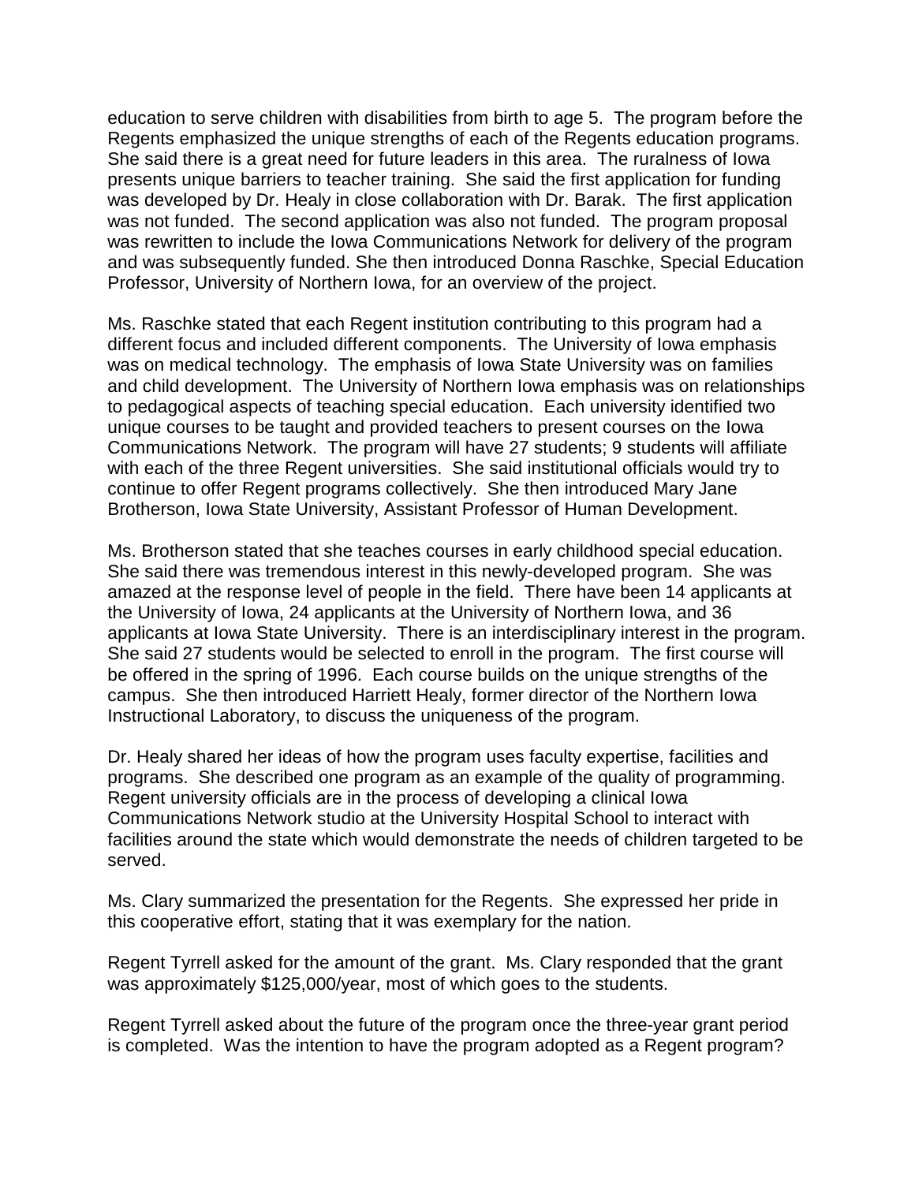education to serve children with disabilities from birth to age 5. The program before the Regents emphasized the unique strengths of each of the Regents education programs. She said there is a great need for future leaders in this area. The ruralness of Iowa presents unique barriers to teacher training. She said the first application for funding was developed by Dr. Healy in close collaboration with Dr. Barak. The first application was not funded. The second application was also not funded. The program proposal was rewritten to include the Iowa Communications Network for delivery of the program and was subsequently funded. She then introduced Donna Raschke, Special Education Professor, University of Northern Iowa, for an overview of the project.

Ms. Raschke stated that each Regent institution contributing to this program had a different focus and included different components. The University of Iowa emphasis was on medical technology. The emphasis of Iowa State University was on families and child development. The University of Northern Iowa emphasis was on relationships to pedagogical aspects of teaching special education. Each university identified two unique courses to be taught and provided teachers to present courses on the Iowa Communications Network. The program will have 27 students; 9 students will affiliate with each of the three Regent universities. She said institutional officials would try to continue to offer Regent programs collectively. She then introduced Mary Jane Brotherson, Iowa State University, Assistant Professor of Human Development.

Ms. Brotherson stated that she teaches courses in early childhood special education. She said there was tremendous interest in this newly-developed program. She was amazed at the response level of people in the field. There have been 14 applicants at the University of Iowa, 24 applicants at the University of Northern Iowa, and 36 applicants at Iowa State University. There is an interdisciplinary interest in the program. She said 27 students would be selected to enroll in the program. The first course will be offered in the spring of 1996. Each course builds on the unique strengths of the campus. She then introduced Harriett Healy, former director of the Northern Iowa Instructional Laboratory, to discuss the uniqueness of the program.

Dr. Healy shared her ideas of how the program uses faculty expertise, facilities and programs. She described one program as an example of the quality of programming. Regent university officials are in the process of developing a clinical Iowa Communications Network studio at the University Hospital School to interact with facilities around the state which would demonstrate the needs of children targeted to be served.

Ms. Clary summarized the presentation for the Regents. She expressed her pride in this cooperative effort, stating that it was exemplary for the nation.

Regent Tyrrell asked for the amount of the grant. Ms. Clary responded that the grant was approximately $125,000/year, most of which goes to the students.

Regent Tyrrell asked about the future of the program once the three-year grant period is completed. Was the intention to have the program adopted as a Regent program?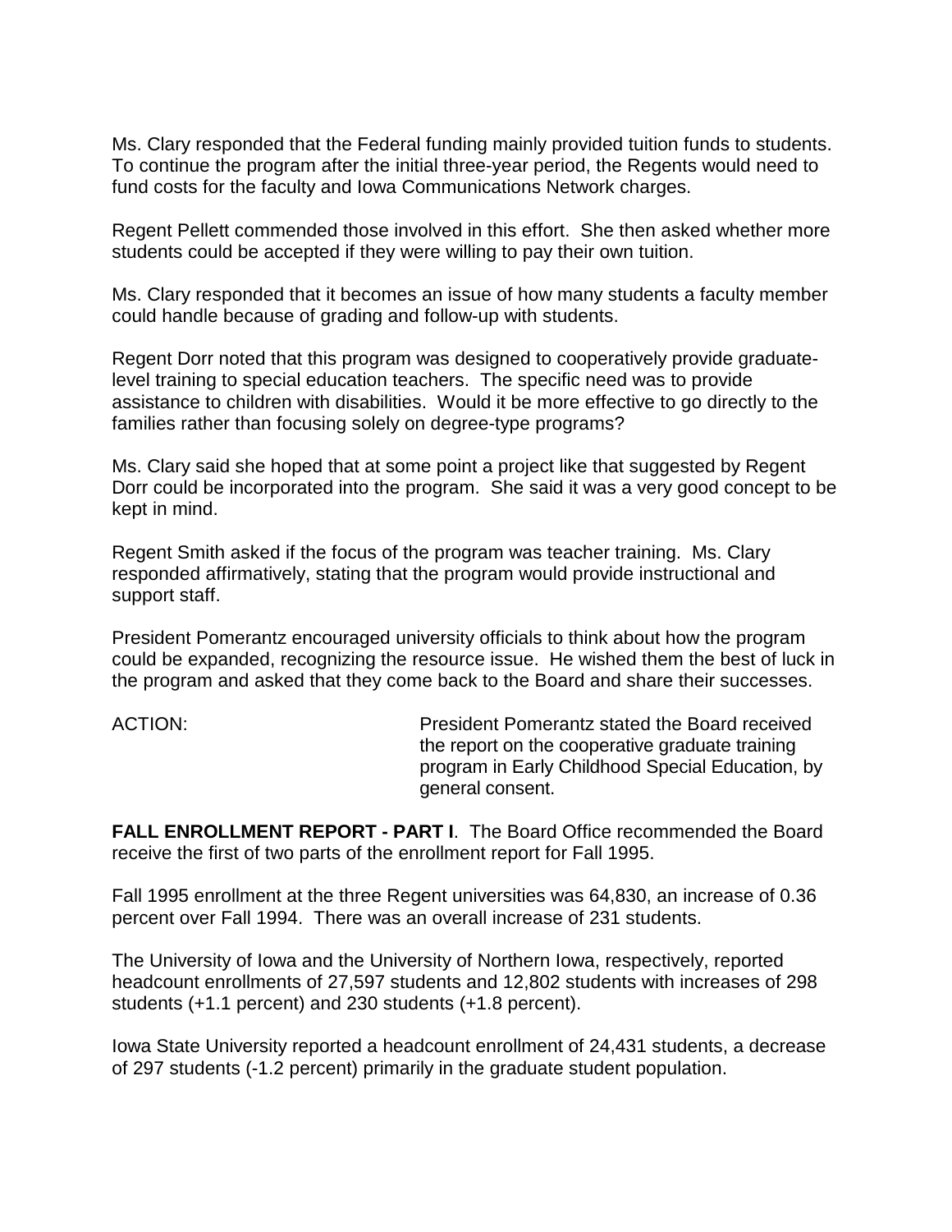Ms. Clary responded that the Federal funding mainly provided tuition funds to students. To continue the program after the initial three-year period, the Regents would need to fund costs for the faculty and Iowa Communications Network charges.

Regent Pellett commended those involved in this effort. She then asked whether more students could be accepted if they were willing to pay their own tuition.

Ms. Clary responded that it becomes an issue of how many students a faculty member could handle because of grading and follow-up with students.

Regent Dorr noted that this program was designed to cooperatively provide graduate-level training to special education teachers. The specific need was to provide assistance to children with disabilities. Would it be more effective to go directly to the families rather than focusing solely on degree-type programs?

Ms. Clary said she hoped that at some point a project like that suggested by Regent Dorr could be incorporated into the program. She said it was a very good concept to be kept in mind.

Regent Smith asked if the focus of the program was teacher training. Ms. Clary responded affirmatively, stating that the program would provide instructional and support staff.

President Pomerantz encouraged university officials to think about how the program could be expanded, recognizing the resource issue. He wished them the best of luck in the program and asked that they come back to the Board and share their successes.

ACTION: President Pomerantz stated the Board received the report on the cooperative graduate training program in Early Childhood Special Education, by general consent.

**FALL ENROLLMENT REPORT - PART I**. The Board Office recommended the Board receive the first of two parts of the enrollment report for Fall 1995.

Fall 1995 enrollment at the three Regent universities was 64,830, an increase of 0.36 percent over Fall 1994. There was an overall increase of 231 students.

The University of Iowa and the University of Northern Iowa, respectively, reported headcount enrollments of 27,597 students and 12,802 students with increases of 298 students (+1.1 percent) and 230 students (+1.8 percent).

Iowa State University reported a headcount enrollment of 24,431 students, a decrease of 297 students (-1.2 percent) primarily in the graduate student population.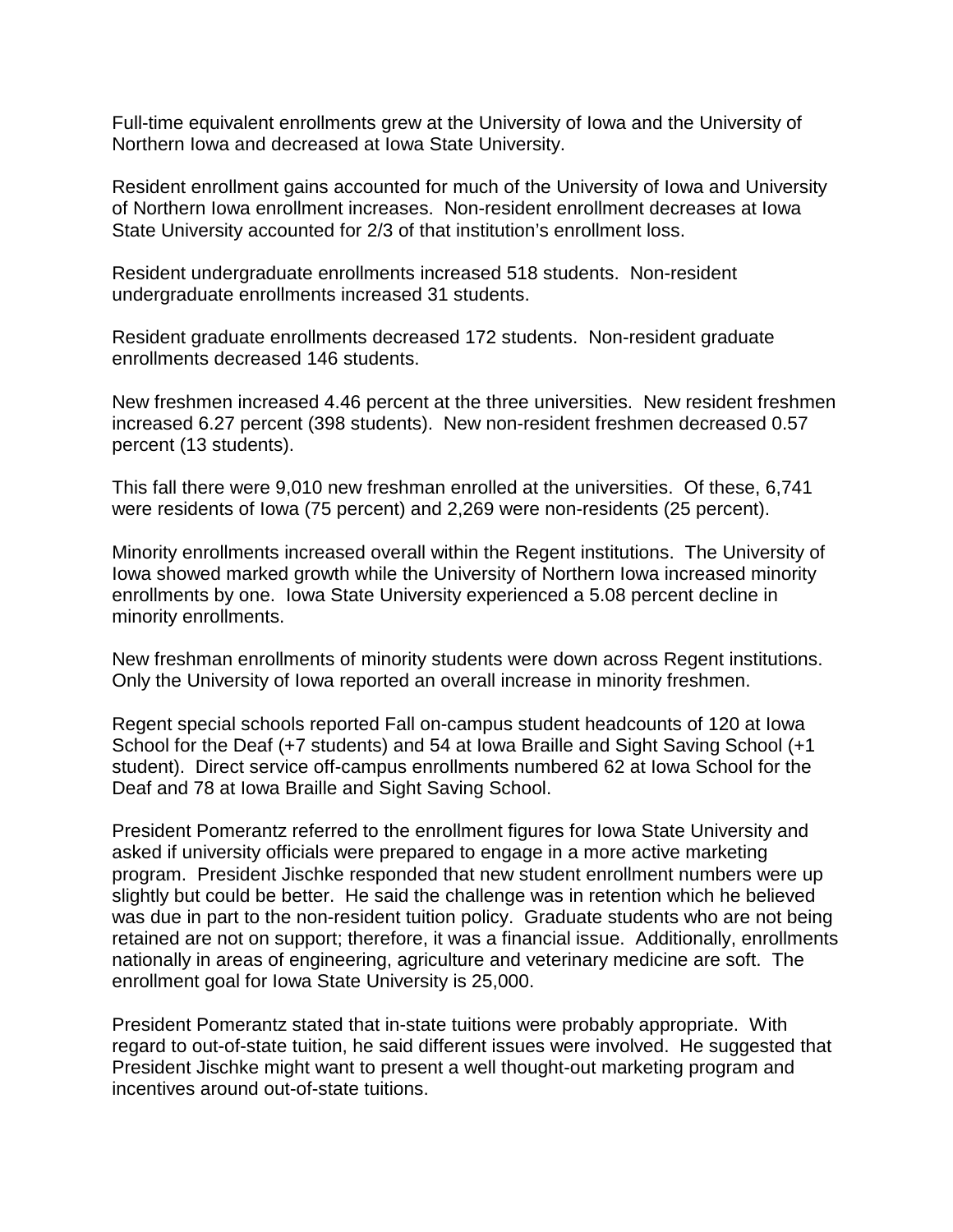Full-time equivalent enrollments grew at the University of Iowa and the University of Northern Iowa and decreased at Iowa State University.

Resident enrollment gains accounted for much of the University of Iowa and University of Northern Iowa enrollment increases. Non-resident enrollment decreases at Iowa State University accounted for 2/3 of that institution's enrollment loss.

Resident undergraduate enrollments increased 518 students. Non-resident undergraduate enrollments increased 31 students.

Resident graduate enrollments decreased 172 students. Non-resident graduate enrollments decreased 146 students.

New freshmen increased 4.46 percent at the three universities. New resident freshmen increased 6.27 percent (398 students). New non-resident freshmen decreased 0.57 percent (13 students).

This fall there were 9,010 new freshman enrolled at the universities. Of these, 6,741 were residents of Iowa (75 percent) and 2,269 were non-residents (25 percent).

Minority enrollments increased overall within the Regent institutions. The University of Iowa showed marked growth while the University of Northern Iowa increased minority enrollments by one. Iowa State University experienced a 5.08 percent decline in minority enrollments.

New freshman enrollments of minority students were down across Regent institutions. Only the University of Iowa reported an overall increase in minority freshmen.

Regent special schools reported Fall on-campus student headcounts of 120 at Iowa School for the Deaf (+7 students) and 54 at Iowa Braille and Sight Saving School (+1 student). Direct service off-campus enrollments numbered 62 at Iowa School for the Deaf and 78 at Iowa Braille and Sight Saving School.

President Pomerantz referred to the enrollment figures for Iowa State University and asked if university officials were prepared to engage in a more active marketing program. President Jischke responded that new student enrollment numbers were up slightly but could be better. He said the challenge was in retention which he believed was due in part to the non-resident tuition policy. Graduate students who are not being retained are not on support; therefore, it was a financial issue. Additionally, enrollments nationally in areas of engineering, agriculture and veterinary medicine are soft. The enrollment goal for Iowa State University is 25,000.

President Pomerantz stated that in-state tuitions were probably appropriate. With regard to out-of-state tuition, he said different issues were involved. He suggested that President Jischke might want to present a well thought-out marketing program and incentives around out-of-state tuitions.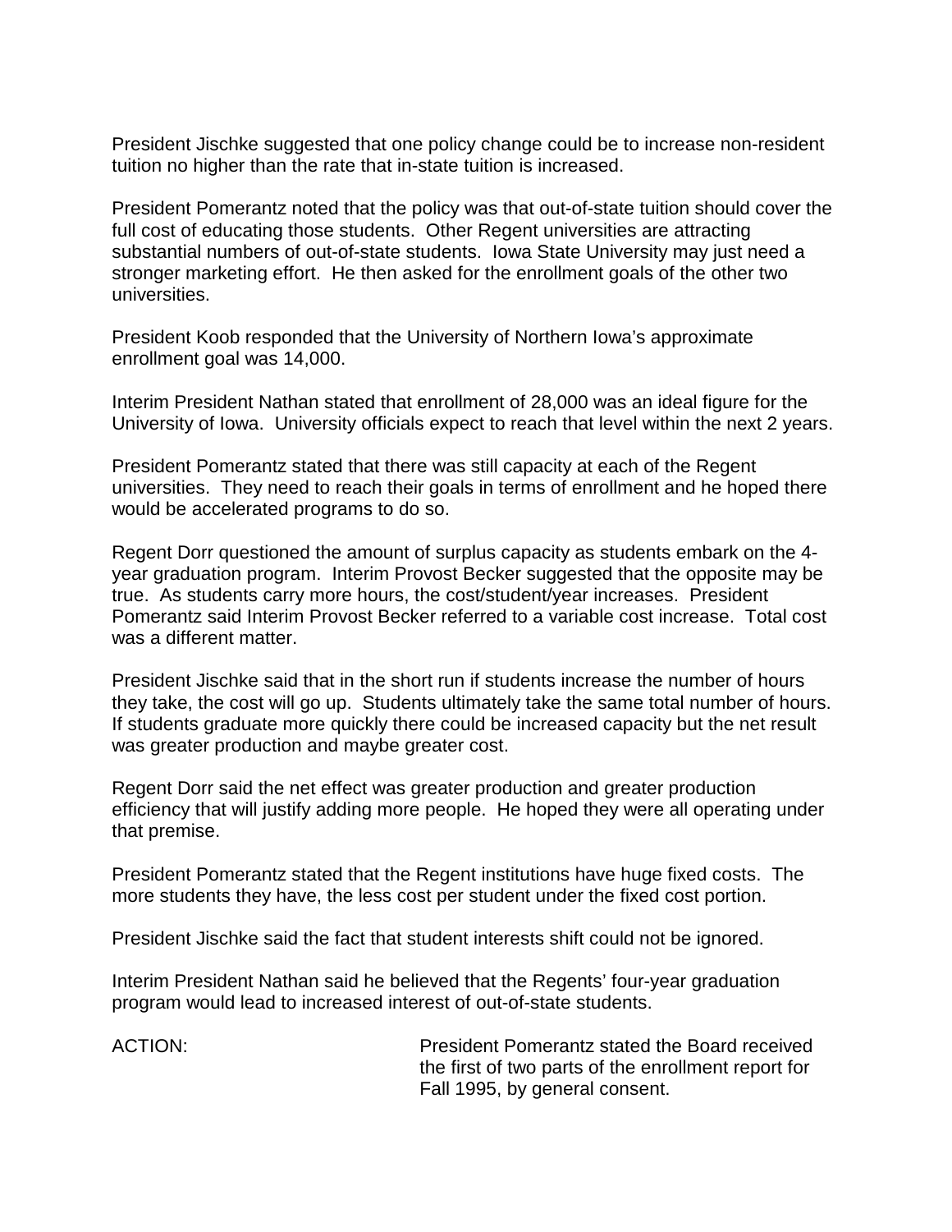President Jischke suggested that one policy change could be to increase non-resident tuition no higher than the rate that in-state tuition is increased.

President Pomerantz noted that the policy was that out-of-state tuition should cover the full cost of educating those students. Other Regent universities are attracting substantial numbers of out-of-state students. Iowa State University may just need a stronger marketing effort. He then asked for the enrollment goals of the other two universities.

President Koob responded that the University of Northern Iowa's approximate enrollment goal was 14,000.

Interim President Nathan stated that enrollment of 28,000 was an ideal figure for the University of Iowa. University officials expect to reach that level within the next 2 years.

President Pomerantz stated that there was still capacity at each of the Regent universities. They need to reach their goals in terms of enrollment and he hoped there would be accelerated programs to do so.

Regent Dorr questioned the amount of surplus capacity as students embark on the 4-year graduation program. Interim Provost Becker suggested that the opposite may be true. As students carry more hours, the cost/student/year increases. President Pomerantz said Interim Provost Becker referred to a variable cost increase. Total cost was a different matter.

President Jischke said that in the short run if students increase the number of hours they take, the cost will go up. Students ultimately take the same total number of hours. If students graduate more quickly there could be increased capacity but the net result was greater production and maybe greater cost.

Regent Dorr said the net effect was greater production and greater production efficiency that will justify adding more people. He hoped they were all operating under that premise.

President Pomerantz stated that the Regent institutions have huge fixed costs. The more students they have, the less cost per student under the fixed cost portion.

President Jischke said the fact that student interests shift could not be ignored.

Interim President Nathan said he believed that the Regents' four-year graduation program would lead to increased interest of out-of-state students.

ACTION: President Pomerantz stated the Board received the first of two parts of the enrollment report for Fall 1995, by general consent.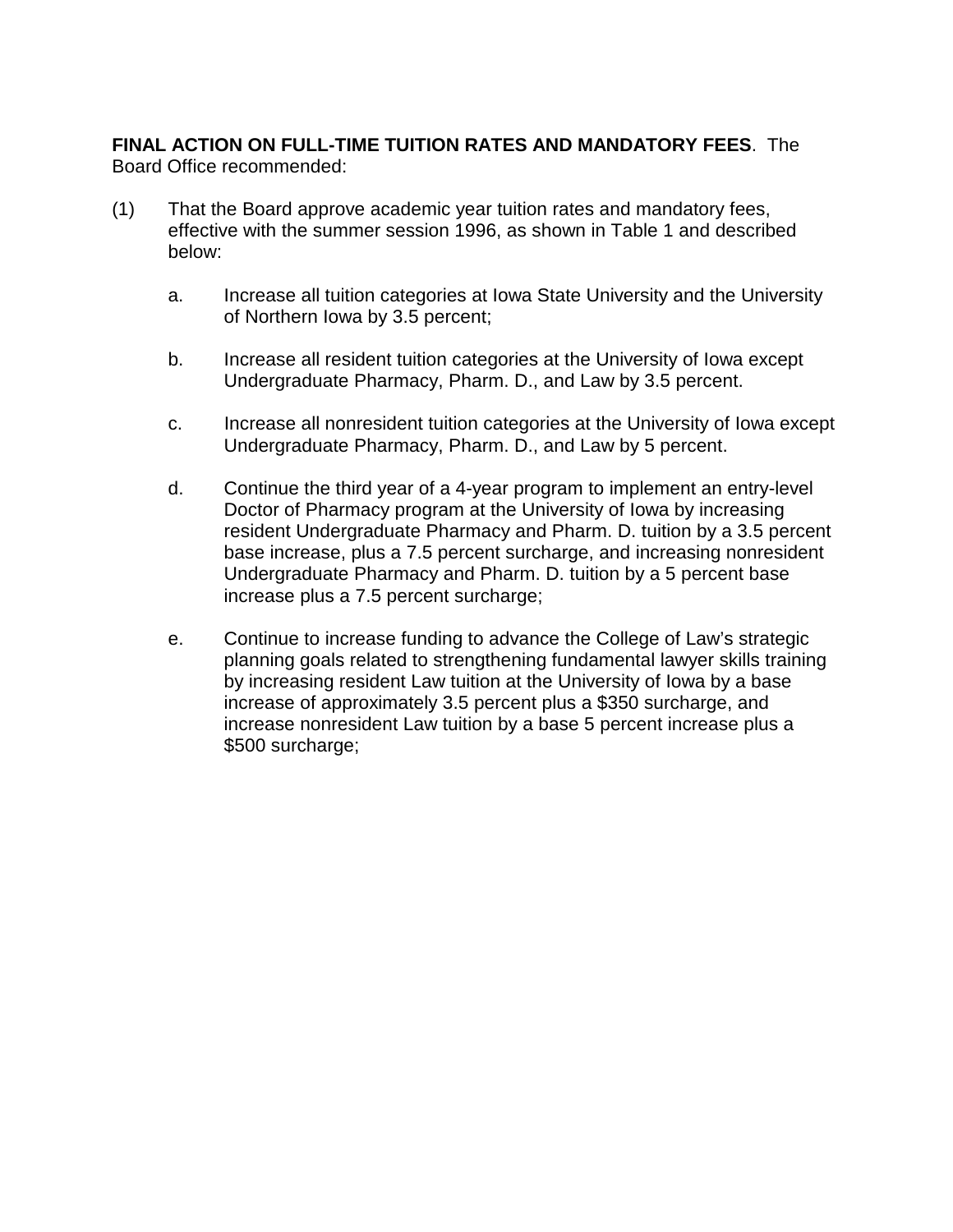**FINAL ACTION ON FULL-TIME TUITION RATES AND MANDATORY FEES**. The Board Office recommended:

(1) That the Board approve academic year tuition rates and mandatory fees, effective with the summer session 1996, as shown in Table 1 and described below:

   a. Increase all tuition categories at Iowa State University and the University of Northern Iowa by 3.5 percent;

   b. Increase all resident tuition categories at the University of Iowa except Undergraduate Pharmacy, Pharm. D., and Law by 3.5 percent.

   c. Increase all nonresident tuition categories at the University of Iowa except Undergraduate Pharmacy, Pharm. D., and Law by 5 percent.

   d. Continue the third year of a 4-year program to implement an entry-level Doctor of Pharmacy program at the University of Iowa by increasing resident Undergraduate Pharmacy and Pharm. D. tuition by a 3.5 percent base increase, plus a 7.5 percent surcharge, and increasing nonresident Undergraduate Pharmacy and Pharm. D. tuition by a 5 percent base increase plus a 7.5 percent surcharge;

   e. Continue to increase funding to advance the College of Law's strategic planning goals related to strengthening fundamental lawyer skills training by increasing resident Law tuition at the University of Iowa by a base increase of approximately 3.5 percent plus a $350 surcharge, and increase nonresident Law tuition by a base 5 percent increase plus a $500 surcharge;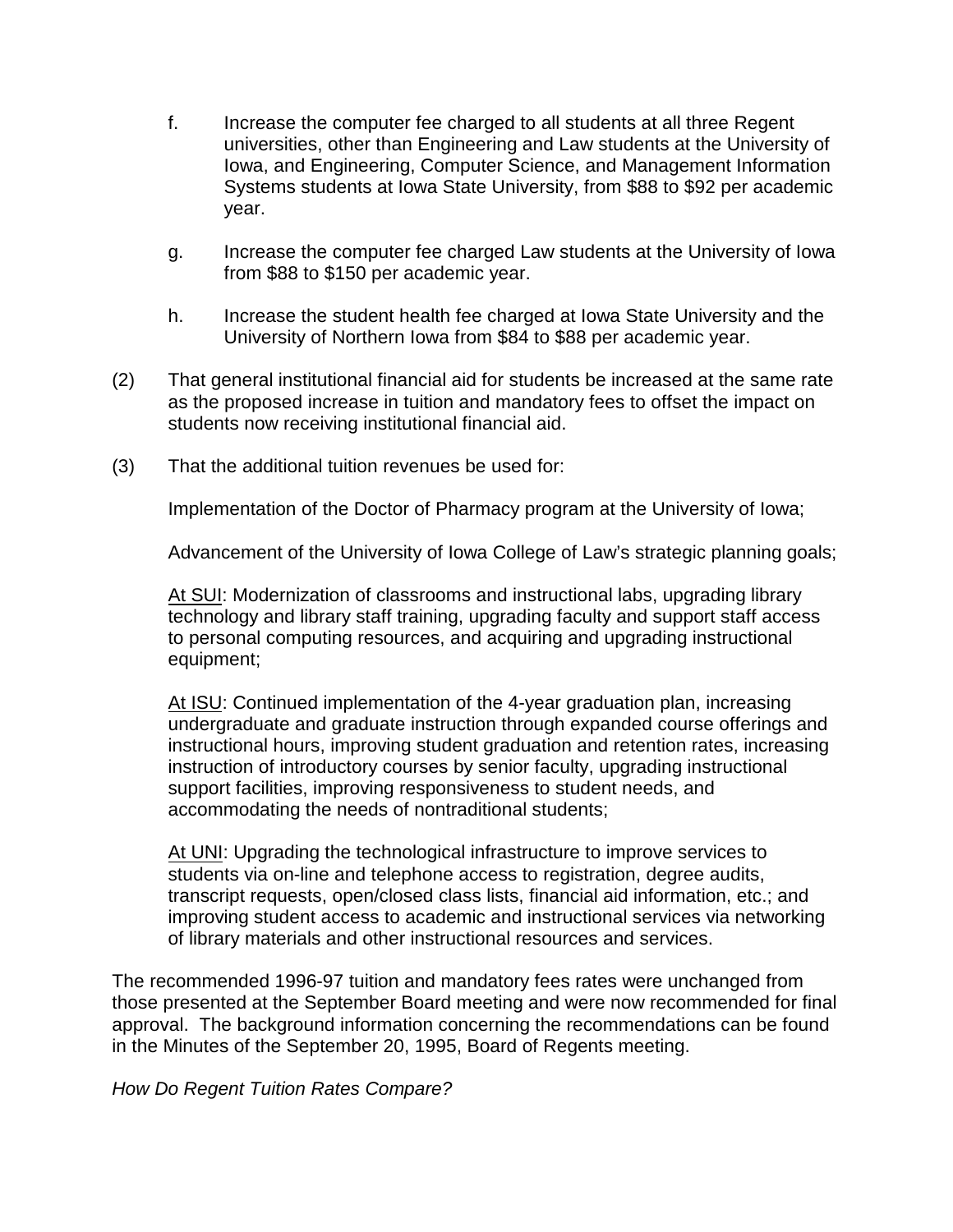f. Increase the computer fee charged to all students at all three Regent universities, other than Engineering and Law students at the University of Iowa, and Engineering, Computer Science, and Management Information Systems students at Iowa State University, from $88 to $92 per academic year.

g. Increase the computer fee charged Law students at the University of Iowa from $88 to $150 per academic year.

h. Increase the student health fee charged at Iowa State University and the University of Northern Iowa from $84 to $88 per academic year.

(2) That general institutional financial aid for students be increased at the same rate as the proposed increase in tuition and mandatory fees to offset the impact on students now receiving institutional financial aid.

(3) That the additional tuition revenues be used for:

Implementation of the Doctor of Pharmacy program at the University of Iowa;

Advancement of the University of Iowa College of Law's strategic planning goals;

At SUI: Modernization of classrooms and instructional labs, upgrading library technology and library staff training, upgrading faculty and support staff access to personal computing resources, and acquiring and upgrading instructional equipment;

At ISU: Continued implementation of the 4-year graduation plan, increasing undergraduate and graduate instruction through expanded course offerings and instructional hours, improving student graduation and retention rates, increasing instruction of introductory courses by senior faculty, upgrading instructional support facilities, improving responsiveness to student needs, and accommodating the needs of nontraditional students;

At UNI: Upgrading the technological infrastructure to improve services to students via on-line and telephone access to registration, degree audits, transcript requests, open/closed class lists, financial aid information, etc.; and improving student access to academic and instructional services via networking of library materials and other instructional resources and services.

The recommended 1996-97 tuition and mandatory fees rates were unchanged from those presented at the September Board meeting and were now recommended for final approval. The background information concerning the recommendations can be found in the Minutes of the September 20, 1995, Board of Regents meeting.

*How Do Regent Tuition Rates Compare?*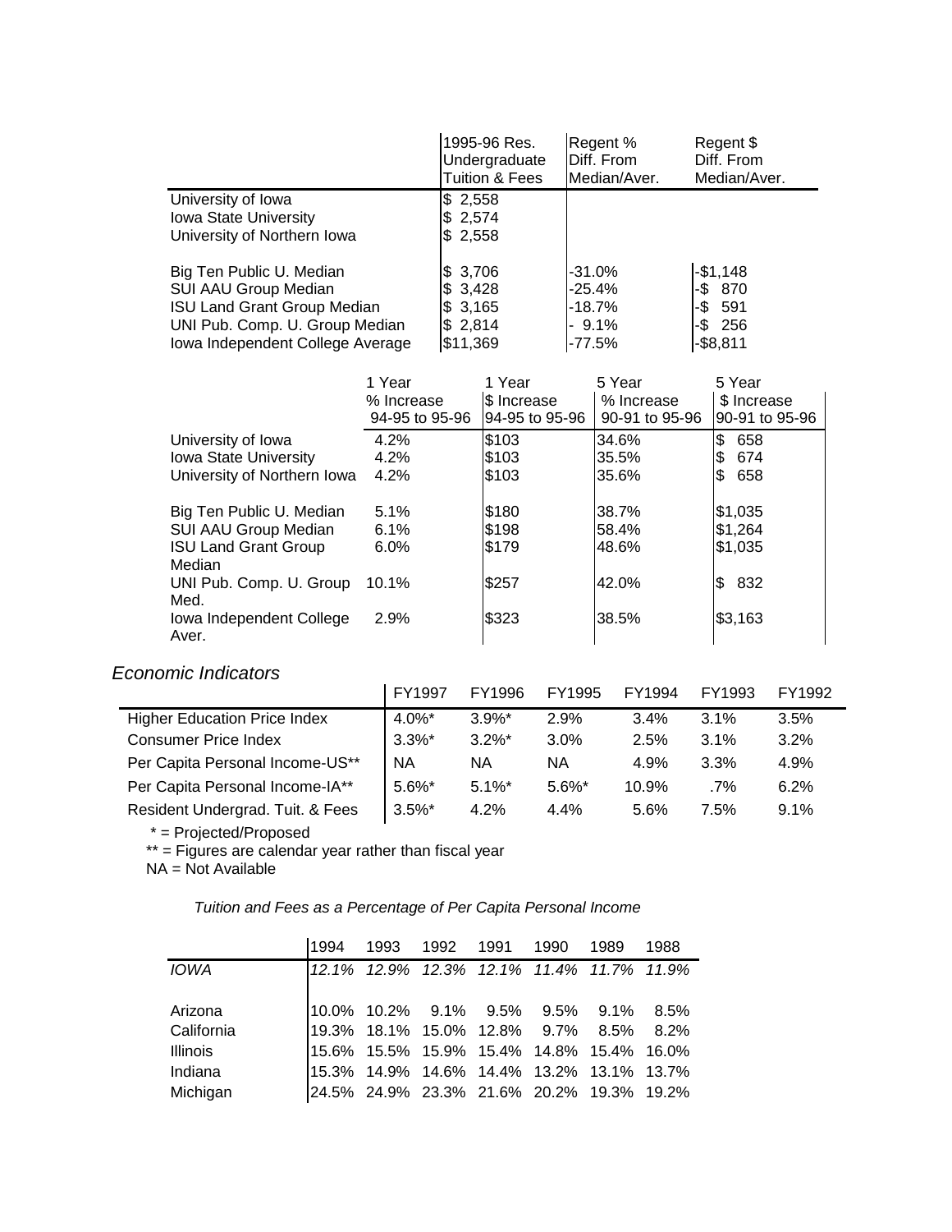| | 1995-96 Res. Undergraduate Tuition & Fees | Regent % Diff. From Median/Aver. | Regent $ Diff. From Median/Aver. |
|---|---|---|---|
| University of Iowa | $ 2,558 | | |
| Iowa State University | $ 2,574 | | |
| University of Northern Iowa | $ 2,558 | | |
| Big Ten Public U. Median | $ 3,706 | -31.0% | -$1,148 |
| SUI AAU Group Median | $ 3,428 | -25.4% | -$ 870 |
| ISU Land Grant Group Median | $ 3,165 | -18.7% | -$ 591 |
| UNI Pub. Comp. U. Group Median | $ 2,814 | - 9.1% | -$ 256 |
| Iowa Independent College Average | $11,369 | -77.5% | -$8,811 |

| | 1 Year % Increase 94-95 to 95-96 | 1 Year $ Increase 94-95 to 95-96 | 5 Year % Increase 90-91 to 95-96 | 5 Year $ Increase 90-91 to 95-96 |
|---|---|---|---|---|
| University of Iowa | 4.2% | $103 | 34.6% | $ 658 |
| Iowa State University | 4.2% | $103 | 35.5% | $ 674 |
| University of Northern Iowa | 4.2% | $103 | 35.6% | $ 658 |
| Big Ten Public U. Median | 5.1% | $180 | 38.7% | $1,035 |
| SUI AAU Group Median | 6.1% | $198 | 58.4% | $1,264 |
| ISU Land Grant Group Median | 6.0% | $179 | 48.6% | $1,035 |
| UNI Pub. Comp. U. Group Med. | 10.1% | $257 | 42.0% | $ 832 |
| Iowa Independent College Aver. | 2.9% | $323 | 38.5% | $3,163 |

*Economic Indicators*

| | FY1997 | FY1996 | FY1995 | FY1994 | FY1993 | FY1992 |
|---|---|---|---|---|---|---|
| Higher Education Price Index | 4.0%* | 3.9%* | 2.9% | 3.4% | 3.1% | 3.5% |
| Consumer Price Index | 3.3%* | 3.2%* | 3.0% | 2.5% | 3.1% | 3.2% |
| Per Capita Personal Income-US** | NA | NA | NA | 4.9% | 3.3% | 4.9% |
| Per Capita Personal Income-IA** | 5.6%* | 5.1%* | 5.6%* | 10.9% | .7% | 6.2% |
| Resident Undergrad. Tuit. & Fees | 3.5%* | 4.2% | 4.4% | 5.6% | 7.5% | 9.1% |

\* = Projected/Proposed

** = Figures are calendar year rather than fiscal year

NA = Not Available

*Tuition and Fees as a Percentage of Per Capita Personal Income*

| | 1994 | 1993 | 1992 | 1991 | 1990 | 1989 | 1988 |
|---|---|---|---|---|---|---|---|
| *IOWA* | *12.1%* | *12.9%* | *12.3%* | *12.1%* | *11.4%* | *11.7%* | *11.9%* |
| Arizona | 10.0% | 10.2% | 9.1% | 9.5% | 9.5% | 9.1% | 8.5% |
| California | 19.3% | 18.1% | 15.0% | 12.8% | 9.7% | 8.5% | 8.2% |
| Illinois | 15.6% | 15.5% | 15.9% | 15.4% | 14.8% | 15.4% | 16.0% |
| Indiana | 15.3% | 14.9% | 14.6% | 14.4% | 13.2% | 13.1% | 13.7% |
| Michigan | 24.5% | 24.9% | 23.3% | 21.6% | 20.2% | 19.3% | 19.2% |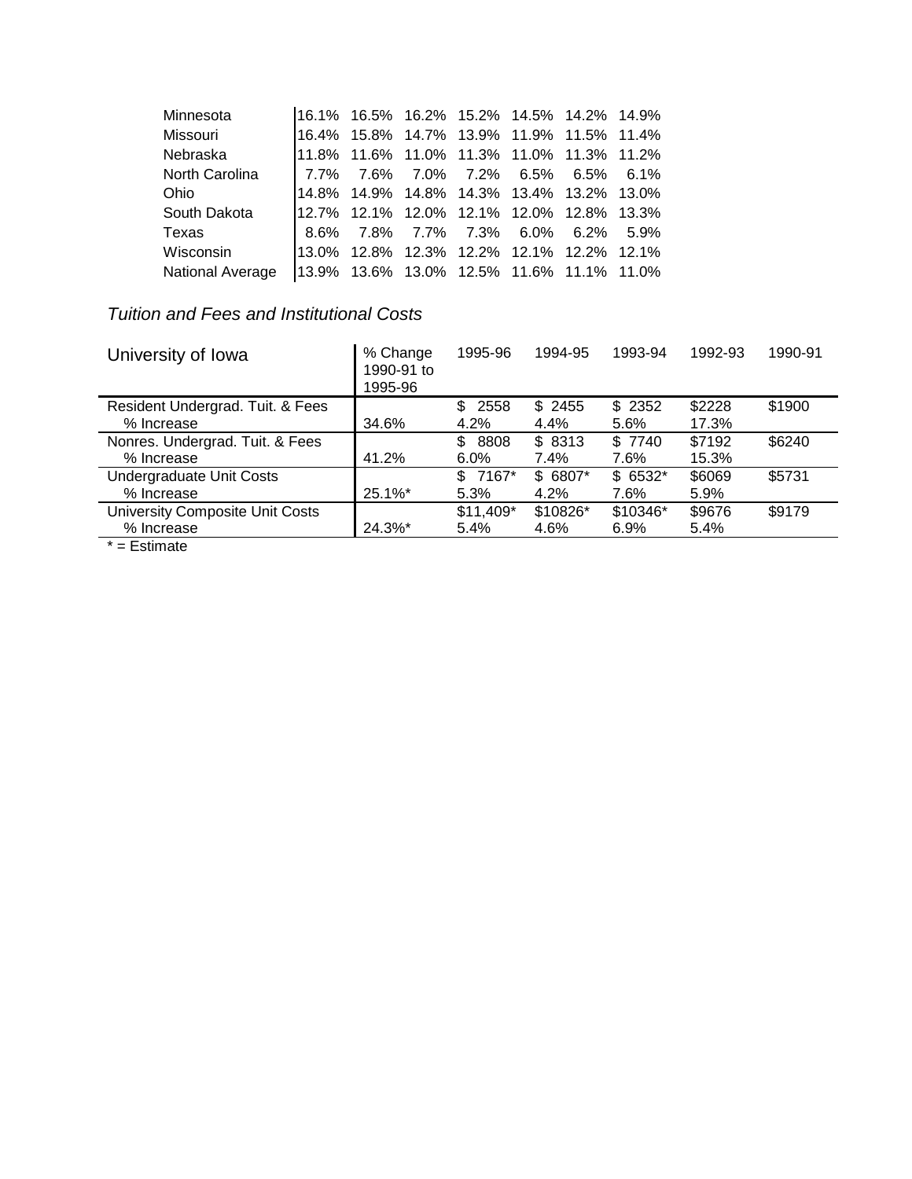| | | | | | | | |
|---|---|---|---|---|---|---|---|
| Minnesota | 16.1% | 16.5% | 16.2% | 15.2% | 14.5% | 14.2% | 14.9% |
| Missouri | 16.4% | 15.8% | 14.7% | 13.9% | 11.9% | 11.5% | 11.4% |
| Nebraska | 11.8% | 11.6% | 11.0% | 11.3% | 11.0% | 11.3% | 11.2% |
| North Carolina | 7.7% | 7.6% | 7.0% | 7.2% | 6.5% | 6.5% | 6.1% |
| Ohio | 14.8% | 14.9% | 14.8% | 14.3% | 13.4% | 13.2% | 13.0% |
| South Dakota | 12.7% | 12.1% | 12.0% | 12.1% | 12.0% | 12.8% | 13.3% |
| Texas | 8.6% | 7.8% | 7.7% | 7.3% | 6.0% | 6.2% | 5.9% |
| Wisconsin | 13.0% | 12.8% | 12.3% | 12.2% | 12.1% | 12.2% | 12.1% |
| National Average | 13.9% | 13.6% | 13.0% | 12.5% | 11.6% | 11.1% | 11.0% |

*Tuition and Fees and Institutional Costs*

| University of Iowa | % Change 1990-91 to 1995-96 | 1995-96 | 1994-95 | 1993-94 | 1992-93 | 1990-91 |
|---|---|---|---|---|---|---|
| Resident Undergrad. Tuit. & Fees | | $ 2558 | $ 2455 | $ 2352 | $2228 | $1900 |
| % Increase | 34.6% | 4.2% | 4.4% | 5.6% | 17.3% | |
| Nonres. Undergrad. Tuit. & Fees | | $ 8808 | $ 8313 | $ 7740 | $7192 | $6240 |
| % Increase | 41.2% | 6.0% | 7.4% | 7.6% | 15.3% | |
| Undergraduate Unit Costs | | $ 7167* | $ 6807* | $ 6532* | $6069 | $5731 |
| % Increase | 25.1%* | 5.3% | 4.2% | 7.6% | 5.9% | |
| University Composite Unit Costs | | $11,409* | $10826* | $10346* | $9676 | $9179 |
| % Increase | 24.3%* | 5.4% | 4.6% | 6.9% | 5.4% | |

* = Estimate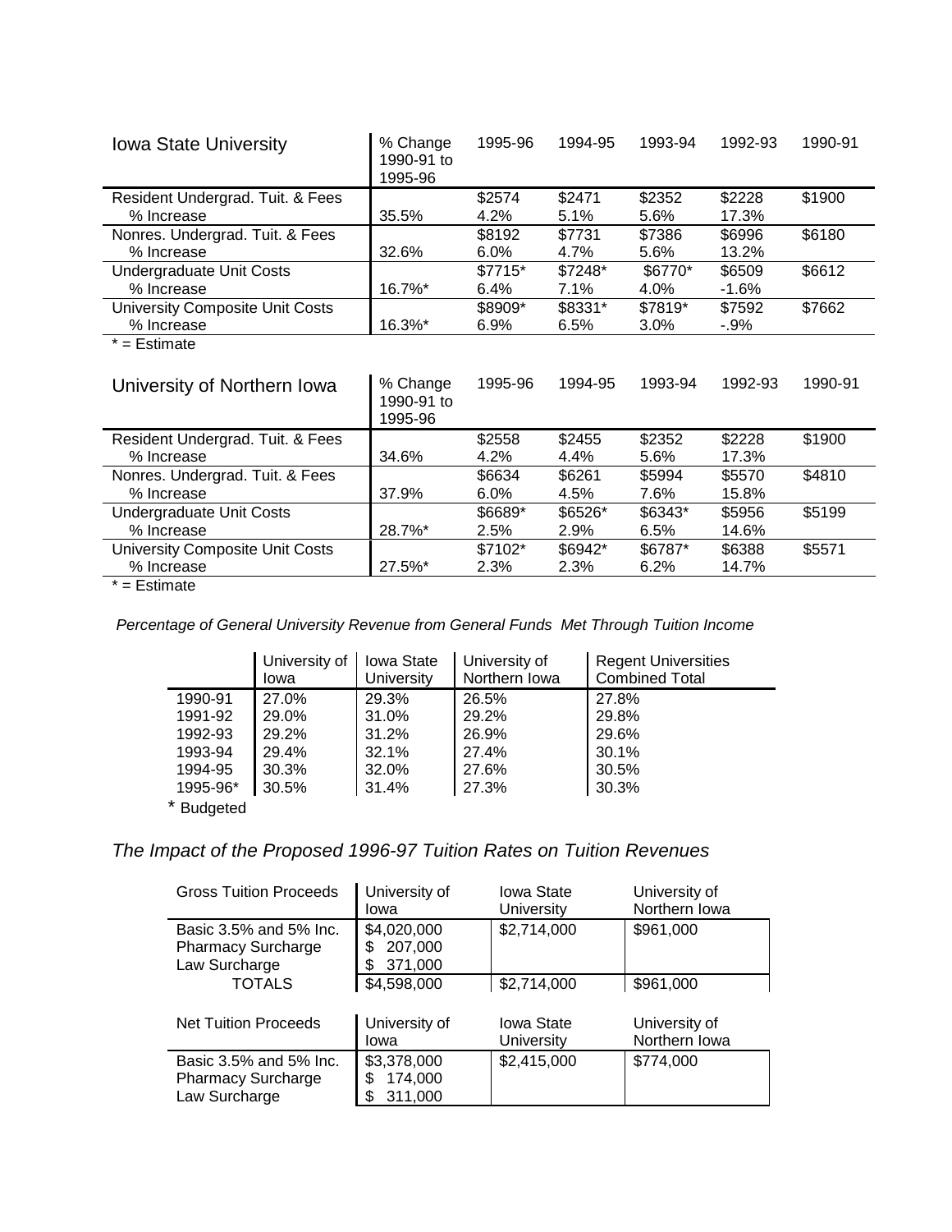| Iowa State University | % Change 1990-91 to 1995-96 | 1995-96 | 1994-95 | 1993-94 | 1992-93 | 1990-91 |
|---|---|---|---|---|---|---|
| Resident Undergrad. Tuit. & Fees | | $2574 | $2471 | $2352 | $2228 | $1900 |
| % Increase | 35.5% | 4.2% | 5.1% | 5.6% | 17.3% | |
| Nonres. Undergrad. Tuit. & Fees | | $8192 | $7731 | $7386 | $6996 | $6180 |
| % Increase | 32.6% | 6.0% | 4.7% | 5.6% | 13.2% | |
| Undergraduate Unit Costs | | $7715* | $7248* | $6770* | $6509 | $6612 |
| % Increase | 16.7%* | 6.4% | 7.1% | 4.0% | -1.6% | |
| University Composite Unit Costs | | $8909* | $8331* | $7819* | $7592 | $7662 |
| % Increase | 16.3%* | 6.9% | 6.5% | 3.0% | -.9% | |

* = Estimate

| University of Northern Iowa | % Change 1990-91 to 1995-96 | 1995-96 | 1994-95 | 1993-94 | 1992-93 | 1990-91 |
|---|---|---|---|---|---|---|
| Resident Undergrad. Tuit. & Fees | | $2558 | $2455 | $2352 | $2228 | $1900 |
| % Increase | 34.6% | 4.2% | 4.4% | 5.6% | 17.3% | |
| Nonres. Undergrad. Tuit. & Fees | | $6634 | $6261 | $5994 | $5570 | $4810 |
| % Increase | 37.9% | 6.0% | 4.5% | 7.6% | 15.8% | |
| Undergraduate Unit Costs | | $6689* | $6526* | $6343* | $5956 | $5199 |
| % Increase | 28.7%* | 2.5% | 2.9% | 6.5% | 14.6% | |
| University Composite Unit Costs | | $7102* | $6942* | $6787* | $6388 | $5571 |
| % Increase | 27.5%* | 2.3% | 2.3% | 6.2% | 14.7% | |

* = Estimate

*Percentage of General University Revenue from General Funds Met Through Tuition Income*

| | University of Iowa | Iowa State University | University of Northern Iowa | Regent Universities Combined Total |
|---|---|---|---|---|
| 1990-91 | 27.0% | 29.3% | 26.5% | 27.8% |
| 1991-92 | 29.0% | 31.0% | 29.2% | 29.8% |
| 1992-93 | 29.2% | 31.2% | 26.9% | 29.6% |
| 1993-94 | 29.4% | 32.1% | 27.4% | 30.1% |
| 1994-95 | 30.3% | 32.0% | 27.6% | 30.5% |
| 1995-96* | 30.5% | 31.4% | 27.3% | 30.3% |

* Budgeted

## *The Impact of the Proposed 1996-97 Tuition Rates on Tuition Revenues*

| Gross Tuition Proceeds | University of Iowa | Iowa State University | University of Northern Iowa |
|---|---|---|---|
| Basic 3.5% and 5% Inc. | $4,020,000 | $2,714,000 | $961,000 |
| Pharmacy Surcharge | $ 207,000 | | |
| Law Surcharge | $ 371,000 | | |
| TOTALS | $4,598,000 | $2,714,000 | $961,000 |

| Net Tuition Proceeds | University of Iowa | Iowa State University | University of Northern Iowa |
|---|---|---|---|
| Basic 3.5% and 5% Inc. | $3,378,000 | $2,415,000 | $774,000 |
| Pharmacy Surcharge | $ 174,000 | | |
| Law Surcharge | $ 311,000 | | |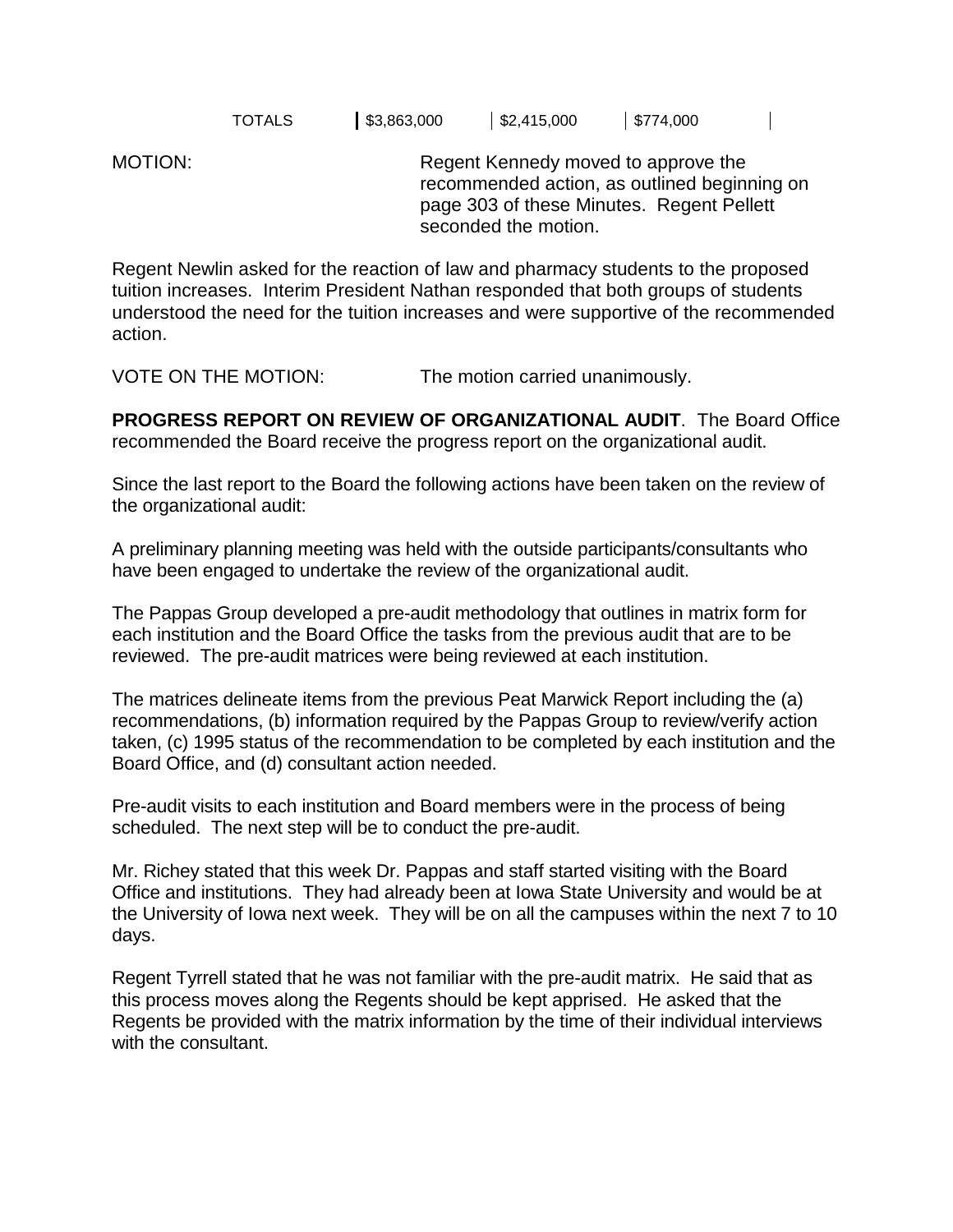| TOTALS | $3,863,000 | $2,415,000 | $774,000 | |
|---|---|---|---|---|

MOTION: Regent Kennedy moved to approve the recommended action, as outlined beginning on page 303 of these Minutes. Regent Pellett seconded the motion.

Regent Newlin asked for the reaction of law and pharmacy students to the proposed tuition increases. Interim President Nathan responded that both groups of students understood the need for the tuition increases and were supportive of the recommended action.

VOTE ON THE MOTION: The motion carried unanimously.

**PROGRESS REPORT ON REVIEW OF ORGANIZATIONAL AUDIT**. The Board Office recommended the Board receive the progress report on the organizational audit.

Since the last report to the Board the following actions have been taken on the review of the organizational audit:

A preliminary planning meeting was held with the outside participants/consultants who have been engaged to undertake the review of the organizational audit.

The Pappas Group developed a pre-audit methodology that outlines in matrix form for each institution and the Board Office the tasks from the previous audit that are to be reviewed. The pre-audit matrices were being reviewed at each institution.

The matrices delineate items from the previous Peat Marwick Report including the (a) recommendations, (b) information required by the Pappas Group to review/verify action taken, (c) 1995 status of the recommendation to be completed by each institution and the Board Office, and (d) consultant action needed.

Pre-audit visits to each institution and Board members were in the process of being scheduled. The next step will be to conduct the pre-audit.

Mr. Richey stated that this week Dr. Pappas and staff started visiting with the Board Office and institutions. They had already been at Iowa State University and would be at the University of Iowa next week. They will be on all the campuses within the next 7 to 10 days.

Regent Tyrrell stated that he was not familiar with the pre-audit matrix. He said that as this process moves along the Regents should be kept apprised. He asked that the Regents be provided with the matrix information by the time of their individual interviews with the consultant.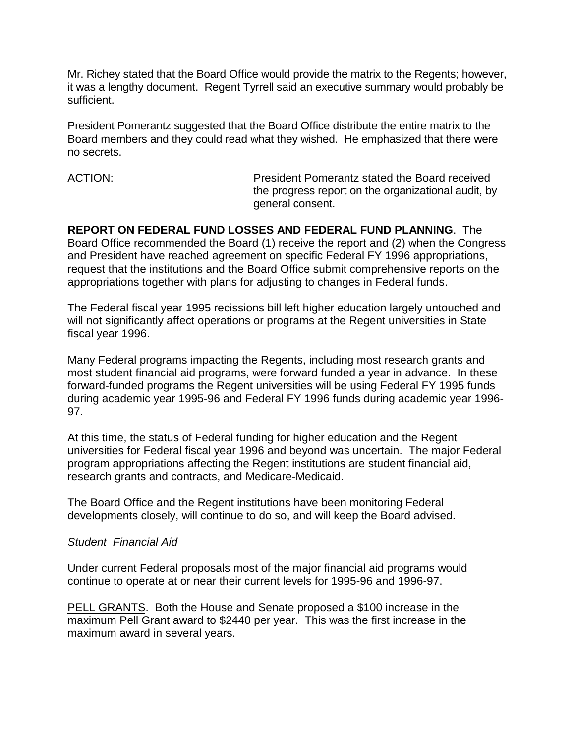Mr. Richey stated that the Board Office would provide the matrix to the Regents; however, it was a lengthy document. Regent Tyrrell said an executive summary would probably be sufficient.

President Pomerantz suggested that the Board Office distribute the entire matrix to the Board members and they could read what they wished. He emphasized that there were no secrets.

ACTION: President Pomerantz stated the Board received the progress report on the organizational audit, by general consent.

**REPORT ON FEDERAL FUND LOSSES AND FEDERAL FUND PLANNING**. The Board Office recommended the Board (1) receive the report and (2) when the Congress and President have reached agreement on specific Federal FY 1996 appropriations, request that the institutions and the Board Office submit comprehensive reports on the appropriations together with plans for adjusting to changes in Federal funds.

The Federal fiscal year 1995 recissions bill left higher education largely untouched and will not significantly affect operations or programs at the Regent universities in State fiscal year 1996.

Many Federal programs impacting the Regents, including most research grants and most student financial aid programs, were forward funded a year in advance. In these forward-funded programs the Regent universities will be using Federal FY 1995 funds during academic year 1995-96 and Federal FY 1996 funds during academic year 1996-97.

At this time, the status of Federal funding for higher education and the Regent universities for Federal fiscal year 1996 and beyond was uncertain. The major Federal program appropriations affecting the Regent institutions are student financial aid, research grants and contracts, and Medicare-Medicaid.

The Board Office and the Regent institutions have been monitoring Federal developments closely, will continue to do so, and will keep the Board advised.

*Student Financial Aid*

Under current Federal proposals most of the major financial aid programs would continue to operate at or near their current levels for 1995-96 and 1996-97.

<u>PELL GRANTS</u>. Both the House and Senate proposed a $100 increase in the maximum Pell Grant award to $2440 per year. This was the first increase in the maximum award in several years.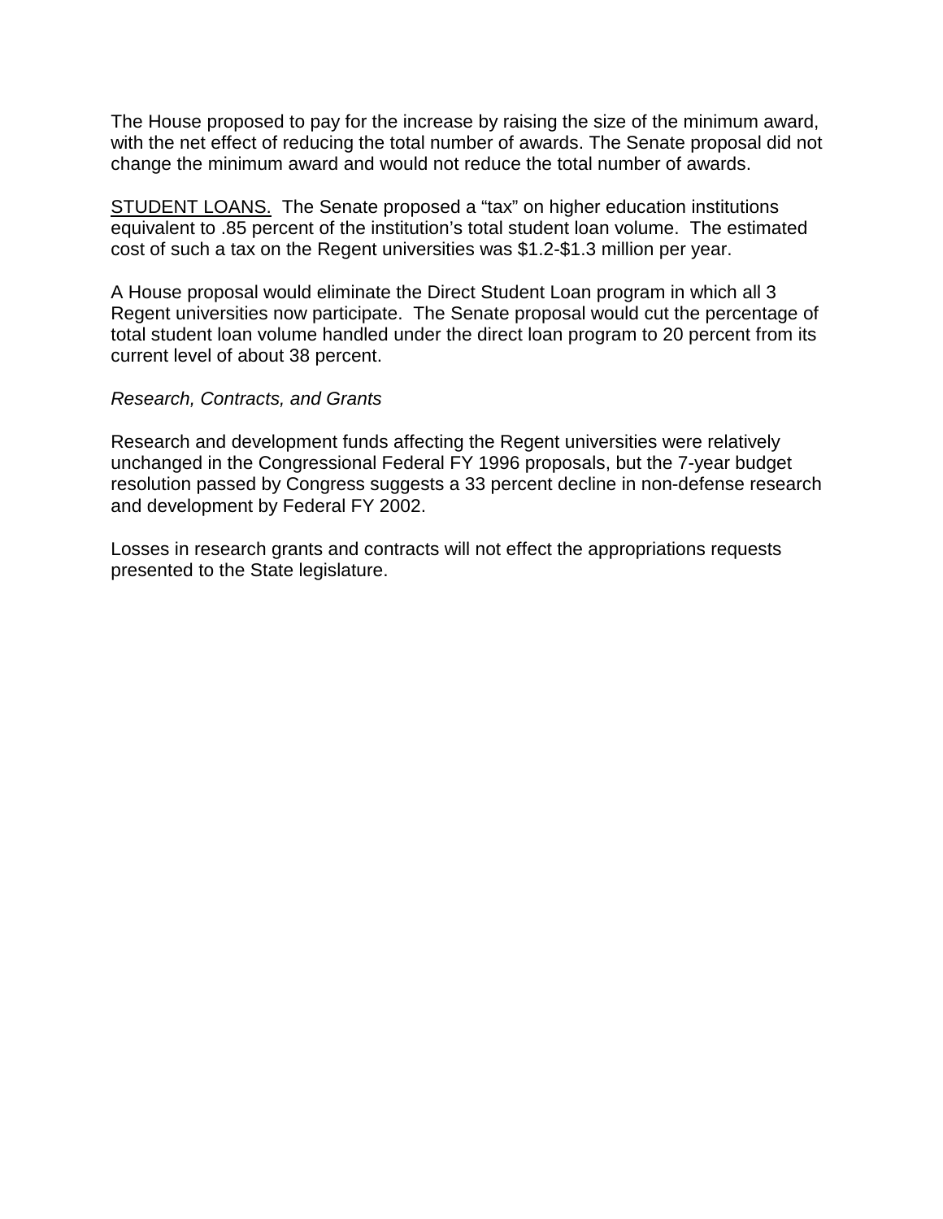The House proposed to pay for the increase by raising the size of the minimum award, with the net effect of reducing the total number of awards. The Senate proposal did not change the minimum award and would not reduce the total number of awards.

<u>STUDENT LOANS.</u> The Senate proposed a “tax” on higher education institutions equivalent to .85 percent of the institution’s total student loan volume. The estimated cost of such a tax on the Regent universities was $1.2-$1.3 million per year.

A House proposal would eliminate the Direct Student Loan program in which all 3 Regent universities now participate. The Senate proposal would cut the percentage of total student loan volume handled under the direct loan program to 20 percent from its current level of about 38 percent.

*Research, Contracts, and Grants*

Research and development funds affecting the Regent universities were relatively unchanged in the Congressional Federal FY 1996 proposals, but the 7-year budget resolution passed by Congress suggests a 33 percent decline in non-defense research and development by Federal FY 2002.

Losses in research grants and contracts will not effect the appropriations requests presented to the State legislature.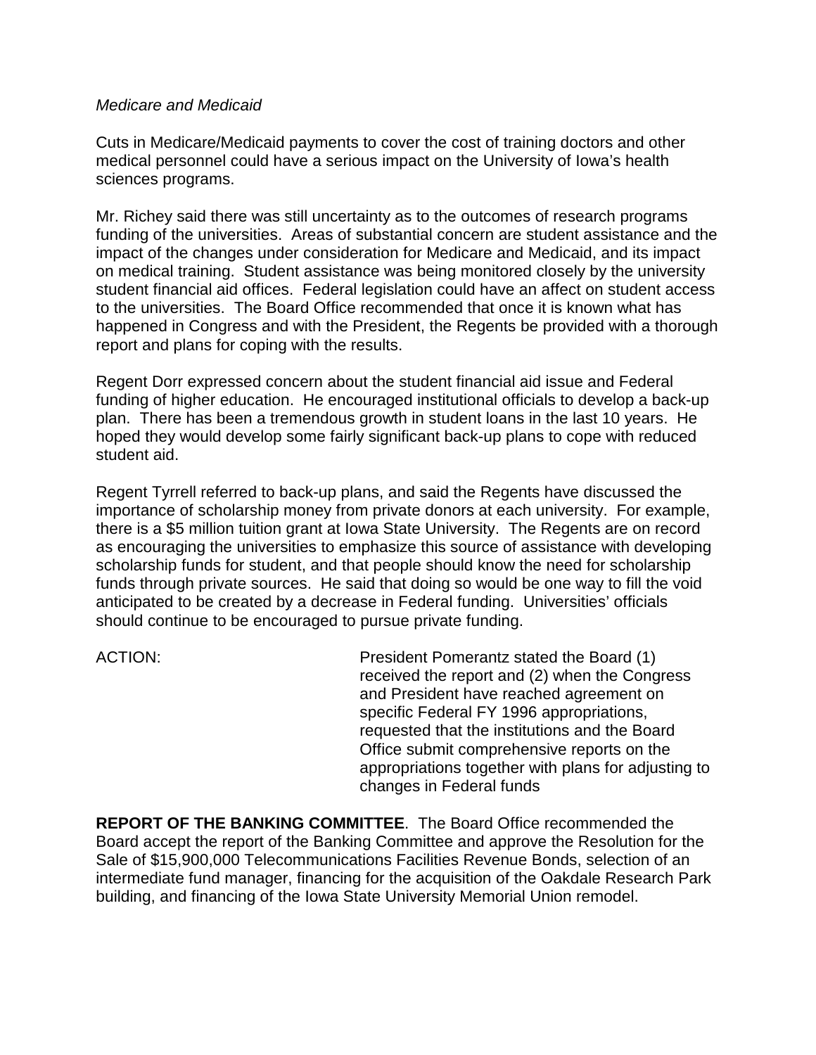*Medicare and Medicaid*

Cuts in Medicare/Medicaid payments to cover the cost of training doctors and other medical personnel could have a serious impact on the University of Iowa's health sciences programs.

Mr. Richey said there was still uncertainty as to the outcomes of research programs funding of the universities. Areas of substantial concern are student assistance and the impact of the changes under consideration for Medicare and Medicaid, and its impact on medical training. Student assistance was being monitored closely by the university student financial aid offices. Federal legislation could have an affect on student access to the universities. The Board Office recommended that once it is known what has happened in Congress and with the President, the Regents be provided with a thorough report and plans for coping with the results.

Regent Dorr expressed concern about the student financial aid issue and Federal funding of higher education. He encouraged institutional officials to develop a back-up plan. There has been a tremendous growth in student loans in the last 10 years. He hoped they would develop some fairly significant back-up plans to cope with reduced student aid.

Regent Tyrrell referred to back-up plans, and said the Regents have discussed the importance of scholarship money from private donors at each university. For example, there is a $5 million tuition grant at Iowa State University. The Regents are on record as encouraging the universities to emphasize this source of assistance with developing scholarship funds for student, and that people should know the need for scholarship funds through private sources. He said that doing so would be one way to fill the void anticipated to be created by a decrease in Federal funding. Universities' officials should continue to be encouraged to pursue private funding.

ACTION: President Pomerantz stated the Board (1) received the report and (2) when the Congress and President have reached agreement on specific Federal FY 1996 appropriations, requested that the institutions and the Board Office submit comprehensive reports on the appropriations together with plans for adjusting to changes in Federal funds

**REPORT OF THE BANKING COMMITTEE**. The Board Office recommended the Board accept the report of the Banking Committee and approve the Resolution for the Sale of $15,900,000 Telecommunications Facilities Revenue Bonds, selection of an intermediate fund manager, financing for the acquisition of the Oakdale Research Park building, and financing of the Iowa State University Memorial Union remodel.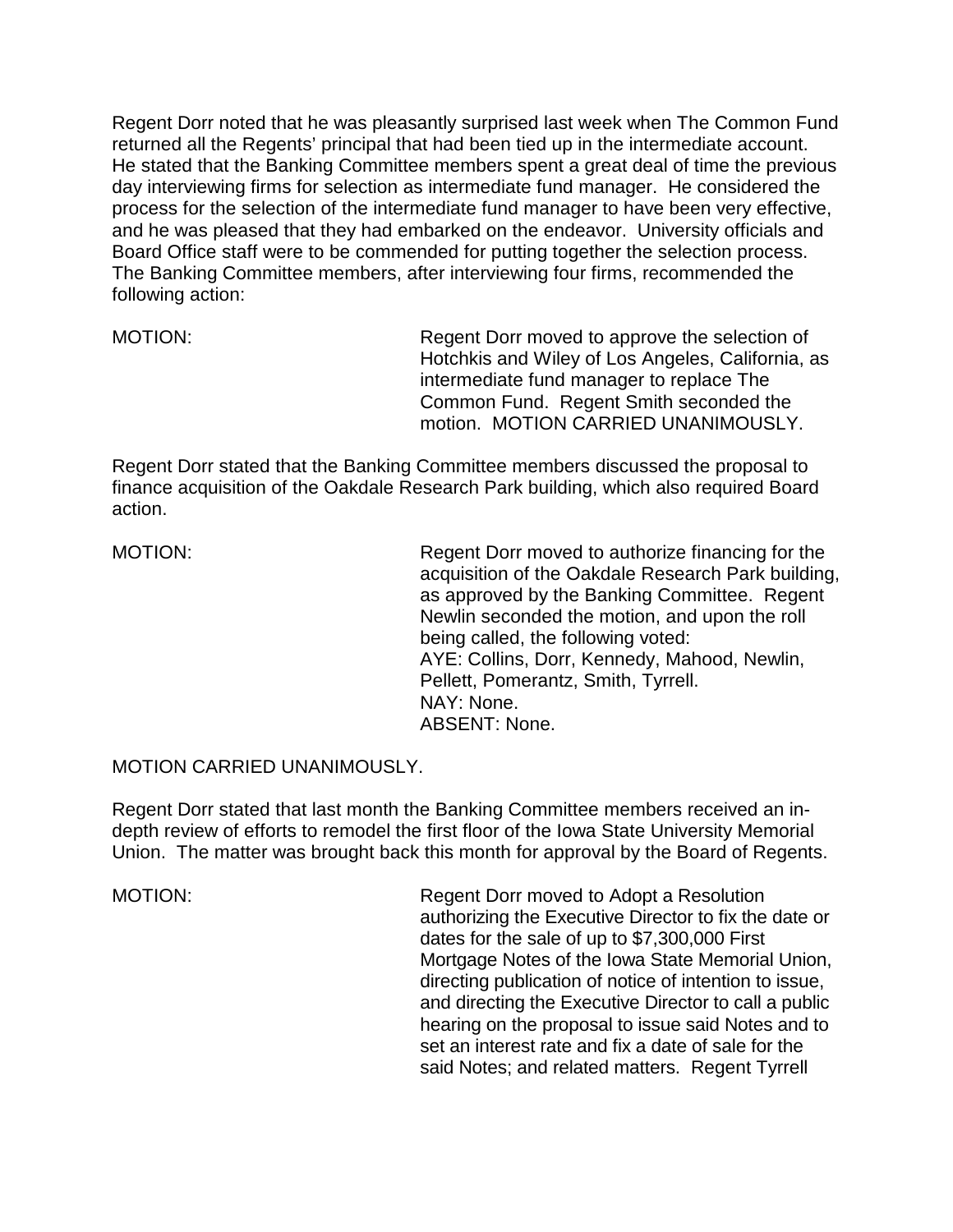Regent Dorr noted that he was pleasantly surprised last week when The Common Fund returned all the Regents' principal that had been tied up in the intermediate account. He stated that the Banking Committee members spent a great deal of time the previous day interviewing firms for selection as intermediate fund manager. He considered the process for the selection of the intermediate fund manager to have been very effective, and he was pleased that they had embarked on the endeavor. University officials and Board Office staff were to be commended for putting together the selection process. The Banking Committee members, after interviewing four firms, recommended the following action:

MOTION: Regent Dorr moved to approve the selection of Hotchkis and Wiley of Los Angeles, California, as intermediate fund manager to replace The Common Fund. Regent Smith seconded the motion. MOTION CARRIED UNANIMOUSLY.

Regent Dorr stated that the Banking Committee members discussed the proposal to finance acquisition of the Oakdale Research Park building, which also required Board action.

MOTION: Regent Dorr moved to authorize financing for the acquisition of the Oakdale Research Park building, as approved by the Banking Committee. Regent Newlin seconded the motion, and upon the roll being called, the following voted:
AYE: Collins, Dorr, Kennedy, Mahood, Newlin, Pellett, Pomerantz, Smith, Tyrrell.
NAY: None.
ABSENT: None.

MOTION CARRIED UNANIMOUSLY.

Regent Dorr stated that last month the Banking Committee members received an in-depth review of efforts to remodel the first floor of the Iowa State University Memorial Union. The matter was brought back this month for approval by the Board of Regents.

MOTION: Regent Dorr moved to Adopt a Resolution authorizing the Executive Director to fix the date or dates for the sale of up to $7,300,000 First Mortgage Notes of the Iowa State Memorial Union, directing publication of notice of intention to issue, and directing the Executive Director to call a public hearing on the proposal to issue said Notes and to set an interest rate and fix a date of sale for the said Notes; and related matters. Regent Tyrrell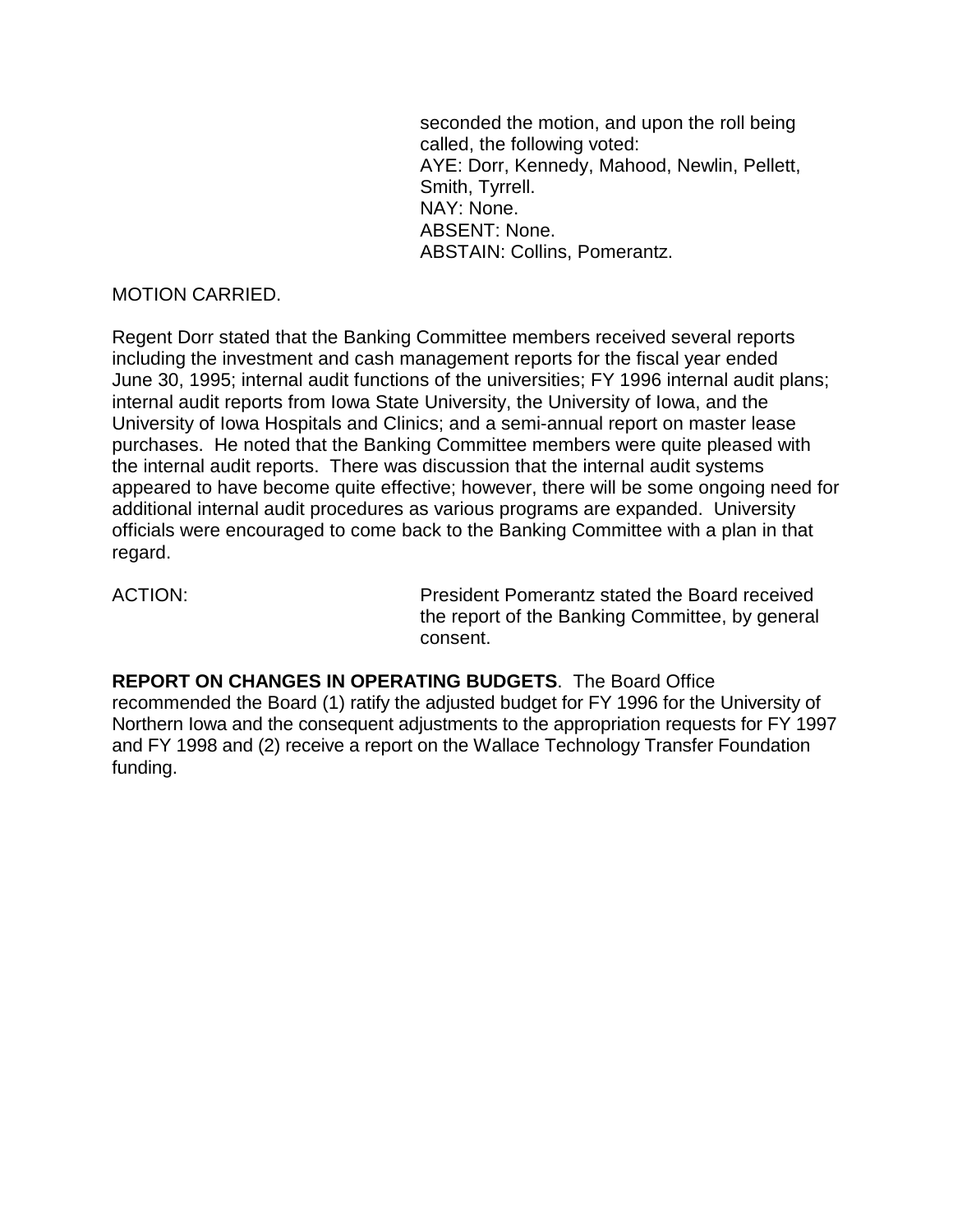seconded the motion, and upon the roll being called, the following voted:
AYE: Dorr, Kennedy, Mahood, Newlin, Pellett, Smith, Tyrrell.
NAY: None.
ABSENT: None.
ABSTAIN: Collins, Pomerantz.

MOTION CARRIED.

Regent Dorr stated that the Banking Committee members received several reports including the investment and cash management reports for the fiscal year ended June 30, 1995; internal audit functions of the universities; FY 1996 internal audit plans; internal audit reports from Iowa State University, the University of Iowa, and the University of Iowa Hospitals and Clinics; and a semi-annual report on master lease purchases. He noted that the Banking Committee members were quite pleased with the internal audit reports. There was discussion that the internal audit systems appeared to have become quite effective; however, there will be some ongoing need for additional internal audit procedures as various programs are expanded. University officials were encouraged to come back to the Banking Committee with a plan in that regard.

ACTION: President Pomerantz stated the Board received the report of the Banking Committee, by general consent.

**REPORT ON CHANGES IN OPERATING BUDGETS**. The Board Office recommended the Board (1) ratify the adjusted budget for FY 1996 for the University of Northern Iowa and the consequent adjustments to the appropriation requests for FY 1997 and FY 1998 and (2) receive a report on the Wallace Technology Transfer Foundation funding.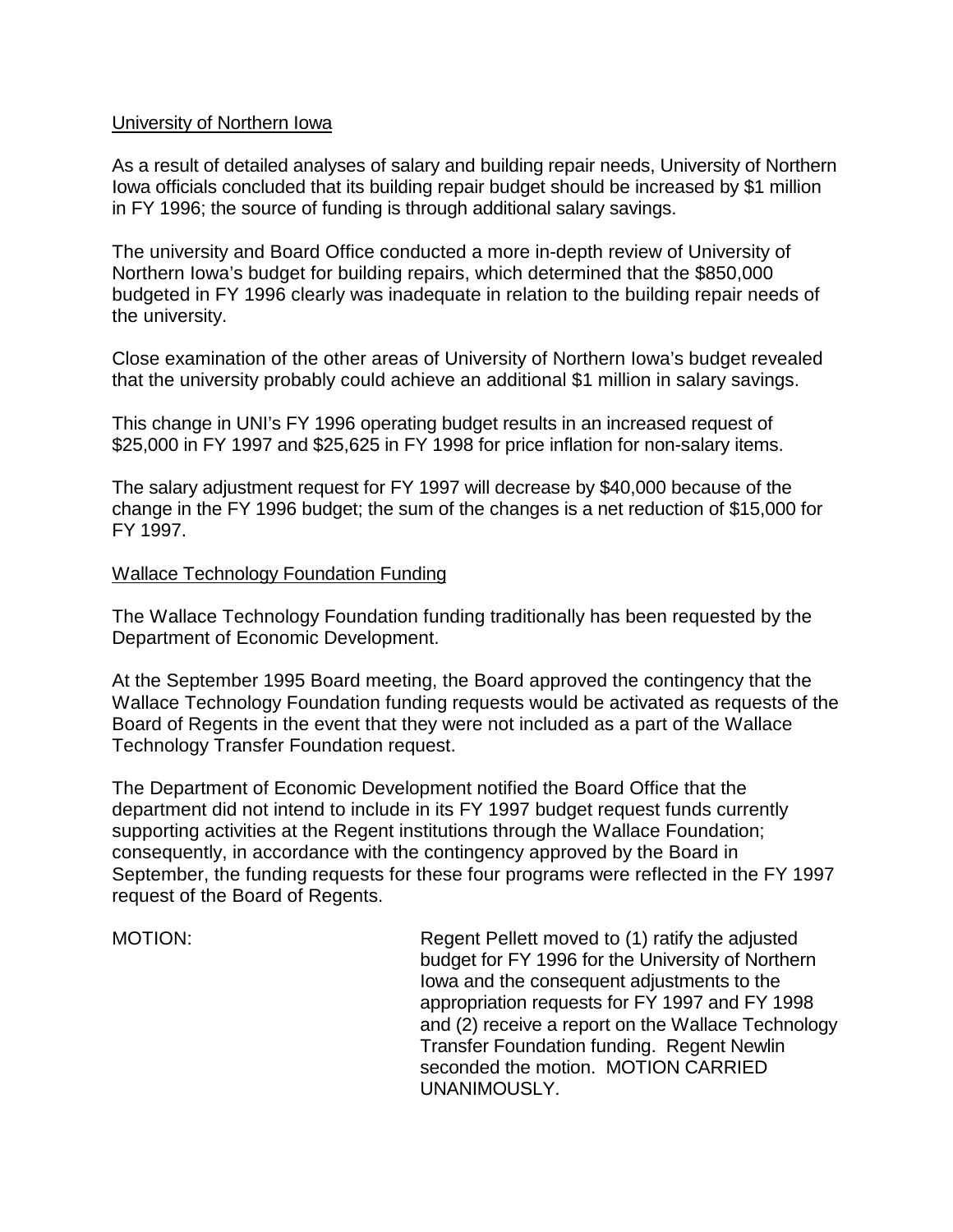<u>University of Northern Iowa</u>

As a result of detailed analyses of salary and building repair needs, University of Northern Iowa officials concluded that its building repair budget should be increased by $1 million in FY 1996; the source of funding is through additional salary savings.

The university and Board Office conducted a more in-depth review of University of Northern Iowa's budget for building repairs, which determined that the $850,000 budgeted in FY 1996 clearly was inadequate in relation to the building repair needs of the university.

Close examination of the other areas of University of Northern Iowa's budget revealed that the university probably could achieve an additional $1 million in salary savings.

This change in UNI's FY 1996 operating budget results in an increased request of $25,000 in FY 1997 and $25,625 in FY 1998 for price inflation for non-salary items.

The salary adjustment request for FY 1997 will decrease by $40,000 because of the change in the FY 1996 budget; the sum of the changes is a net reduction of $15,000 for FY 1997.

<u>Wallace Technology Foundation Funding</u>

The Wallace Technology Foundation funding traditionally has been requested by the Department of Economic Development.

At the September 1995 Board meeting, the Board approved the contingency that the Wallace Technology Foundation funding requests would be activated as requests of the Board of Regents in the event that they were not included as a part of the Wallace Technology Transfer Foundation request.

The Department of Economic Development notified the Board Office that the department did not intend to include in its FY 1997 budget request funds currently supporting activities at the Regent institutions through the Wallace Foundation; consequently, in accordance with the contingency approved by the Board in September, the funding requests for these four programs were reflected in the FY 1997 request of the Board of Regents.

MOTION: Regent Pellett moved to (1) ratify the adjusted budget for FY 1996 for the University of Northern Iowa and the consequent adjustments to the appropriation requests for FY 1997 and FY 1998 and (2) receive a report on the Wallace Technology Transfer Foundation funding. Regent Newlin seconded the motion. MOTION CARRIED UNANIMOUSLY.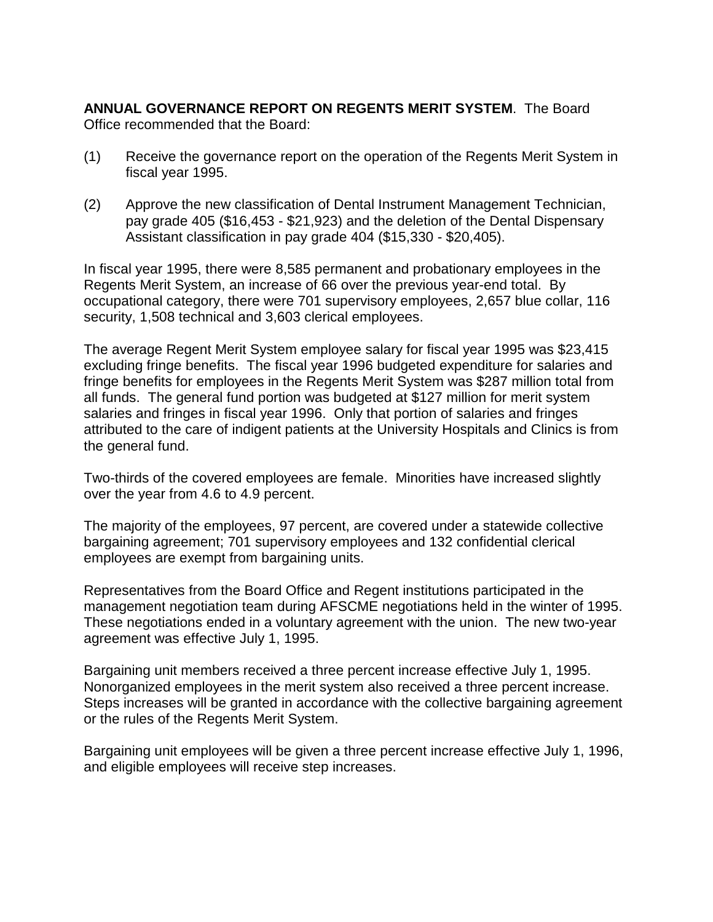**ANNUAL GOVERNANCE REPORT ON REGENTS MERIT SYSTEM**. The Board Office recommended that the Board:

(1) Receive the governance report on the operation of the Regents Merit System in fiscal year 1995.

(2) Approve the new classification of Dental Instrument Management Technician, pay grade 405 ($16,453 - $21,923) and the deletion of the Dental Dispensary Assistant classification in pay grade 404 ($15,330 - $20,405).

In fiscal year 1995, there were 8,585 permanent and probationary employees in the Regents Merit System, an increase of 66 over the previous year-end total. By occupational category, there were 701 supervisory employees, 2,657 blue collar, 116 security, 1,508 technical and 3,603 clerical employees.

The average Regent Merit System employee salary for fiscal year 1995 was $23,415 excluding fringe benefits. The fiscal year 1996 budgeted expenditure for salaries and fringe benefits for employees in the Regents Merit System was $287 million total from all funds. The general fund portion was budgeted at $127 million for merit system salaries and fringes in fiscal year 1996. Only that portion of salaries and fringes attributed to the care of indigent patients at the University Hospitals and Clinics is from the general fund.

Two-thirds of the covered employees are female. Minorities have increased slightly over the year from 4.6 to 4.9 percent.

The majority of the employees, 97 percent, are covered under a statewide collective bargaining agreement; 701 supervisory employees and 132 confidential clerical employees are exempt from bargaining units.

Representatives from the Board Office and Regent institutions participated in the management negotiation team during AFSCME negotiations held in the winter of 1995. These negotiations ended in a voluntary agreement with the union. The new two-year agreement was effective July 1, 1995.

Bargaining unit members received a three percent increase effective July 1, 1995. Nonorganized employees in the merit system also received a three percent increase. Steps increases will be granted in accordance with the collective bargaining agreement or the rules of the Regents Merit System.

Bargaining unit employees will be given a three percent increase effective July 1, 1996, and eligible employees will receive step increases.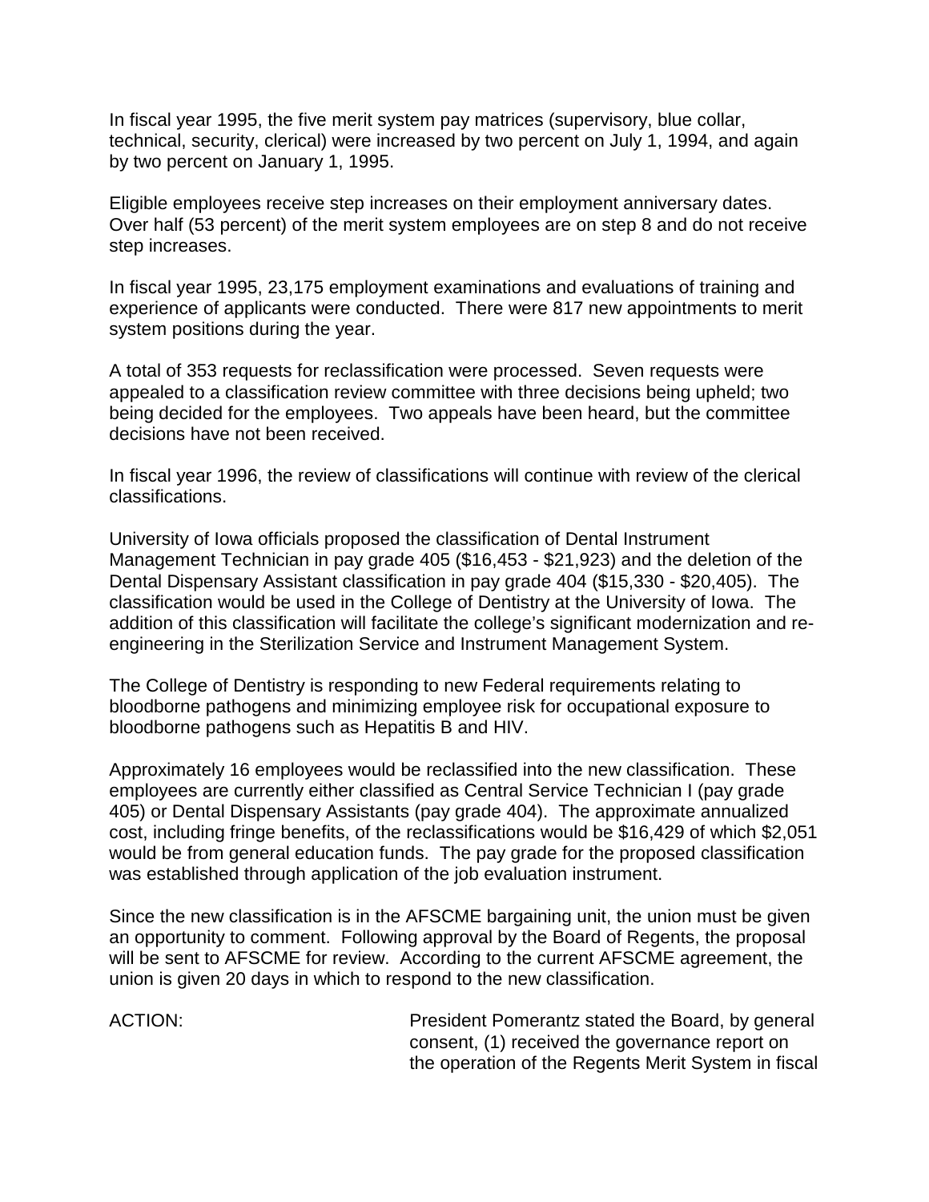In fiscal year 1995, the five merit system pay matrices (supervisory, blue collar, technical, security, clerical) were increased by two percent on July 1, 1994, and again by two percent on January 1, 1995.

Eligible employees receive step increases on their employment anniversary dates. Over half (53 percent) of the merit system employees are on step 8 and do not receive step increases.

In fiscal year 1995, 23,175 employment examinations and evaluations of training and experience of applicants were conducted. There were 817 new appointments to merit system positions during the year.

A total of 353 requests for reclassification were processed. Seven requests were appealed to a classification review committee with three decisions being upheld; two being decided for the employees. Two appeals have been heard, but the committee decisions have not been received.

In fiscal year 1996, the review of classifications will continue with review of the clerical classifications.

University of Iowa officials proposed the classification of Dental Instrument Management Technician in pay grade 405 ($16,453 - $21,923) and the deletion of the Dental Dispensary Assistant classification in pay grade 404 ($15,330 - $20,405). The classification would be used in the College of Dentistry at the University of Iowa. The addition of this classification will facilitate the college's significant modernization and re-engineering in the Sterilization Service and Instrument Management System.

The College of Dentistry is responding to new Federal requirements relating to bloodborne pathogens and minimizing employee risk for occupational exposure to bloodborne pathogens such as Hepatitis B and HIV.

Approximately 16 employees would be reclassified into the new classification. These employees are currently either classified as Central Service Technician I (pay grade 405) or Dental Dispensary Assistants (pay grade 404). The approximate annualized cost, including fringe benefits, of the reclassifications would be $16,429 of which $2,051 would be from general education funds. The pay grade for the proposed classification was established through application of the job evaluation instrument.

Since the new classification is in the AFSCME bargaining unit, the union must be given an opportunity to comment. Following approval by the Board of Regents, the proposal will be sent to AFSCME for review. According to the current AFSCME agreement, the union is given 20 days in which to respond to the new classification.

ACTION: President Pomerantz stated the Board, by general consent, (1) received the governance report on the operation of the Regents Merit System in fiscal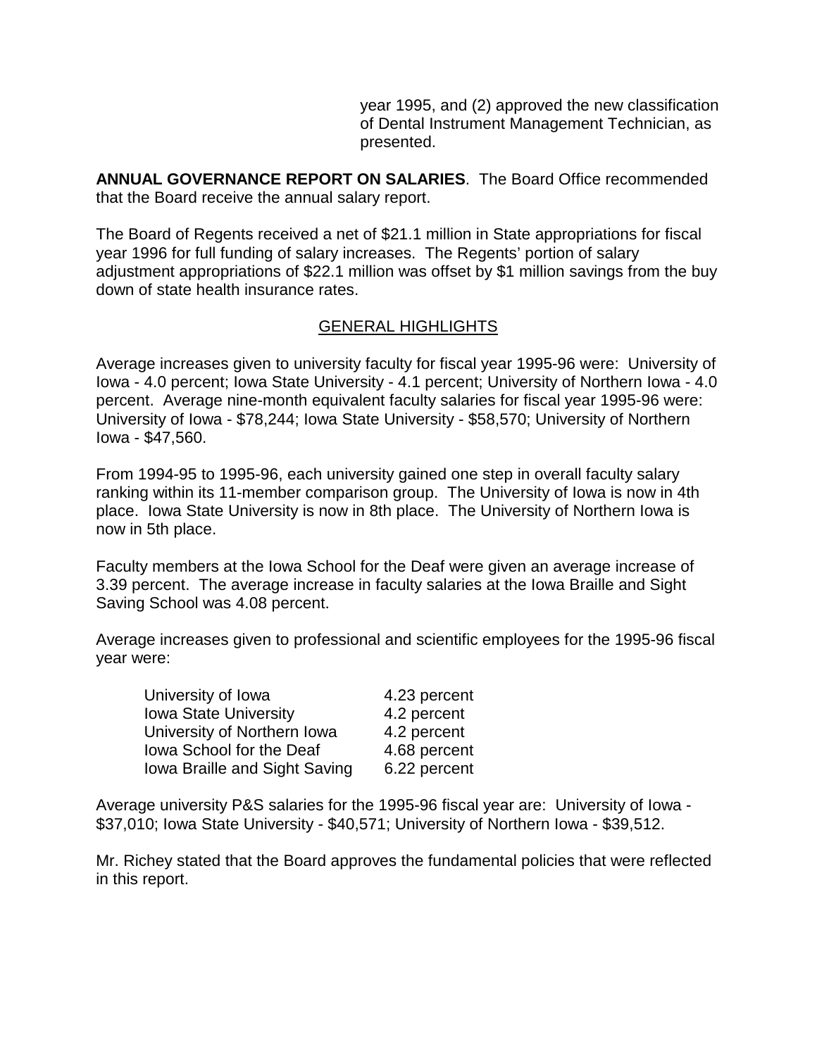year 1995, and (2) approved the new classification of Dental Instrument Management Technician, as presented.

**ANNUAL GOVERNANCE REPORT ON SALARIES**. The Board Office recommended that the Board receive the annual salary report.

The Board of Regents received a net of $21.1 million in State appropriations for fiscal year 1996 for full funding of salary increases. The Regents' portion of salary adjustment appropriations of $22.1 million was offset by $1 million savings from the buy down of state health insurance rates.

GENERAL HIGHLIGHTS

Average increases given to university faculty for fiscal year 1995-96 were: University of Iowa - 4.0 percent; Iowa State University - 4.1 percent; University of Northern Iowa - 4.0 percent. Average nine-month equivalent faculty salaries for fiscal year 1995-96 were: University of Iowa - $78,244; Iowa State University - $58,570; University of Northern Iowa - $47,560.

From 1994-95 to 1995-96, each university gained one step in overall faculty salary ranking within its 11-member comparison group. The University of Iowa is now in 4th place. Iowa State University is now in 8th place. The University of Northern Iowa is now in 5th place.

Faculty members at the Iowa School for the Deaf were given an average increase of 3.39 percent. The average increase in faculty salaries at the Iowa Braille and Sight Saving School was 4.08 percent.

Average increases given to professional and scientific employees for the 1995-96 fiscal year were:

| | |
|---|---|
| University of Iowa | 4.23 percent |
| Iowa State University | 4.2 percent |
| University of Northern Iowa | 4.2 percent |
| Iowa School for the Deaf | 4.68 percent |
| Iowa Braille and Sight Saving | 6.22 percent |

Average university P&S salaries for the 1995-96 fiscal year are: University of Iowa - $37,010; Iowa State University - $40,571; University of Northern Iowa - $39,512.

Mr. Richey stated that the Board approves the fundamental policies that were reflected in this report.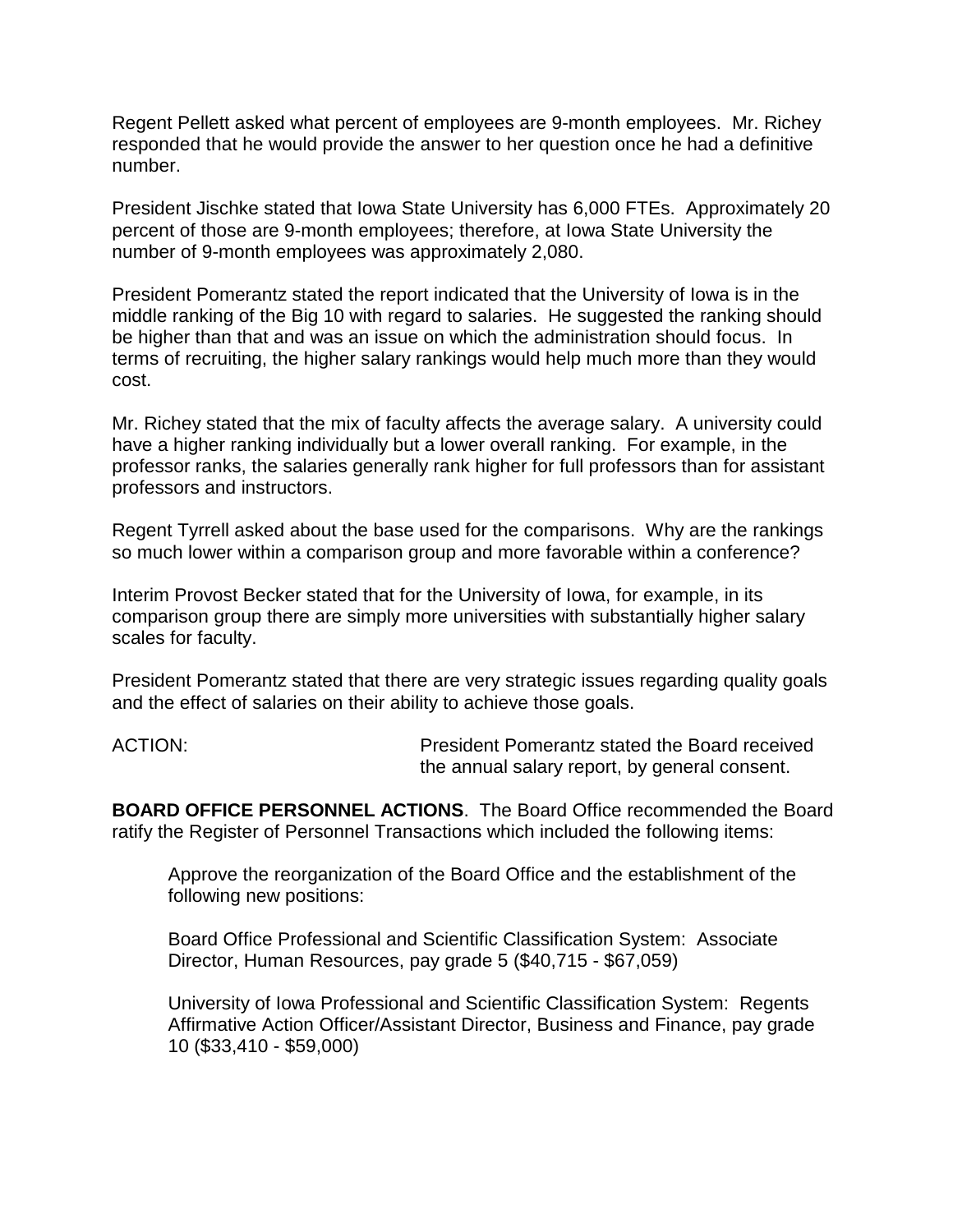Regent Pellett asked what percent of employees are 9-month employees. Mr. Richey responded that he would provide the answer to her question once he had a definitive number.

President Jischke stated that Iowa State University has 6,000 FTEs. Approximately 20 percent of those are 9-month employees; therefore, at Iowa State University the number of 9-month employees was approximately 2,080.

President Pomerantz stated the report indicated that the University of Iowa is in the middle ranking of the Big 10 with regard to salaries. He suggested the ranking should be higher than that and was an issue on which the administration should focus. In terms of recruiting, the higher salary rankings would help much more than they would cost.

Mr. Richey stated that the mix of faculty affects the average salary. A university could have a higher ranking individually but a lower overall ranking. For example, in the professor ranks, the salaries generally rank higher for full professors than for assistant professors and instructors.

Regent Tyrrell asked about the base used for the comparisons. Why are the rankings so much lower within a comparison group and more favorable within a conference?

Interim Provost Becker stated that for the University of Iowa, for example, in its comparison group there are simply more universities with substantially higher salary scales for faculty.

President Pomerantz stated that there are very strategic issues regarding quality goals and the effect of salaries on their ability to achieve those goals.

ACTION: President Pomerantz stated the Board received the annual salary report, by general consent.

**BOARD OFFICE PERSONNEL ACTIONS**. The Board Office recommended the Board ratify the Register of Personnel Transactions which included the following items:

> Approve the reorganization of the Board Office and the establishment of the following new positions:
>
> Board Office Professional and Scientific Classification System: Associate Director, Human Resources, pay grade 5 ($40,715 - $67,059)
>
> University of Iowa Professional and Scientific Classification System: Regents Affirmative Action Officer/Assistant Director, Business and Finance, pay grade 10 ($33,410 - $59,000)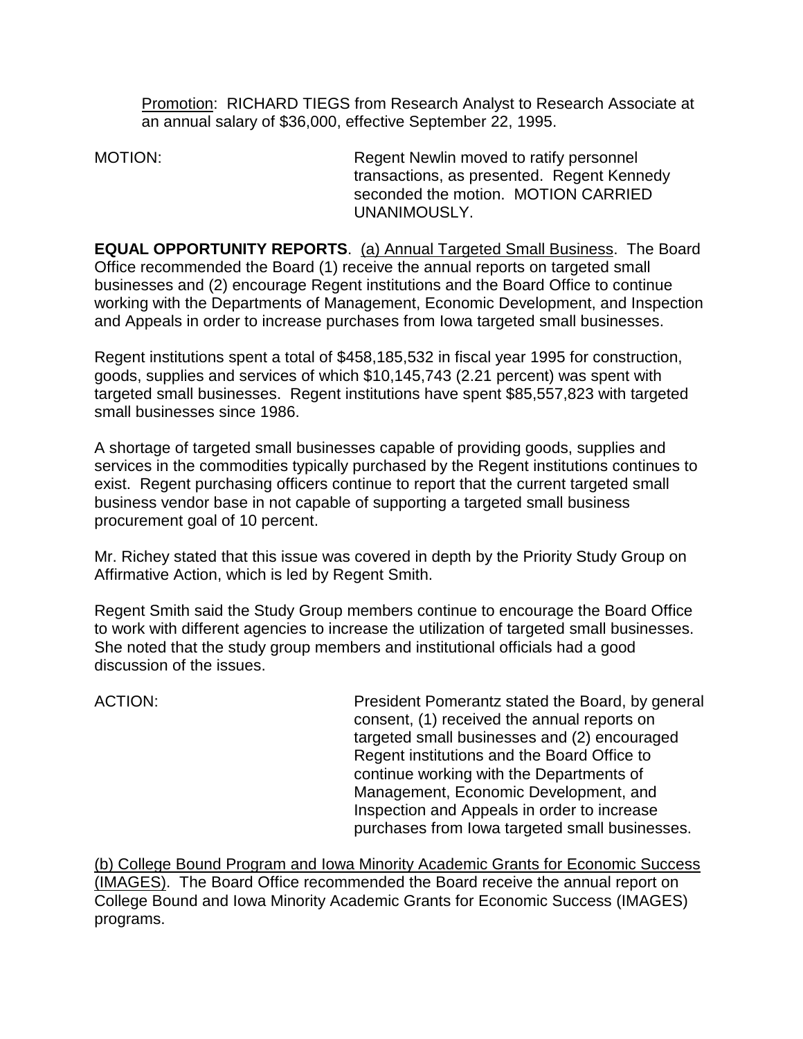Promotion: RICHARD TIEGS from Research Analyst to Research Associate at an annual salary of $36,000, effective September 22, 1995.

MOTION: Regent Newlin moved to ratify personnel transactions, as presented. Regent Kennedy seconded the motion. MOTION CARRIED UNANIMOUSLY.

**EQUAL OPPORTUNITY REPORTS**. (a) Annual Targeted Small Business. The Board Office recommended the Board (1) receive the annual reports on targeted small businesses and (2) encourage Regent institutions and the Board Office to continue working with the Departments of Management, Economic Development, and Inspection and Appeals in order to increase purchases from Iowa targeted small businesses.

Regent institutions spent a total of $458,185,532 in fiscal year 1995 for construction, goods, supplies and services of which $10,145,743 (2.21 percent) was spent with targeted small businesses. Regent institutions have spent $85,557,823 with targeted small businesses since 1986.

A shortage of targeted small businesses capable of providing goods, supplies and services in the commodities typically purchased by the Regent institutions continues to exist. Regent purchasing officers continue to report that the current targeted small business vendor base in not capable of supporting a targeted small business procurement goal of 10 percent.

Mr. Richey stated that this issue was covered in depth by the Priority Study Group on Affirmative Action, which is led by Regent Smith.

Regent Smith said the Study Group members continue to encourage the Board Office to work with different agencies to increase the utilization of targeted small businesses. She noted that the study group members and institutional officials had a good discussion of the issues.

ACTION: President Pomerantz stated the Board, by general consent, (1) received the annual reports on targeted small businesses and (2) encouraged Regent institutions and the Board Office to continue working with the Departments of Management, Economic Development, and Inspection and Appeals in order to increase purchases from Iowa targeted small businesses.

(b) College Bound Program and Iowa Minority Academic Grants for Economic Success (IMAGES). The Board Office recommended the Board receive the annual report on College Bound and Iowa Minority Academic Grants for Economic Success (IMAGES) programs.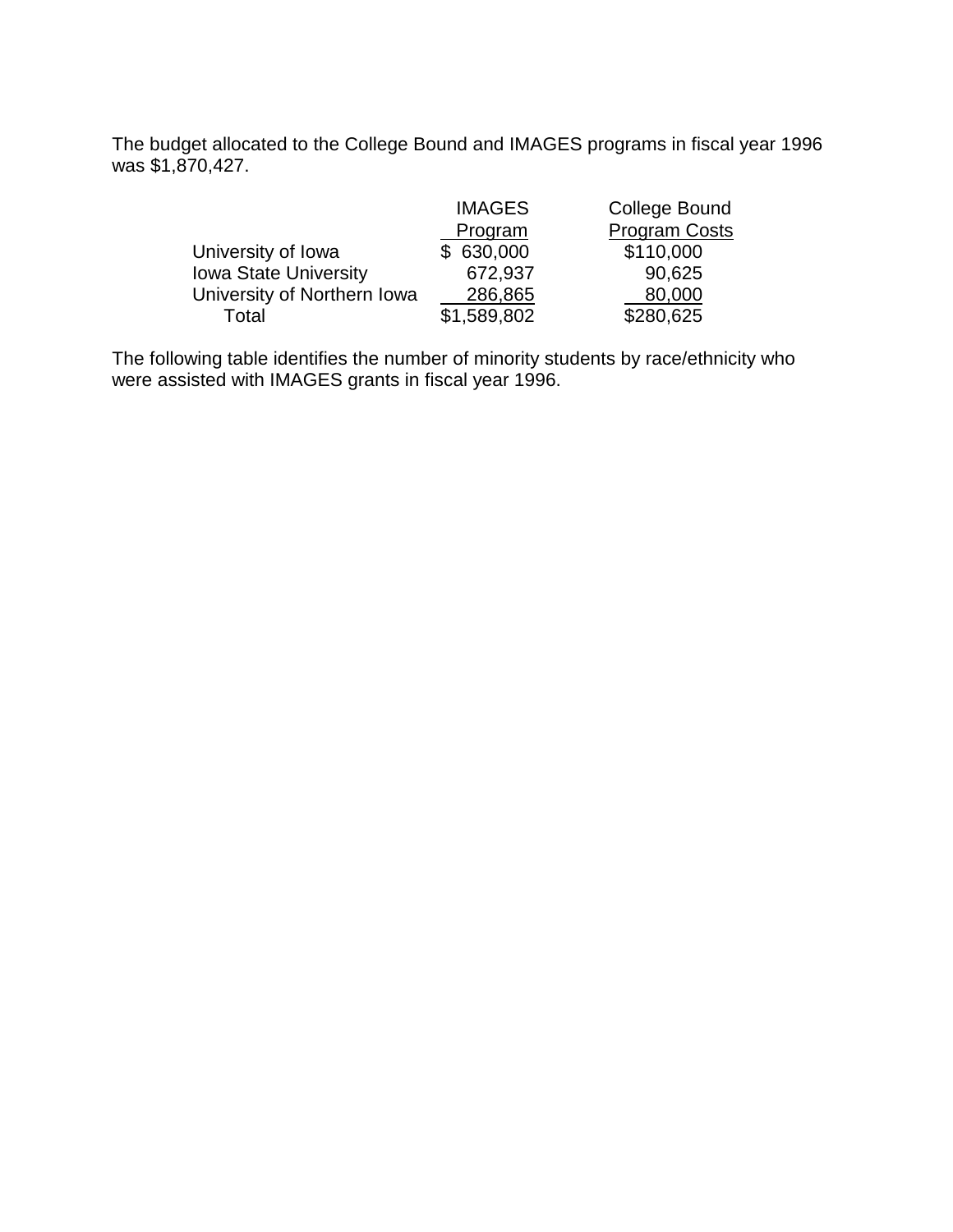The budget allocated to the College Bound and IMAGES programs in fiscal year 1996 was $1,870,427.

| | IMAGES Program | College Bound Program Costs |
|---|---|---|
| University of Iowa | $ 630,000 | $110,000 |
| Iowa State University | 672,937 | 90,625 |
| University of Northern Iowa | 286,865 | 80,000 |
| Total | $1,589,802 | $280,625 |

The following table identifies the number of minority students by race/ethnicity who were assisted with IMAGES grants in fiscal year 1996.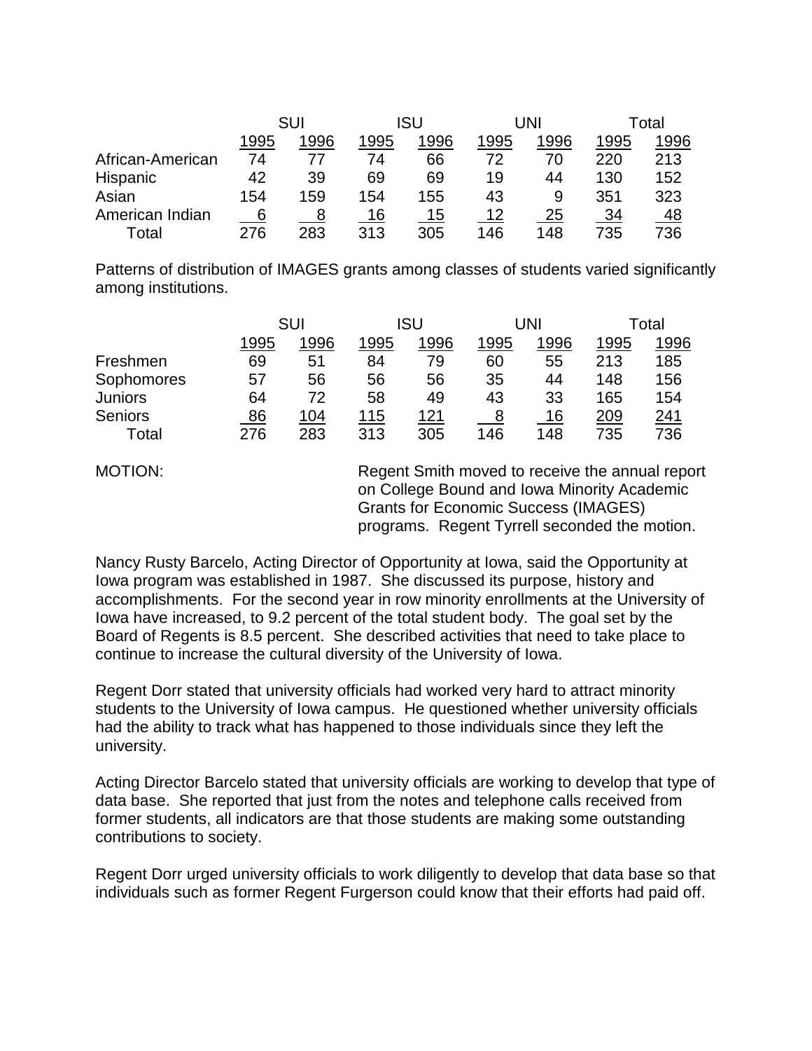| | SUI | | ISU | | UNI | | Total | |
|---|---|---|---|---|---|---|---|---|
| | 1995 | 1996 | 1995 | 1996 | 1995 | 1996 | 1995 | 1996 |
| African-American | 74 | 77 | 74 | 66 | 72 | 70 | 220 | 213 |
| Hispanic | 42 | 39 | 69 | 69 | 19 | 44 | 130 | 152 |
| Asian | 154 | 159 | 154 | 155 | 43 | 9 | 351 | 323 |
| American Indian | 6 | 8 | 16 | 15 | 12 | 25 | 34 | 48 |
| Total | 276 | 283 | 313 | 305 | 146 | 148 | 735 | 736 |

Patterns of distribution of IMAGES grants among classes of students varied significantly among institutions.

| | SUI | | ISU | | UNI | | Total | |
|---|---|---|---|---|---|---|---|---|
| | 1995 | 1996 | 1995 | 1996 | 1995 | 1996 | 1995 | 1996 |
| Freshmen | 69 | 51 | 84 | 79 | 60 | 55 | 213 | 185 |
| Sophomores | 57 | 56 | 56 | 56 | 35 | 44 | 148 | 156 |
| Juniors | 64 | 72 | 58 | 49 | 43 | 33 | 165 | 154 |
| Seniors | 86 | 104 | 115 | 121 | 8 | 16 | 209 | 241 |
| Total | 276 | 283 | 313 | 305 | 146 | 148 | 735 | 736 |

MOTION: Regent Smith moved to receive the annual report on College Bound and Iowa Minority Academic Grants for Economic Success (IMAGES) programs. Regent Tyrrell seconded the motion.

Nancy Rusty Barcelo, Acting Director of Opportunity at Iowa, said the Opportunity at Iowa program was established in 1987. She discussed its purpose, history and accomplishments. For the second year in row minority enrollments at the University of Iowa have increased, to 9.2 percent of the total student body. The goal set by the Board of Regents is 8.5 percent. She described activities that need to take place to continue to increase the cultural diversity of the University of Iowa.

Regent Dorr stated that university officials had worked very hard to attract minority students to the University of Iowa campus. He questioned whether university officials had the ability to track what has happened to those individuals since they left the university.

Acting Director Barcelo stated that university officials are working to develop that type of data base. She reported that just from the notes and telephone calls received from former students, all indicators are that those students are making some outstanding contributions to society.

Regent Dorr urged university officials to work diligently to develop that data base so that individuals such as former Regent Furgerson could know that their efforts had paid off.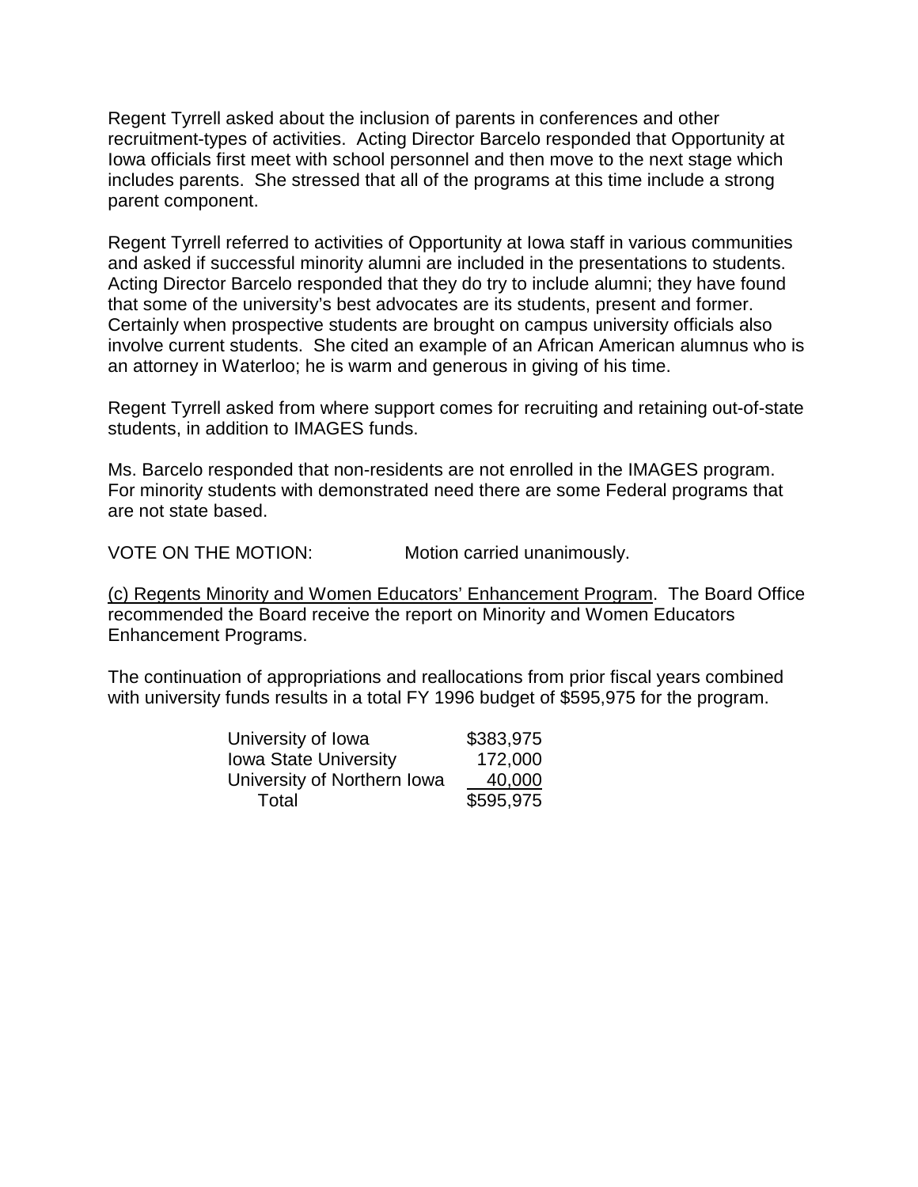Regent Tyrrell asked about the inclusion of parents in conferences and other recruitment-types of activities. Acting Director Barcelo responded that Opportunity at Iowa officials first meet with school personnel and then move to the next stage which includes parents. She stressed that all of the programs at this time include a strong parent component.

Regent Tyrrell referred to activities of Opportunity at Iowa staff in various communities and asked if successful minority alumni are included in the presentations to students. Acting Director Barcelo responded that they do try to include alumni; they have found that some of the university's best advocates are its students, present and former. Certainly when prospective students are brought on campus university officials also involve current students. She cited an example of an African American alumnus who is an attorney in Waterloo; he is warm and generous in giving of his time.

Regent Tyrrell asked from where support comes for recruiting and retaining out-of-state students, in addition to IMAGES funds.

Ms. Barcelo responded that non-residents are not enrolled in the IMAGES program. For minority students with demonstrated need there are some Federal programs that are not state based.

VOTE ON THE MOTION: Motion carried unanimously.

<u>(c) Regents Minority and Women Educators' Enhancement Program</u>. The Board Office recommended the Board receive the report on Minority and Women Educators Enhancement Programs.

The continuation of appropriations and reallocations from prior fiscal years combined with university funds results in a total FY 1996 budget of $595,975 for the program.

| | |
|---|---|
| University of Iowa | $383,975 |
| Iowa State University | 172,000 |
| University of Northern Iowa | 40,000 |
| Total | $595,975 |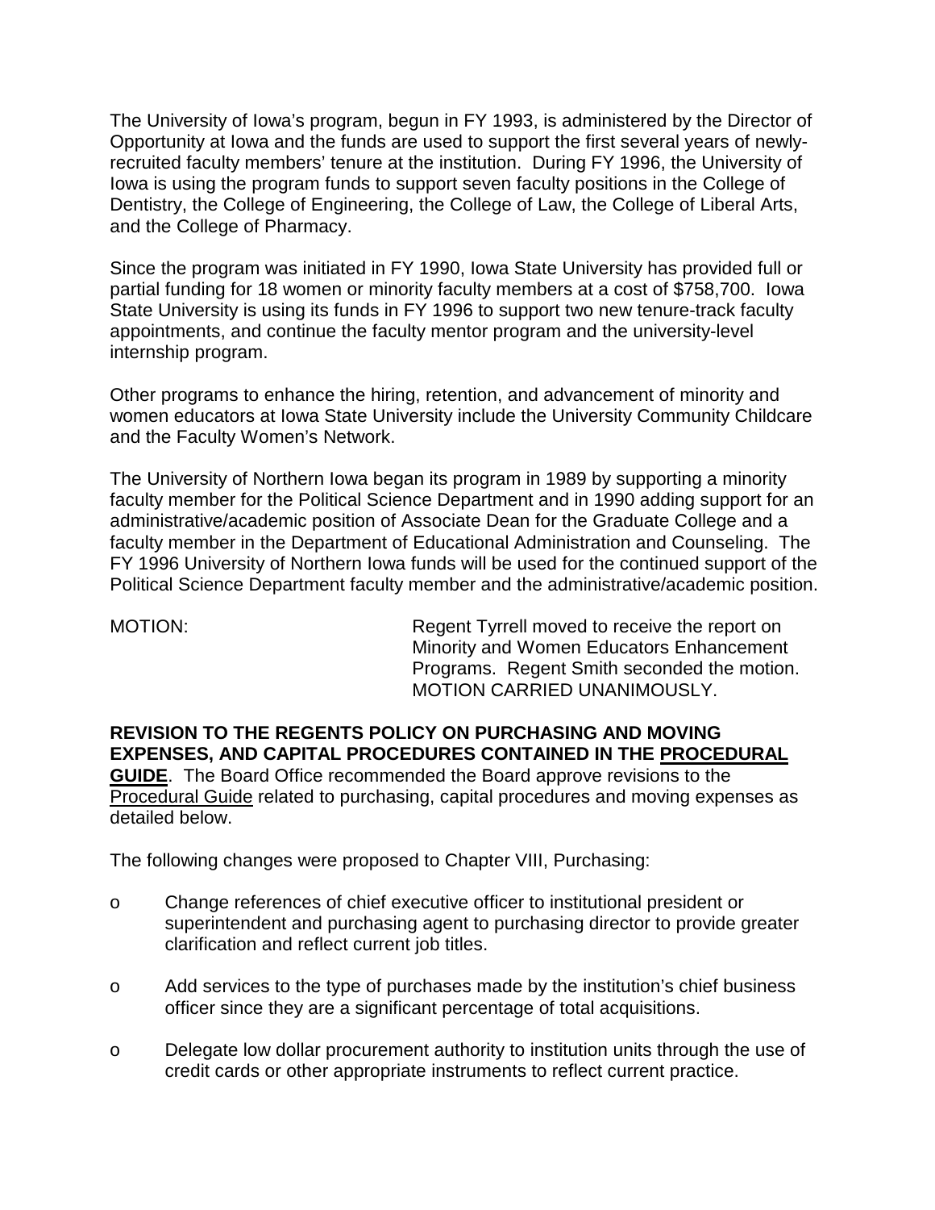The University of Iowa's program, begun in FY 1993, is administered by the Director of Opportunity at Iowa and the funds are used to support the first several years of newly-recruited faculty members' tenure at the institution. During FY 1996, the University of Iowa is using the program funds to support seven faculty positions in the College of Dentistry, the College of Engineering, the College of Law, the College of Liberal Arts, and the College of Pharmacy.

Since the program was initiated in FY 1990, Iowa State University has provided full or partial funding for 18 women or minority faculty members at a cost of $758,700. Iowa State University is using its funds in FY 1996 to support two new tenure-track faculty appointments, and continue the faculty mentor program and the university-level internship program.

Other programs to enhance the hiring, retention, and advancement of minority and women educators at Iowa State University include the University Community Childcare and the Faculty Women's Network.

The University of Northern Iowa began its program in 1989 by supporting a minority faculty member for the Political Science Department and in 1990 adding support for an administrative/academic position of Associate Dean for the Graduate College and a faculty member in the Department of Educational Administration and Counseling. The FY 1996 University of Northern Iowa funds will be used for the continued support of the Political Science Department faculty member and the administrative/academic position.

MOTION: Regent Tyrrell moved to receive the report on Minority and Women Educators Enhancement Programs. Regent Smith seconded the motion. MOTION CARRIED UNANIMOUSLY.

**REVISION TO THE REGENTS POLICY ON PURCHASING AND MOVING EXPENSES, AND CAPITAL PROCEDURES CONTAINED IN THE PROCEDURAL GUIDE**. The Board Office recommended the Board approve revisions to the Procedural Guide related to purchasing, capital procedures and moving expenses as detailed below.

The following changes were proposed to Chapter VIII, Purchasing:

- Change references of chief executive officer to institutional president or superintendent and purchasing agent to purchasing director to provide greater clarification and reflect current job titles.
- Add services to the type of purchases made by the institution's chief business officer since they are a significant percentage of total acquisitions.
- Delegate low dollar procurement authority to institution units through the use of credit cards or other appropriate instruments to reflect current practice.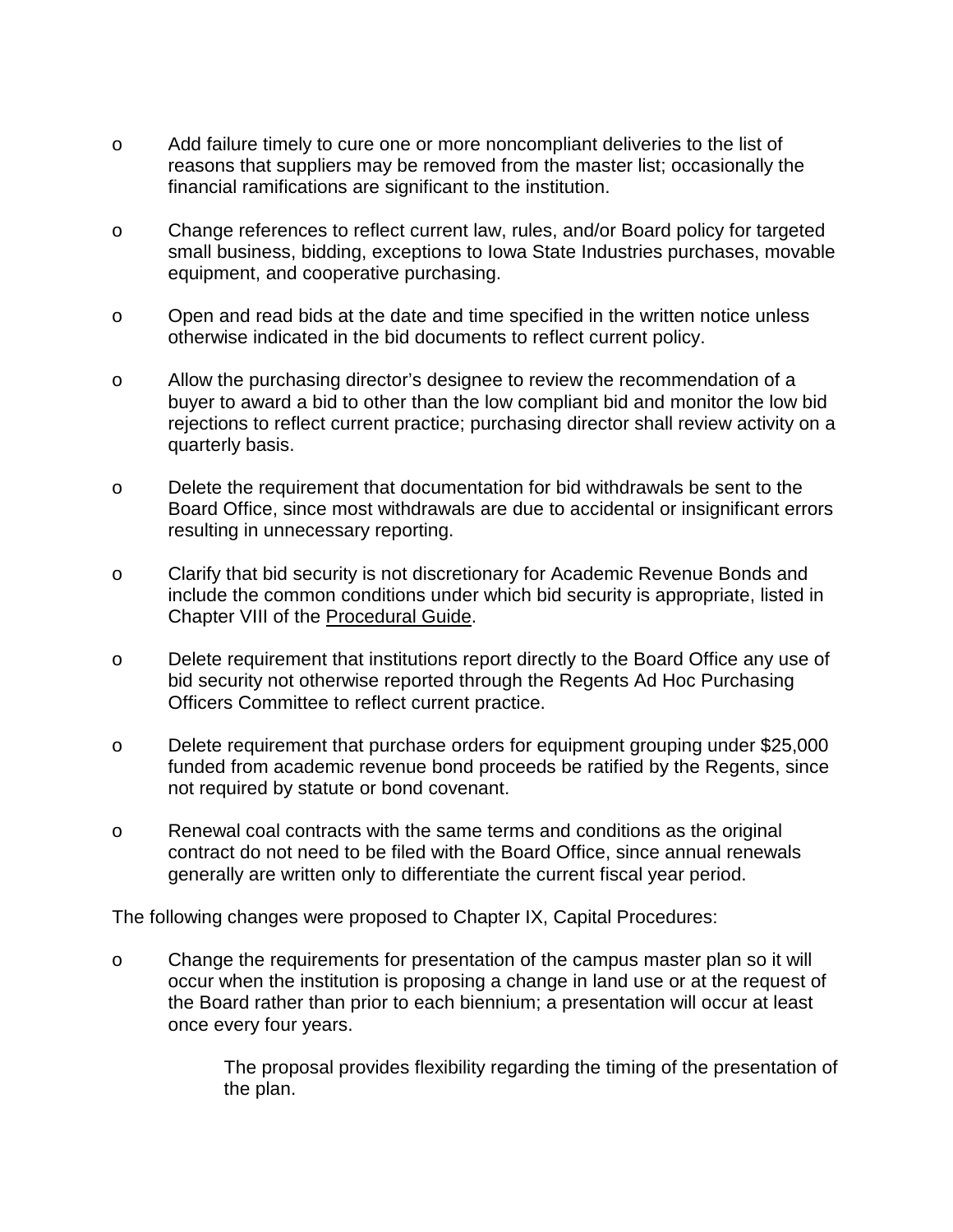- Add failure timely to cure one or more noncompliant deliveries to the list of reasons that suppliers may be removed from the master list; occasionally the financial ramifications are significant to the institution.

- Change references to reflect current law, rules, and/or Board policy for targeted small business, bidding, exceptions to Iowa State Industries purchases, movable equipment, and cooperative purchasing.

- Open and read bids at the date and time specified in the written notice unless otherwise indicated in the bid documents to reflect current policy.

- Allow the purchasing director's designee to review the recommendation of a buyer to award a bid to other than the low compliant bid and monitor the low bid rejections to reflect current practice; purchasing director shall review activity on a quarterly basis.

- Delete the requirement that documentation for bid withdrawals be sent to the Board Office, since most withdrawals are due to accidental or insignificant errors resulting in unnecessary reporting.

- Clarify that bid security is not discretionary for Academic Revenue Bonds and include the common conditions under which bid security is appropriate, listed in Chapter VIII of the Procedural Guide.

- Delete requirement that institutions report directly to the Board Office any use of bid security not otherwise reported through the Regents Ad Hoc Purchasing Officers Committee to reflect current practice.

- Delete requirement that purchase orders for equipment grouping under $25,000 funded from academic revenue bond proceeds be ratified by the Regents, since not required by statute or bond covenant.

- Renewal coal contracts with the same terms and conditions as the original contract do not need to be filed with the Board Office, since annual renewals generally are written only to differentiate the current fiscal year period.

The following changes were proposed to Chapter IX, Capital Procedures:

- Change the requirements for presentation of the campus master plan so it will occur when the institution is proposing a change in land use or at the request of the Board rather than prior to each biennium; a presentation will occur at least once every four years.

  The proposal provides flexibility regarding the timing of the presentation of the plan.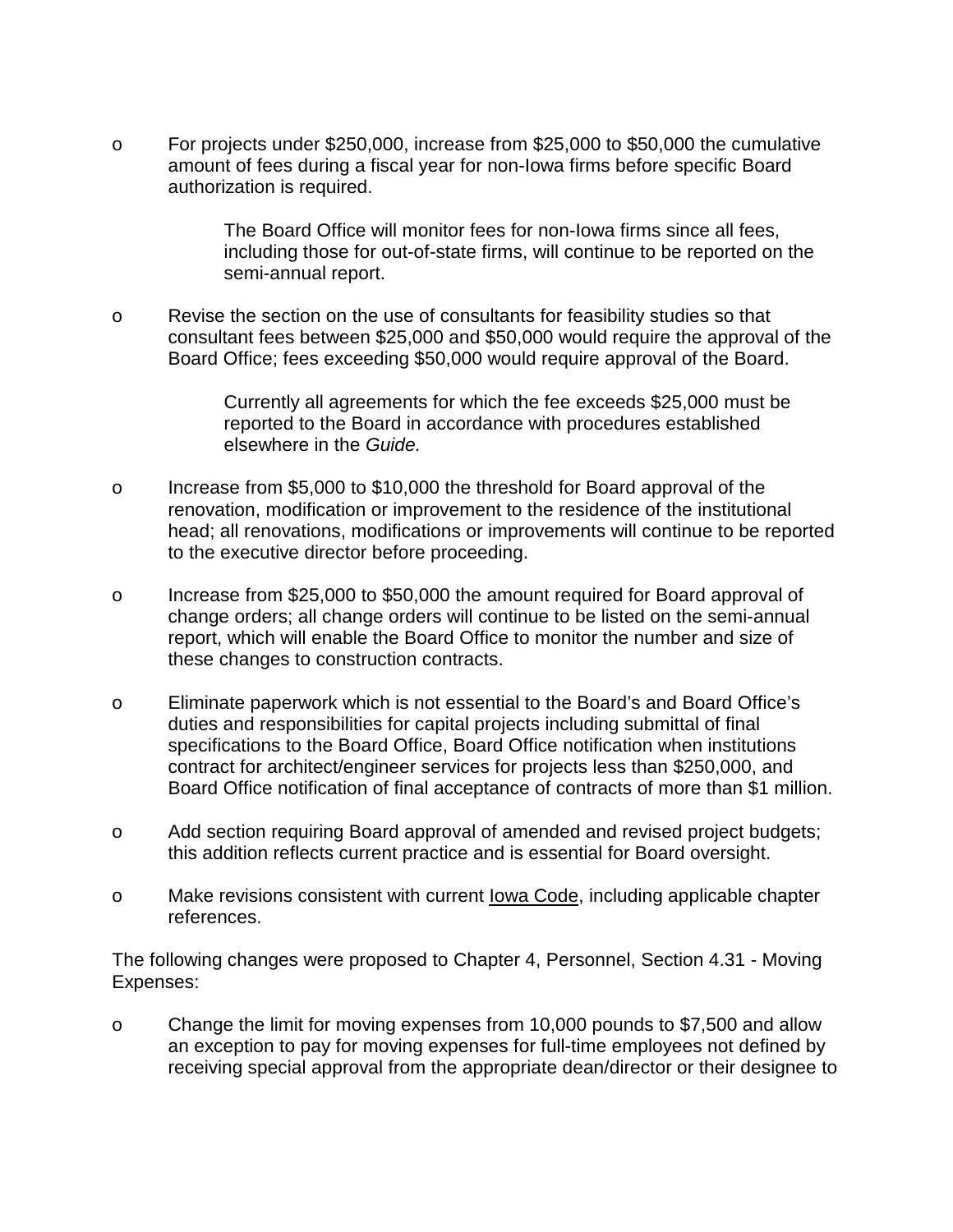- For projects under $250,000, increase from $25,000 to $50,000 the cumulative amount of fees during a fiscal year for non-Iowa firms before specific Board authorization is required.

  The Board Office will monitor fees for non-Iowa firms since all fees, including those for out-of-state firms, will continue to be reported on the semi-annual report.

- Revise the section on the use of consultants for feasibility studies so that consultant fees between $25,000 and $50,000 would require the approval of the Board Office; fees exceeding $50,000 would require approval of the Board.

  Currently all agreements for which the fee exceeds $25,000 must be reported to the Board in accordance with procedures established elsewhere in the *Guide.*

- Increase from $5,000 to $10,000 the threshold for Board approval of the renovation, modification or improvement to the residence of the institutional head; all renovations, modifications or improvements will continue to be reported to the executive director before proceeding.

- Increase from $25,000 to $50,000 the amount required for Board approval of change orders; all change orders will continue to be listed on the semi-annual report, which will enable the Board Office to monitor the number and size of these changes to construction contracts.

- Eliminate paperwork which is not essential to the Board's and Board Office's duties and responsibilities for capital projects including submittal of final specifications to the Board Office, Board Office notification when institutions contract for architect/engineer services for projects less than $250,000, and Board Office notification of final acceptance of contracts of more than $1 million.

- Add section requiring Board approval of amended and revised project budgets; this addition reflects current practice and is essential for Board oversight.

- Make revisions consistent with current Iowa Code, including applicable chapter references.

The following changes were proposed to Chapter 4, Personnel, Section 4.31 - Moving Expenses:

- Change the limit for moving expenses from 10,000 pounds to $7,500 and allow an exception to pay for moving expenses for full-time employees not defined by receiving special approval from the appropriate dean/director or their designee to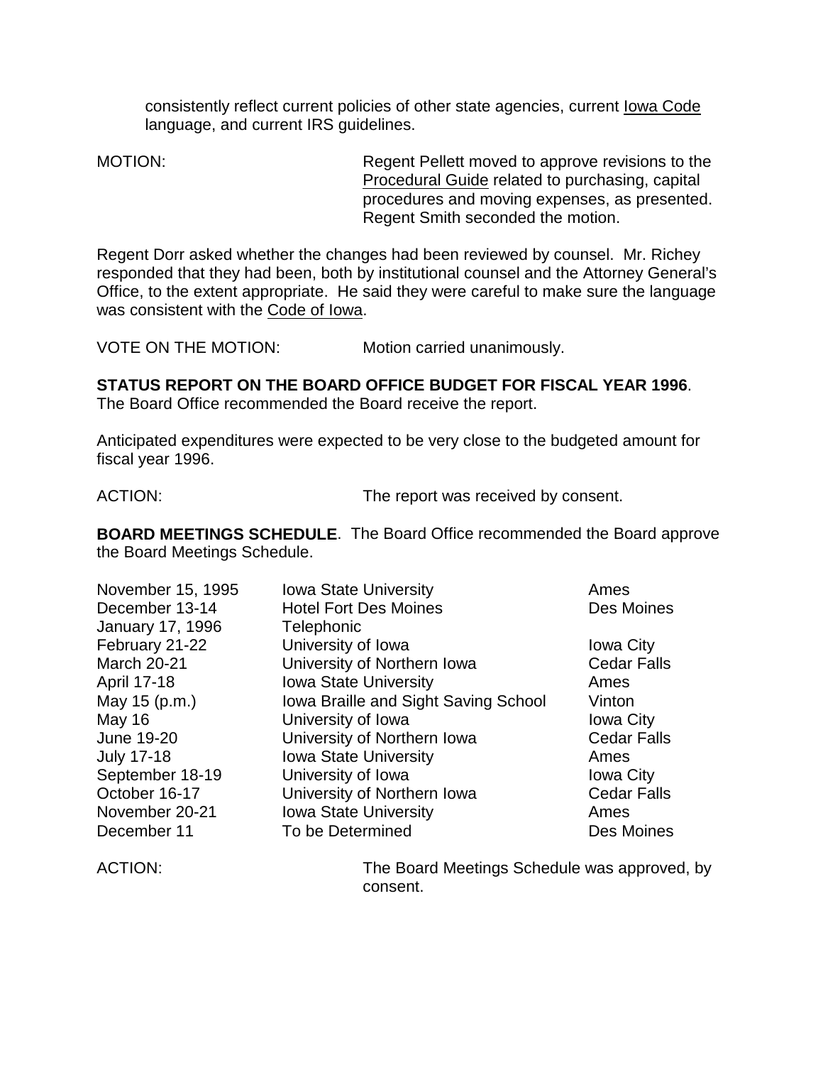consistently reflect current policies of other state agencies, current Iowa Code language, and current IRS guidelines.

MOTION: Regent Pellett moved to approve revisions to the Procedural Guide related to purchasing, capital procedures and moving expenses, as presented. Regent Smith seconded the motion.

Regent Dorr asked whether the changes had been reviewed by counsel. Mr. Richey responded that they had been, both by institutional counsel and the Attorney General's Office, to the extent appropriate. He said they were careful to make sure the language was consistent with the Code of Iowa.

VOTE ON THE MOTION: Motion carried unanimously.

**STATUS REPORT ON THE BOARD OFFICE BUDGET FOR FISCAL YEAR 1996**. The Board Office recommended the Board receive the report.

Anticipated expenditures were expected to be very close to the budgeted amount for fiscal year 1996.

ACTION: The report was received by consent.

**BOARD MEETINGS SCHEDULE**. The Board Office recommended the Board approve the Board Meetings Schedule.

| | | |
|---|---|---|
| November 15, 1995 | Iowa State University | Ames |
| December 13-14 | Hotel Fort Des Moines | Des Moines |
| January 17, 1996 | Telephonic | |
| February 21-22 | University of Iowa | Iowa City |
| March 20-21 | University of Northern Iowa | Cedar Falls |
| April 17-18 | Iowa State University | Ames |
| May 15 (p.m.) | Iowa Braille and Sight Saving School | Vinton |
| May 16 | University of Iowa | Iowa City |
| June 19-20 | University of Northern Iowa | Cedar Falls |
| July 17-18 | Iowa State University | Ames |
| September 18-19 | University of Iowa | Iowa City |
| October 16-17 | University of Northern Iowa | Cedar Falls |
| November 20-21 | Iowa State University | Ames |
| December 11 | To be Determined | Des Moines |

ACTION: The Board Meetings Schedule was approved, by consent.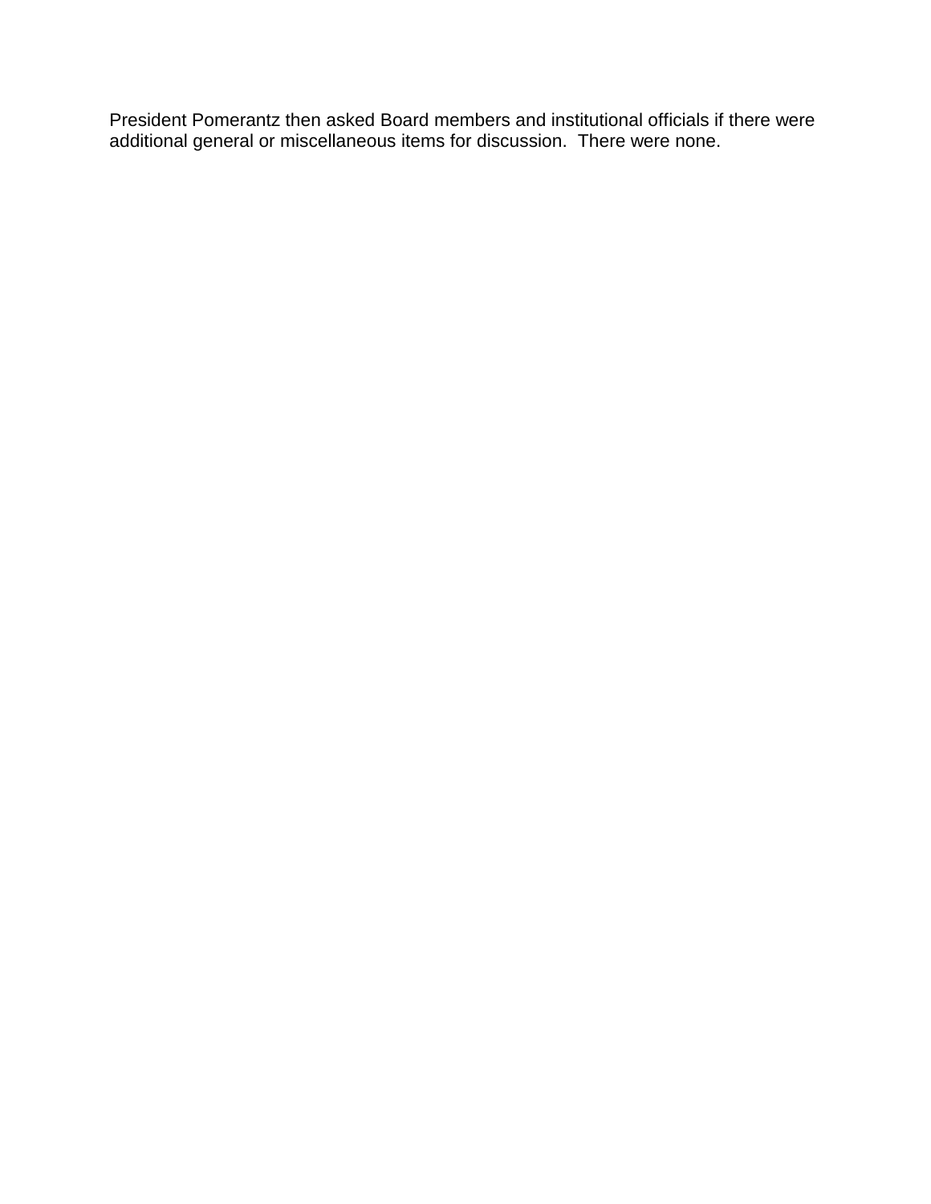President Pomerantz then asked Board members and institutional officials if there were additional general or miscellaneous items for discussion. There were none.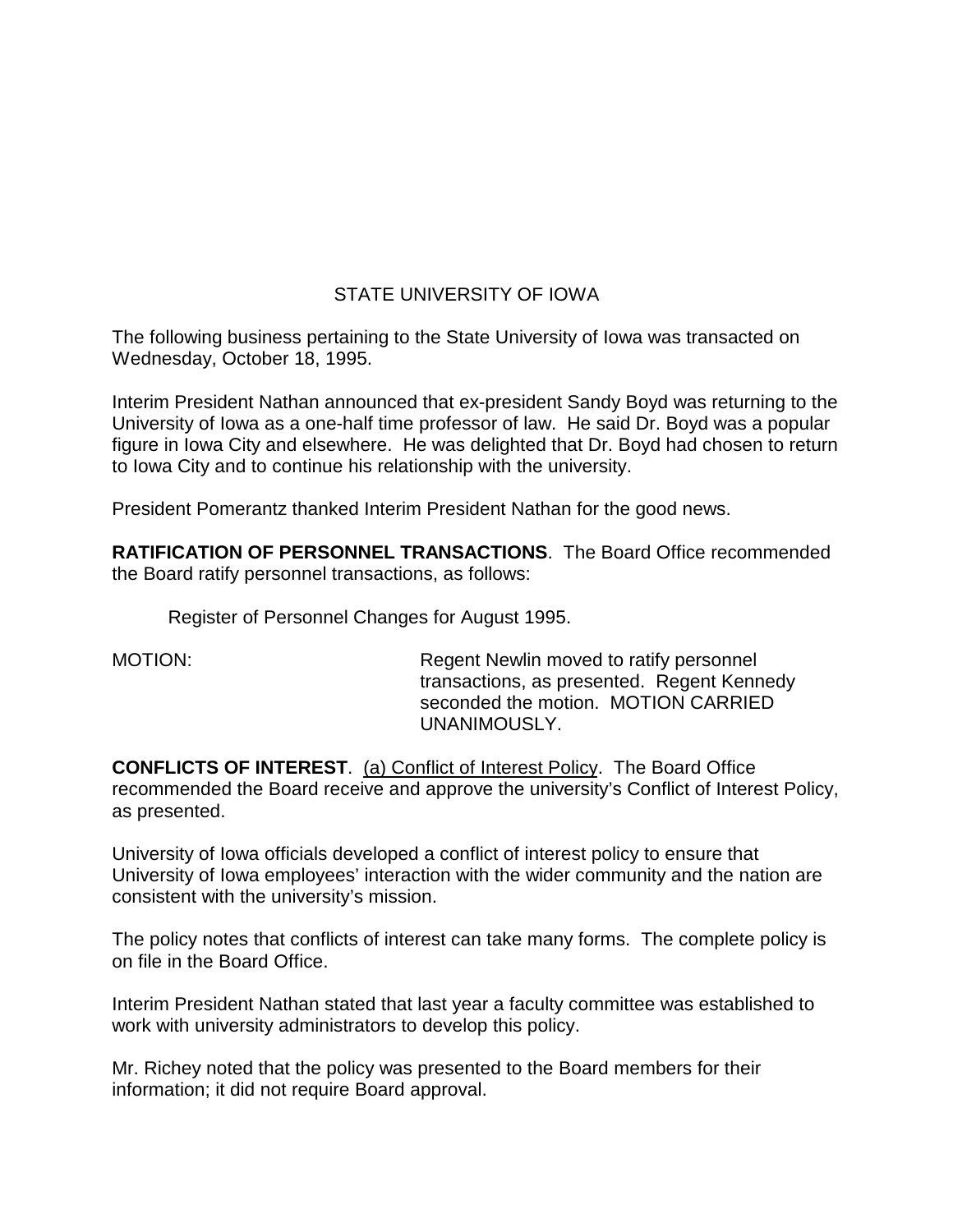## STATE UNIVERSITY OF IOWA

The following business pertaining to the State University of Iowa was transacted on Wednesday, October 18, 1995.

Interim President Nathan announced that ex-president Sandy Boyd was returning to the University of Iowa as a one-half time professor of law. He said Dr. Boyd was a popular figure in Iowa City and elsewhere. He was delighted that Dr. Boyd had chosen to return to Iowa City and to continue his relationship with the university.

President Pomerantz thanked Interim President Nathan for the good news.

**RATIFICATION OF PERSONNEL TRANSACTIONS**. The Board Office recommended the Board ratify personnel transactions, as follows:

Register of Personnel Changes for August 1995.

MOTION: Regent Newlin moved to ratify personnel transactions, as presented. Regent Kennedy seconded the motion. MOTION CARRIED UNANIMOUSLY.

**CONFLICTS OF INTEREST**. (a) Conflict of Interest Policy. The Board Office recommended the Board receive and approve the university's Conflict of Interest Policy, as presented.

University of Iowa officials developed a conflict of interest policy to ensure that University of Iowa employees' interaction with the wider community and the nation are consistent with the university's mission.

The policy notes that conflicts of interest can take many forms. The complete policy is on file in the Board Office.

Interim President Nathan stated that last year a faculty committee was established to work with university administrators to develop this policy.

Mr. Richey noted that the policy was presented to the Board members for their information; it did not require Board approval.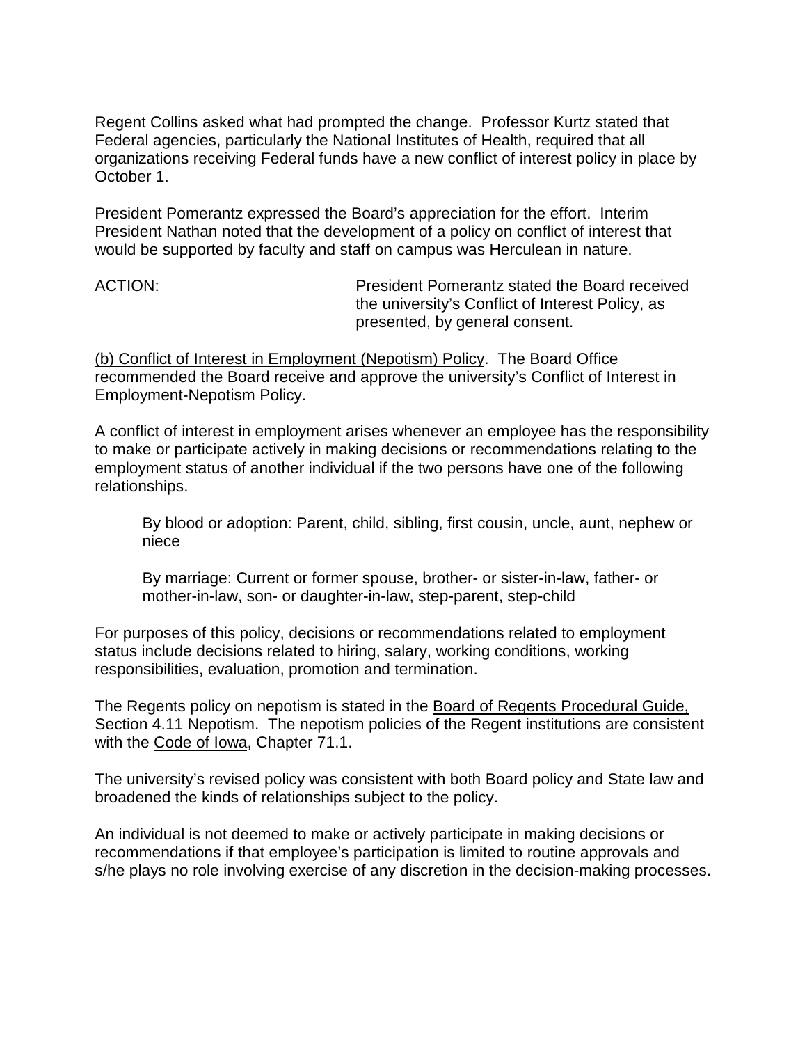Regent Collins asked what had prompted the change. Professor Kurtz stated that Federal agencies, particularly the National Institutes of Health, required that all organizations receiving Federal funds have a new conflict of interest policy in place by October 1.

President Pomerantz expressed the Board's appreciation for the effort. Interim President Nathan noted that the development of a policy on conflict of interest that would be supported by faculty and staff on campus was Herculean in nature.

ACTION: President Pomerantz stated the Board received the university's Conflict of Interest Policy, as presented, by general consent.

<u>(b) Conflict of Interest in Employment (Nepotism) Policy</u>. The Board Office recommended the Board receive and approve the university's Conflict of Interest in Employment-Nepotism Policy.

A conflict of interest in employment arises whenever an employee has the responsibility to make or participate actively in making decisions or recommendations relating to the employment status of another individual if the two persons have one of the following relationships.

> By blood or adoption: Parent, child, sibling, first cousin, uncle, aunt, nephew or niece
>
> By marriage: Current or former spouse, brother- or sister-in-law, father- or mother-in-law, son- or daughter-in-law, step-parent, step-child

For purposes of this policy, decisions or recommendations related to employment status include decisions related to hiring, salary, working conditions, working responsibilities, evaluation, promotion and termination.

The Regents policy on nepotism is stated in the <u>Board of Regents Procedural Guide,</u> Section 4.11 Nepotism. The nepotism policies of the Regent institutions are consistent with the <u>Code of Iowa</u>, Chapter 71.1.

The university's revised policy was consistent with both Board policy and State law and broadened the kinds of relationships subject to the policy.

An individual is not deemed to make or actively participate in making decisions or recommendations if that employee's participation is limited to routine approvals and s/he plays no role involving exercise of any discretion in the decision-making processes.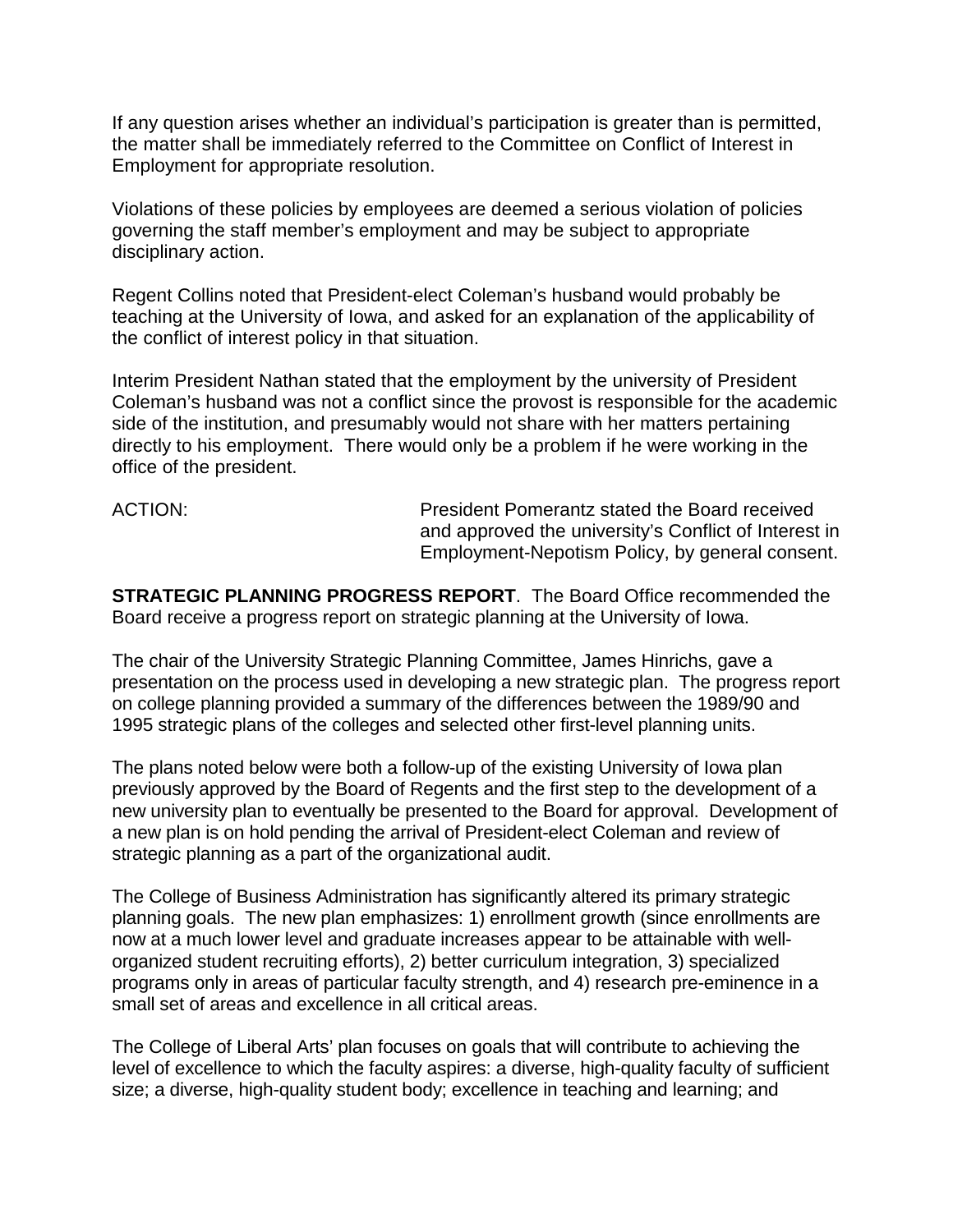If any question arises whether an individual's participation is greater than is permitted, the matter shall be immediately referred to the Committee on Conflict of Interest in Employment for appropriate resolution.

Violations of these policies by employees are deemed a serious violation of policies governing the staff member's employment and may be subject to appropriate disciplinary action.

Regent Collins noted that President-elect Coleman's husband would probably be teaching at the University of Iowa, and asked for an explanation of the applicability of the conflict of interest policy in that situation.

Interim President Nathan stated that the employment by the university of President Coleman's husband was not a conflict since the provost is responsible for the academic side of the institution, and presumably would not share with her matters pertaining directly to his employment. There would only be a problem if he were working in the office of the president.

ACTION: President Pomerantz stated the Board received and approved the university's Conflict of Interest in Employment-Nepotism Policy, by general consent.

**STRATEGIC PLANNING PROGRESS REPORT**. The Board Office recommended the Board receive a progress report on strategic planning at the University of Iowa.

The chair of the University Strategic Planning Committee, James Hinrichs, gave a presentation on the process used in developing a new strategic plan. The progress report on college planning provided a summary of the differences between the 1989/90 and 1995 strategic plans of the colleges and selected other first-level planning units.

The plans noted below were both a follow-up of the existing University of Iowa plan previously approved by the Board of Regents and the first step to the development of a new university plan to eventually be presented to the Board for approval. Development of a new plan is on hold pending the arrival of President-elect Coleman and review of strategic planning as a part of the organizational audit.

The College of Business Administration has significantly altered its primary strategic planning goals. The new plan emphasizes: 1) enrollment growth (since enrollments are now at a much lower level and graduate increases appear to be attainable with well-organized student recruiting efforts), 2) better curriculum integration, 3) specialized programs only in areas of particular faculty strength, and 4) research pre-eminence in a small set of areas and excellence in all critical areas.

The College of Liberal Arts' plan focuses on goals that will contribute to achieving the level of excellence to which the faculty aspires: a diverse, high-quality faculty of sufficient size; a diverse, high-quality student body; excellence in teaching and learning; and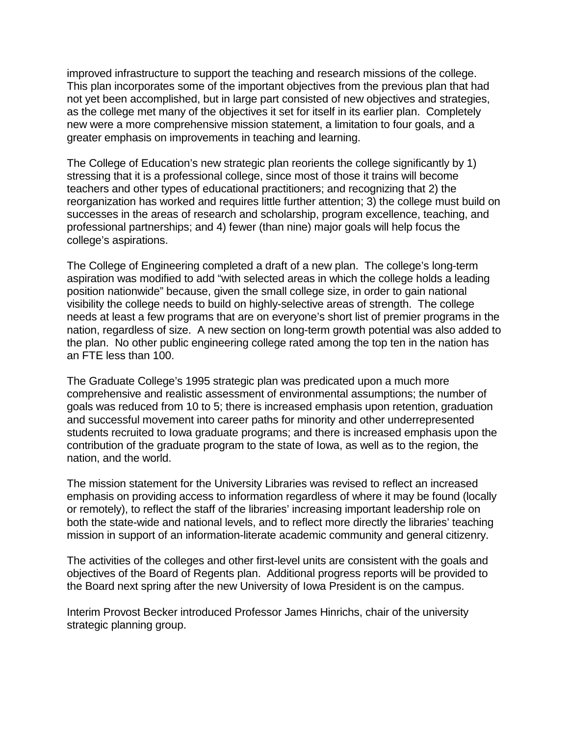improved infrastructure to support the teaching and research missions of the college. This plan incorporates some of the important objectives from the previous plan that had not yet been accomplished, but in large part consisted of new objectives and strategies, as the college met many of the objectives it set for itself in its earlier plan. Completely new were a more comprehensive mission statement, a limitation to four goals, and a greater emphasis on improvements in teaching and learning.

The College of Education's new strategic plan reorients the college significantly by 1) stressing that it is a professional college, since most of those it trains will become teachers and other types of educational practitioners; and recognizing that 2) the reorganization has worked and requires little further attention; 3) the college must build on successes in the areas of research and scholarship, program excellence, teaching, and professional partnerships; and 4) fewer (than nine) major goals will help focus the college's aspirations.

The College of Engineering completed a draft of a new plan. The college's long-term aspiration was modified to add "with selected areas in which the college holds a leading position nationwide" because, given the small college size, in order to gain national visibility the college needs to build on highly-selective areas of strength. The college needs at least a few programs that are on everyone's short list of premier programs in the nation, regardless of size. A new section on long-term growth potential was also added to the plan. No other public engineering college rated among the top ten in the nation has an FTE less than 100.

The Graduate College's 1995 strategic plan was predicated upon a much more comprehensive and realistic assessment of environmental assumptions; the number of goals was reduced from 10 to 5; there is increased emphasis upon retention, graduation and successful movement into career paths for minority and other underrepresented students recruited to Iowa graduate programs; and there is increased emphasis upon the contribution of the graduate program to the state of Iowa, as well as to the region, the nation, and the world.

The mission statement for the University Libraries was revised to reflect an increased emphasis on providing access to information regardless of where it may be found (locally or remotely), to reflect the staff of the libraries' increasing important leadership role on both the state-wide and national levels, and to reflect more directly the libraries' teaching mission in support of an information-literate academic community and general citizenry.

The activities of the colleges and other first-level units are consistent with the goals and objectives of the Board of Regents plan. Additional progress reports will be provided to the Board next spring after the new University of Iowa President is on the campus.

Interim Provost Becker introduced Professor James Hinrichs, chair of the university strategic planning group.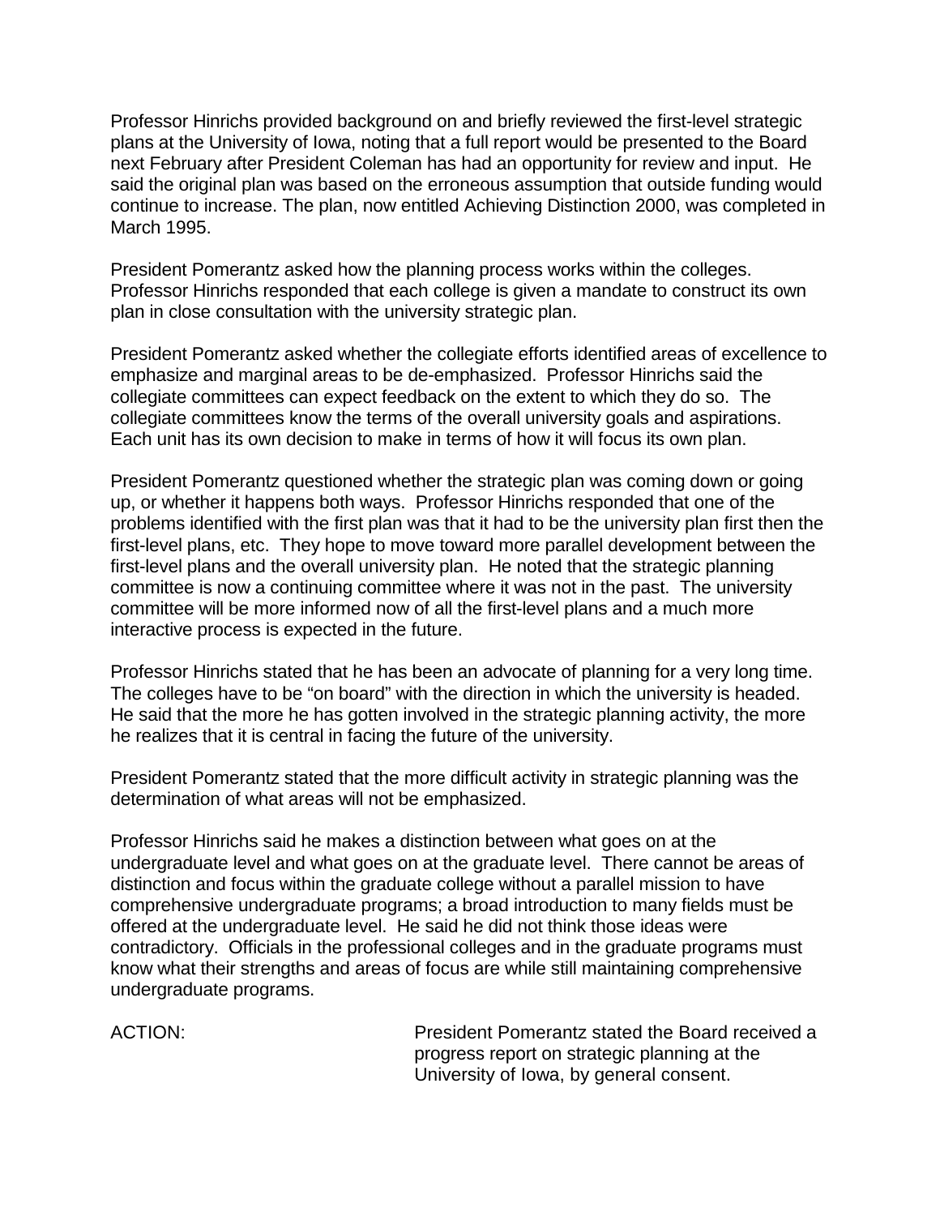Professor Hinrichs provided background on and briefly reviewed the first-level strategic plans at the University of Iowa, noting that a full report would be presented to the Board next February after President Coleman has had an opportunity for review and input. He said the original plan was based on the erroneous assumption that outside funding would continue to increase. The plan, now entitled Achieving Distinction 2000, was completed in March 1995.

President Pomerantz asked how the planning process works within the colleges. Professor Hinrichs responded that each college is given a mandate to construct its own plan in close consultation with the university strategic plan.

President Pomerantz asked whether the collegiate efforts identified areas of excellence to emphasize and marginal areas to be de-emphasized. Professor Hinrichs said the collegiate committees can expect feedback on the extent to which they do so. The collegiate committees know the terms of the overall university goals and aspirations. Each unit has its own decision to make in terms of how it will focus its own plan.

President Pomerantz questioned whether the strategic plan was coming down or going up, or whether it happens both ways. Professor Hinrichs responded that one of the problems identified with the first plan was that it had to be the university plan first then the first-level plans, etc. They hope to move toward more parallel development between the first-level plans and the overall university plan. He noted that the strategic planning committee is now a continuing committee where it was not in the past. The university committee will be more informed now of all the first-level plans and a much more interactive process is expected in the future.

Professor Hinrichs stated that he has been an advocate of planning for a very long time. The colleges have to be “on board” with the direction in which the university is headed. He said that the more he has gotten involved in the strategic planning activity, the more he realizes that it is central in facing the future of the university.

President Pomerantz stated that the more difficult activity in strategic planning was the determination of what areas will not be emphasized.

Professor Hinrichs said he makes a distinction between what goes on at the undergraduate level and what goes on at the graduate level. There cannot be areas of distinction and focus within the graduate college without a parallel mission to have comprehensive undergraduate programs; a broad introduction to many fields must be offered at the undergraduate level. He said he did not think those ideas were contradictory. Officials in the professional colleges and in the graduate programs must know what their strengths and areas of focus are while still maintaining comprehensive undergraduate programs.

ACTION: President Pomerantz stated the Board received a progress report on strategic planning at the University of Iowa, by general consent.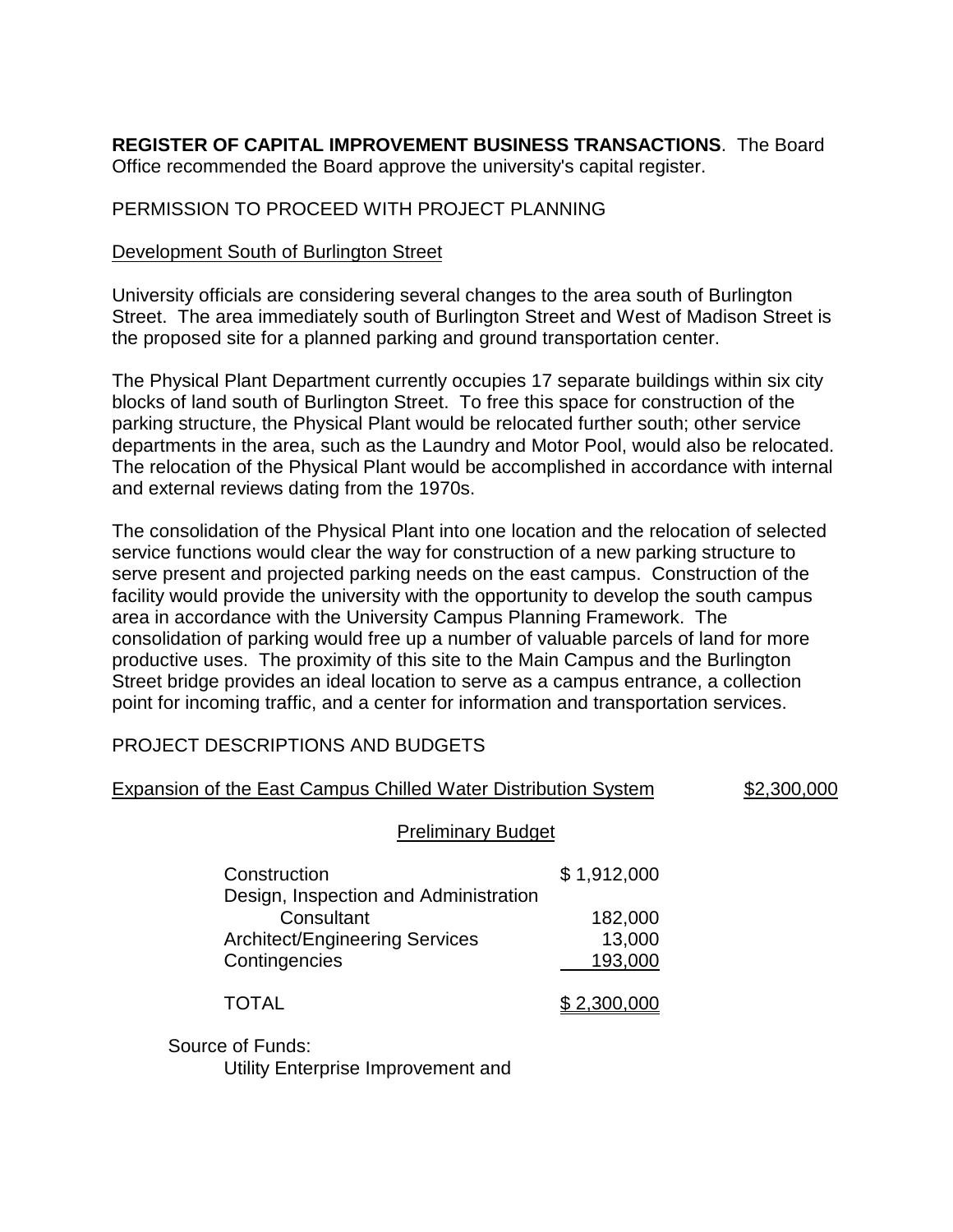**REGISTER OF CAPITAL IMPROVEMENT BUSINESS TRANSACTIONS**. The Board Office recommended the Board approve the university's capital register.

PERMISSION TO PROCEED WITH PROJECT PLANNING

Development South of Burlington Street

University officials are considering several changes to the area south of Burlington Street. The area immediately south of Burlington Street and West of Madison Street is the proposed site for a planned parking and ground transportation center.

The Physical Plant Department currently occupies 17 separate buildings within six city blocks of land south of Burlington Street. To free this space for construction of the parking structure, the Physical Plant would be relocated further south; other service departments in the area, such as the Laundry and Motor Pool, would also be relocated. The relocation of the Physical Plant would be accomplished in accordance with internal and external reviews dating from the 1970s.

The consolidation of the Physical Plant into one location and the relocation of selected service functions would clear the way for construction of a new parking structure to serve present and projected parking needs on the east campus. Construction of the facility would provide the university with the opportunity to develop the south campus area in accordance with the University Campus Planning Framework. The consolidation of parking would free up a number of valuable parcels of land for more productive uses. The proximity of this site to the Main Campus and the Burlington Street bridge provides an ideal location to serve as a campus entrance, a collection point for incoming traffic, and a center for information and transportation services.

PROJECT DESCRIPTIONS AND BUDGETS

Expansion of the East Campus Chilled Water Distribution System — $2,300,000

Preliminary Budget

| | |
|---|---|
| Construction | $ 1,912,000 |
| Design, Inspection and Administration | |
| Consultant | 182,000 |
| Architect/Engineering Services | 13,000 |
| Contingencies | 193,000 |
| TOTAL | $ 2,300,000 |

Source of Funds:
Utility Enterprise Improvement and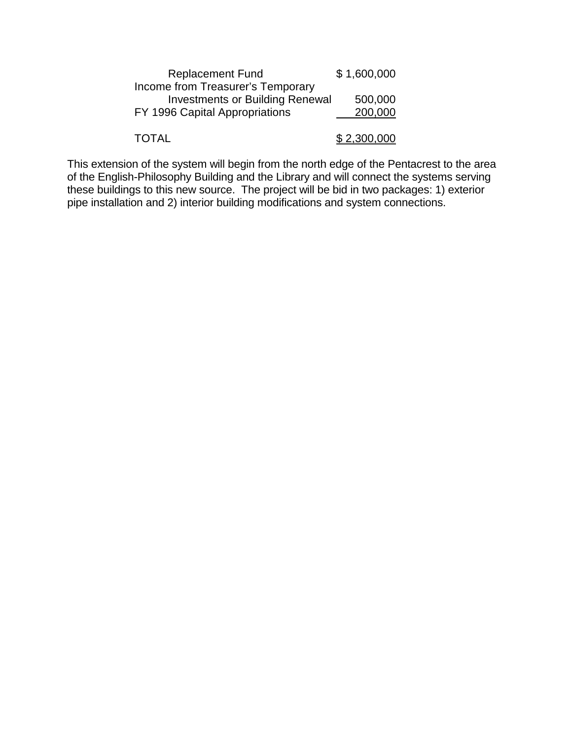| | |
|---|---|
| Replacement Fund | $ 1,600,000 |
| Income from Treasurer's Temporary Investments or Building Renewal | 500,000 |
| FY 1996 Capital Appropriations | 200,000 |
| TOTAL | $ 2,300,000 |

This extension of the system will begin from the north edge of the Pentacrest to the area of the English-Philosophy Building and the Library and will connect the systems serving these buildings to this new source. The project will be bid in two packages: 1) exterior pipe installation and 2) interior building modifications and system connections.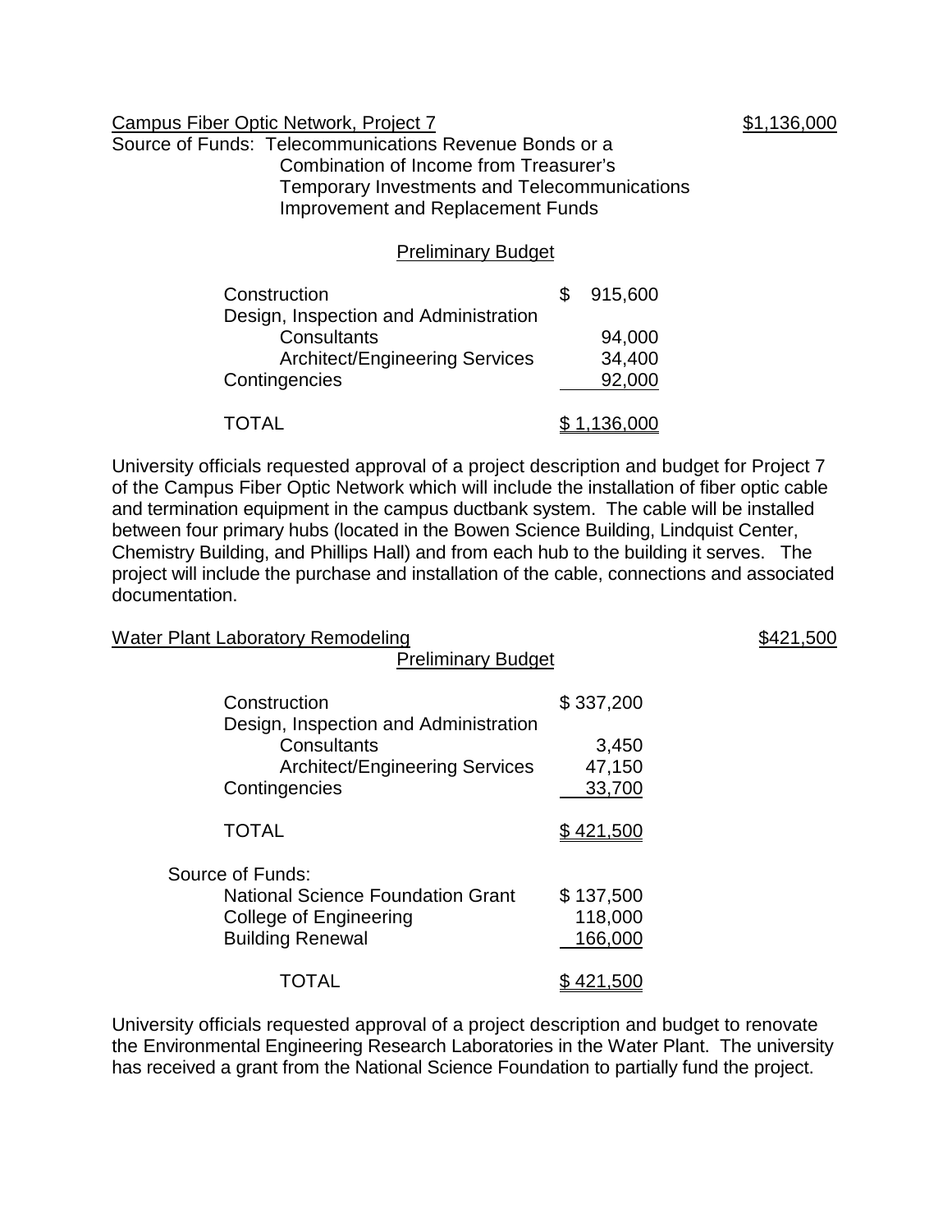Campus Fiber Optic Network, Project 7 — $1,136,000

Source of Funds: Telecommunications Revenue Bonds or a Combination of Income from Treasurer's Temporary Investments and Telecommunications Improvement and Replacement Funds

Preliminary Budget

| | |
|---|---|
| Construction | $ 915,600 |
| Design, Inspection and Administration | |
| Consultants | 94,000 |
| Architect/Engineering Services | 34,400 |
| Contingencies | 92,000 |
| TOTAL | $ 1,136,000 |

University officials requested approval of a project description and budget for Project 7 of the Campus Fiber Optic Network which will include the installation of fiber optic cable and termination equipment in the campus ductbank system. The cable will be installed between four primary hubs (located in the Bowen Science Building, Lindquist Center, Chemistry Building, and Phillips Hall) and from each hub to the building it serves. The project will include the purchase and installation of the cable, connections and associated documentation.

Water Plant Laboratory Remodeling — $421,500

Preliminary Budget

| | |
|---|---|
| Construction | $ 337,200 |
| Design, Inspection and Administration | |
| Consultants | 3,450 |
| Architect/Engineering Services | 47,150 |
| Contingencies | 33,700 |
| TOTAL | $ 421,500 |

Source of Funds:

| | |
|---|---|
| National Science Foundation Grant | $ 137,500 |
| College of Engineering | 118,000 |
| Building Renewal | 166,000 |
| TOTAL | $ 421,500 |

University officials requested approval of a project description and budget to renovate the Environmental Engineering Research Laboratories in the Water Plant. The university has received a grant from the National Science Foundation to partially fund the project.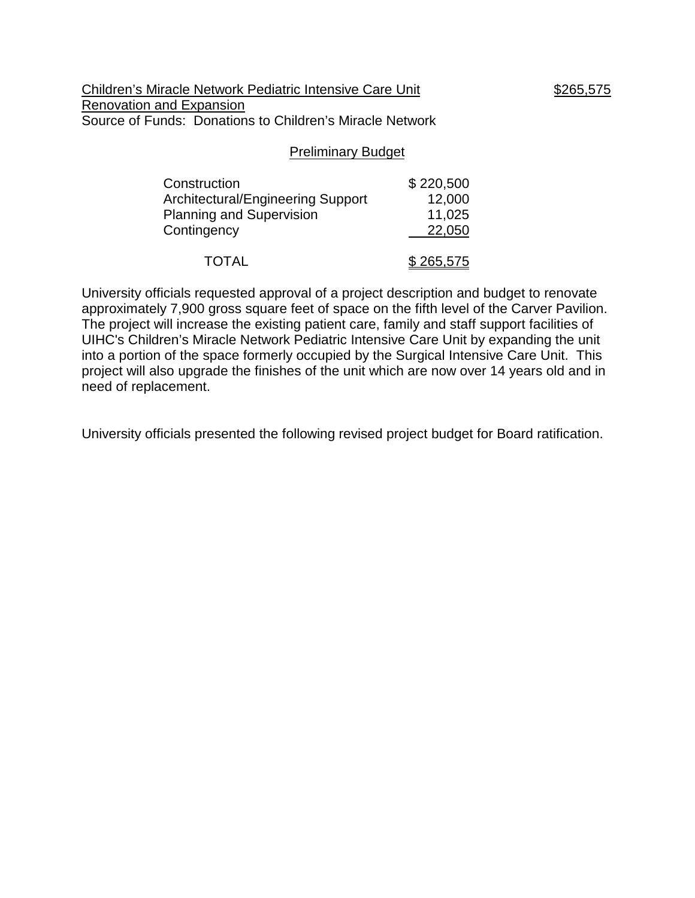Children's Miracle Network Pediatric Intensive Care Unit Renovation and Expansion — $265,575

Source of Funds: Donations to Children's Miracle Network

Preliminary Budget

| | |
|---|---|
| Construction | $ 220,500 |
| Architectural/Engineering Support | 12,000 |
| Planning and Supervision | 11,025 |
| Contingency | 22,050 |
| TOTAL | $ 265,575 |

University officials requested approval of a project description and budget to renovate approximately 7,900 gross square feet of space on the fifth level of the Carver Pavilion. The project will increase the existing patient care, family and staff support facilities of UIHC's Children's Miracle Network Pediatric Intensive Care Unit by expanding the unit into a portion of the space formerly occupied by the Surgical Intensive Care Unit. This project will also upgrade the finishes of the unit which are now over 14 years old and in need of replacement.

University officials presented the following revised project budget for Board ratification.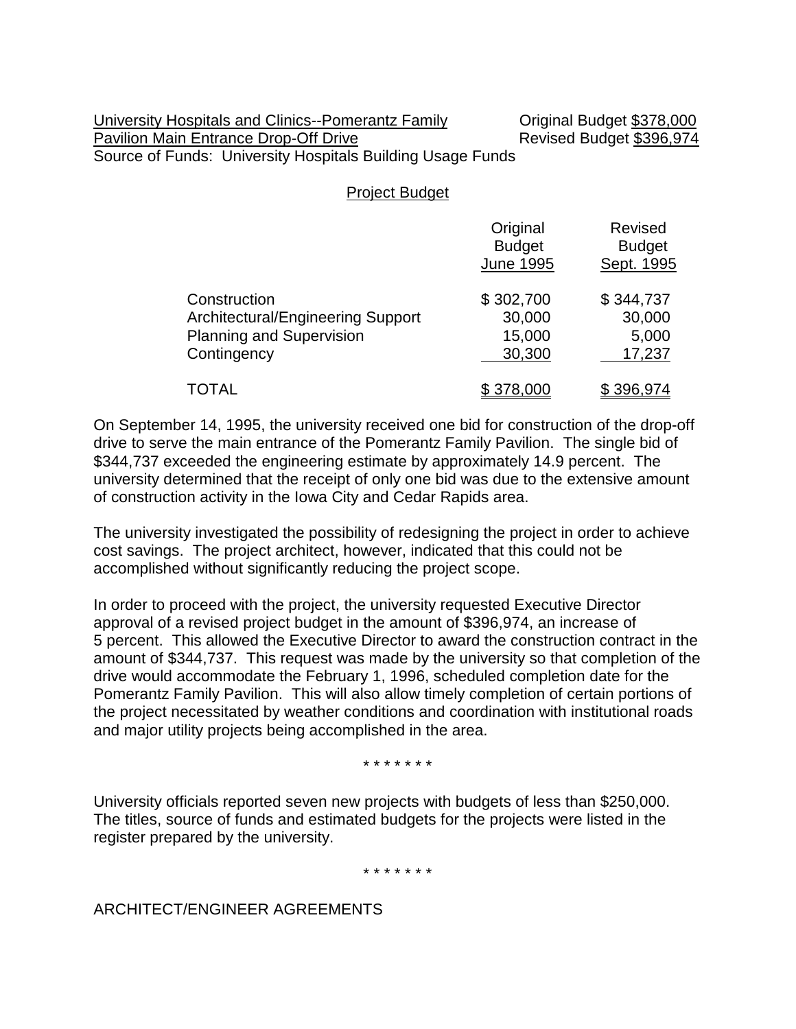University Hospitals and Clinics--Pomerantz Family Pavilion Main Entrance Drop-Off Drive

Original Budget $378,000
Revised Budget $396,974

Source of Funds: University Hospitals Building Usage Funds

Project Budget

| | Original Budget June 1995 | Revised Budget Sept. 1995 |
|---|---|---|
| Construction | $ 302,700 | $ 344,737 |
| Architectural/Engineering Support | 30,000 | 30,000 |
| Planning and Supervision | 15,000 | 5,000 |
| Contingency | 30,300 | 17,237 |
| TOTAL | $ 378,000 | $ 396,974 |

On September 14, 1995, the university received one bid for construction of the drop-off drive to serve the main entrance of the Pomerantz Family Pavilion. The single bid of $344,737 exceeded the engineering estimate by approximately 14.9 percent. The university determined that the receipt of only one bid was due to the extensive amount of construction activity in the Iowa City and Cedar Rapids area.

The university investigated the possibility of redesigning the project in order to achieve cost savings. The project architect, however, indicated that this could not be accomplished without significantly reducing the project scope.

In order to proceed with the project, the university requested Executive Director approval of a revised project budget in the amount of $396,974, an increase of 5 percent. This allowed the Executive Director to award the construction contract in the amount of $344,737. This request was made by the university so that completion of the drive would accommodate the February 1, 1996, scheduled completion date for the Pomerantz Family Pavilion. This will also allow timely completion of certain portions of the project necessitated by weather conditions and coordination with institutional roads and major utility projects being accomplished in the area.

\* \* \* \* \* \* \*

University officials reported seven new projects with budgets of less than $250,000. The titles, source of funds and estimated budgets for the projects were listed in the register prepared by the university.

\* \* \* \* \* \* \*

ARCHITECT/ENGINEER AGREEMENTS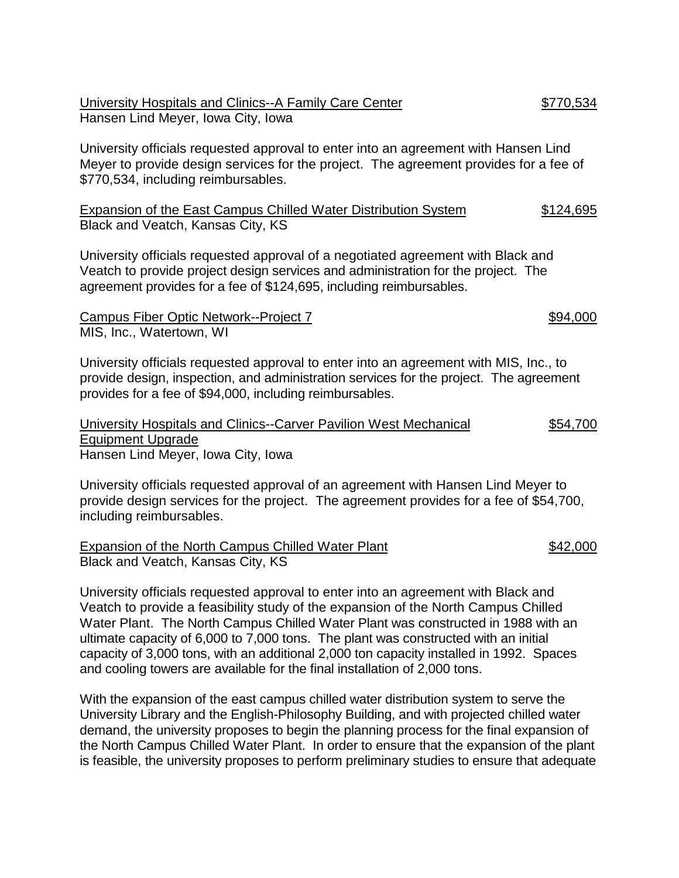<u>University Hospitals and Clinics--A Family Care Center</u> <u>$770,534</u>
Hansen Lind Meyer, Iowa City, Iowa

University officials requested approval to enter into an agreement with Hansen Lind Meyer to provide design services for the project. The agreement provides for a fee of $770,534, including reimbursables.

<u>Expansion of the East Campus Chilled Water Distribution System</u> <u>$124,695</u>
Black and Veatch, Kansas City, KS

University officials requested approval of a negotiated agreement with Black and Veatch to provide project design services and administration for the project. The agreement provides for a fee of $124,695, including reimbursables.

<u>Campus Fiber Optic Network--Project 7</u> <u>$94,000</u>
MIS, Inc., Watertown, WI

University officials requested approval to enter into an agreement with MIS, Inc., to provide design, inspection, and administration services for the project. The agreement provides for a fee of $94,000, including reimbursables.

<u>University Hospitals and Clinics--Carver Pavilion West Mechanical Equipment Upgrade</u> <u>$54,700</u>
Hansen Lind Meyer, Iowa City, Iowa

University officials requested approval of an agreement with Hansen Lind Meyer to provide design services for the project. The agreement provides for a fee of $54,700, including reimbursables.

<u>Expansion of the North Campus Chilled Water Plant</u> <u>$42,000</u>
Black and Veatch, Kansas City, KS

University officials requested approval to enter into an agreement with Black and Veatch to provide a feasibility study of the expansion of the North Campus Chilled Water Plant. The North Campus Chilled Water Plant was constructed in 1988 with an ultimate capacity of 6,000 to 7,000 tons. The plant was constructed with an initial capacity of 3,000 tons, with an additional 2,000 ton capacity installed in 1992. Spaces and cooling towers are available for the final installation of 2,000 tons.

With the expansion of the east campus chilled water distribution system to serve the University Library and the English-Philosophy Building, and with projected chilled water demand, the university proposes to begin the planning process for the final expansion of the North Campus Chilled Water Plant. In order to ensure that the expansion of the plant is feasible, the university proposes to perform preliminary studies to ensure that adequate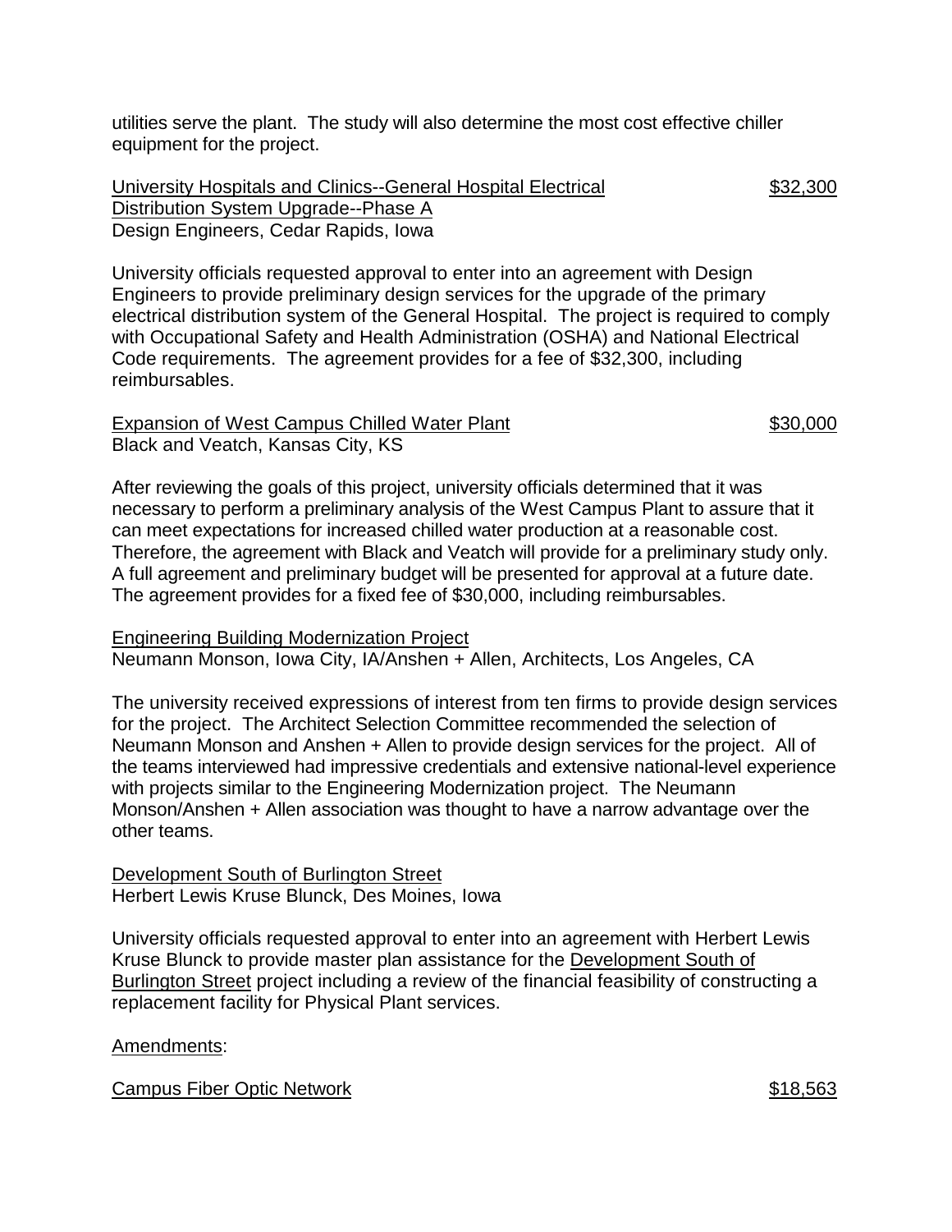utilities serve the plant. The study will also determine the most cost effective chiller equipment for the project.

University Hospitals and Clinics--General Hospital Electrical Distribution System Upgrade--Phase A — $32,300
Design Engineers, Cedar Rapids, Iowa

University officials requested approval to enter into an agreement with Design Engineers to provide preliminary design services for the upgrade of the primary electrical distribution system of the General Hospital. The project is required to comply with Occupational Safety and Health Administration (OSHA) and National Electrical Code requirements. The agreement provides for a fee of $32,300, including reimbursables.

Expansion of West Campus Chilled Water Plant — $30,000
Black and Veatch, Kansas City, KS

After reviewing the goals of this project, university officials determined that it was necessary to perform a preliminary analysis of the West Campus Plant to assure that it can meet expectations for increased chilled water production at a reasonable cost. Therefore, the agreement with Black and Veatch will provide for a preliminary study only. A full agreement and preliminary budget will be presented for approval at a future date. The agreement provides for a fixed fee of $30,000, including reimbursables.

Engineering Building Modernization Project
Neumann Monson, Iowa City, IA/Anshen + Allen, Architects, Los Angeles, CA

The university received expressions of interest from ten firms to provide design services for the project. The Architect Selection Committee recommended the selection of Neumann Monson and Anshen + Allen to provide design services for the project. All of the teams interviewed had impressive credentials and extensive national-level experience with projects similar to the Engineering Modernization project. The Neumann Monson/Anshen + Allen association was thought to have a narrow advantage over the other teams.

Development South of Burlington Street
Herbert Lewis Kruse Blunck, Des Moines, Iowa

University officials requested approval to enter into an agreement with Herbert Lewis Kruse Blunck to provide master plan assistance for the Development South of Burlington Street project including a review of the financial feasibility of constructing a replacement facility for Physical Plant services.

Amendments:

Campus Fiber Optic Network — $18,563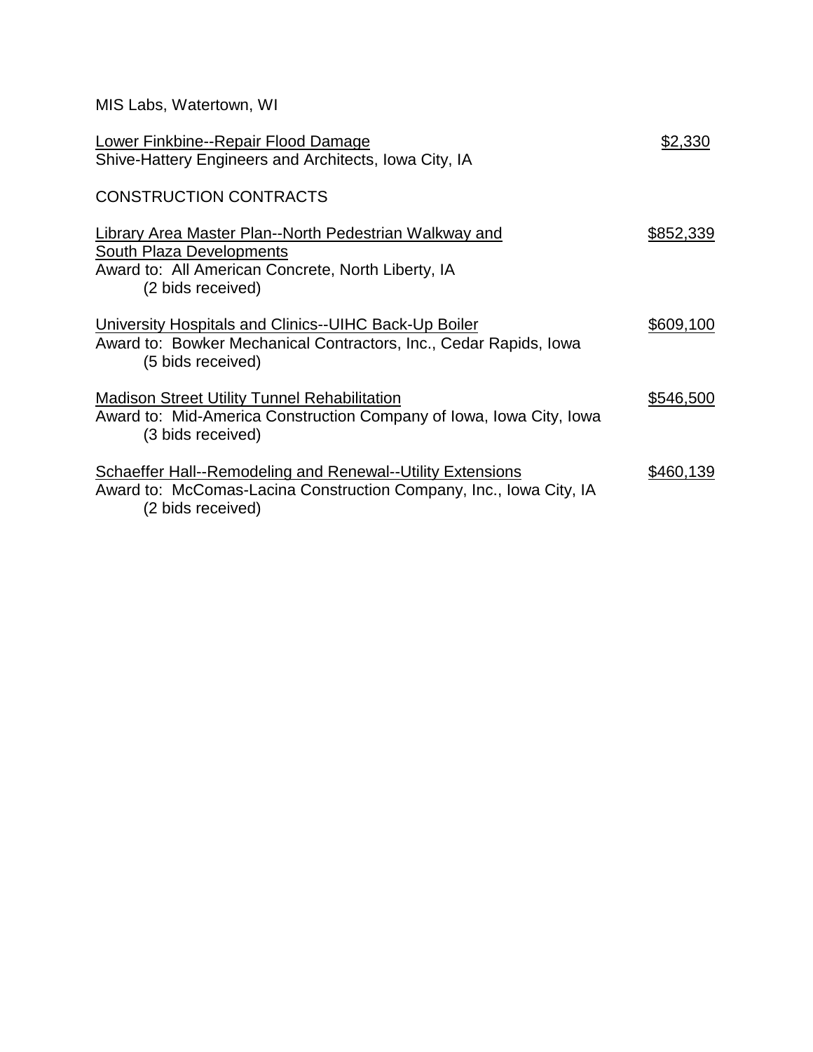MIS Labs, Watertown, WI

<u>Lower Finkbine--Repair Flood Damage</u> <u>$2,330</u>
Shive-Hattery Engineers and Architects, Iowa City, IA

CONSTRUCTION CONTRACTS

<u>Library Area Master Plan--North Pedestrian Walkway and South Plaza Developments</u> <u>$852,339</u>
Award to: All American Concrete, North Liberty, IA
(2 bids received)

<u>University Hospitals and Clinics--UIHC Back-Up Boiler</u> <u>$609,100</u>
Award to: Bowker Mechanical Contractors, Inc., Cedar Rapids, Iowa
(5 bids received)

<u>Madison Street Utility Tunnel Rehabilitation</u> <u>$546,500</u>
Award to: Mid-America Construction Company of Iowa, Iowa City, Iowa
(3 bids received)

<u>Schaeffer Hall--Remodeling and Renewal--Utility Extensions</u> <u>$460,139</u>
Award to: McComas-Lacina Construction Company, Inc., Iowa City, IA
(2 bids received)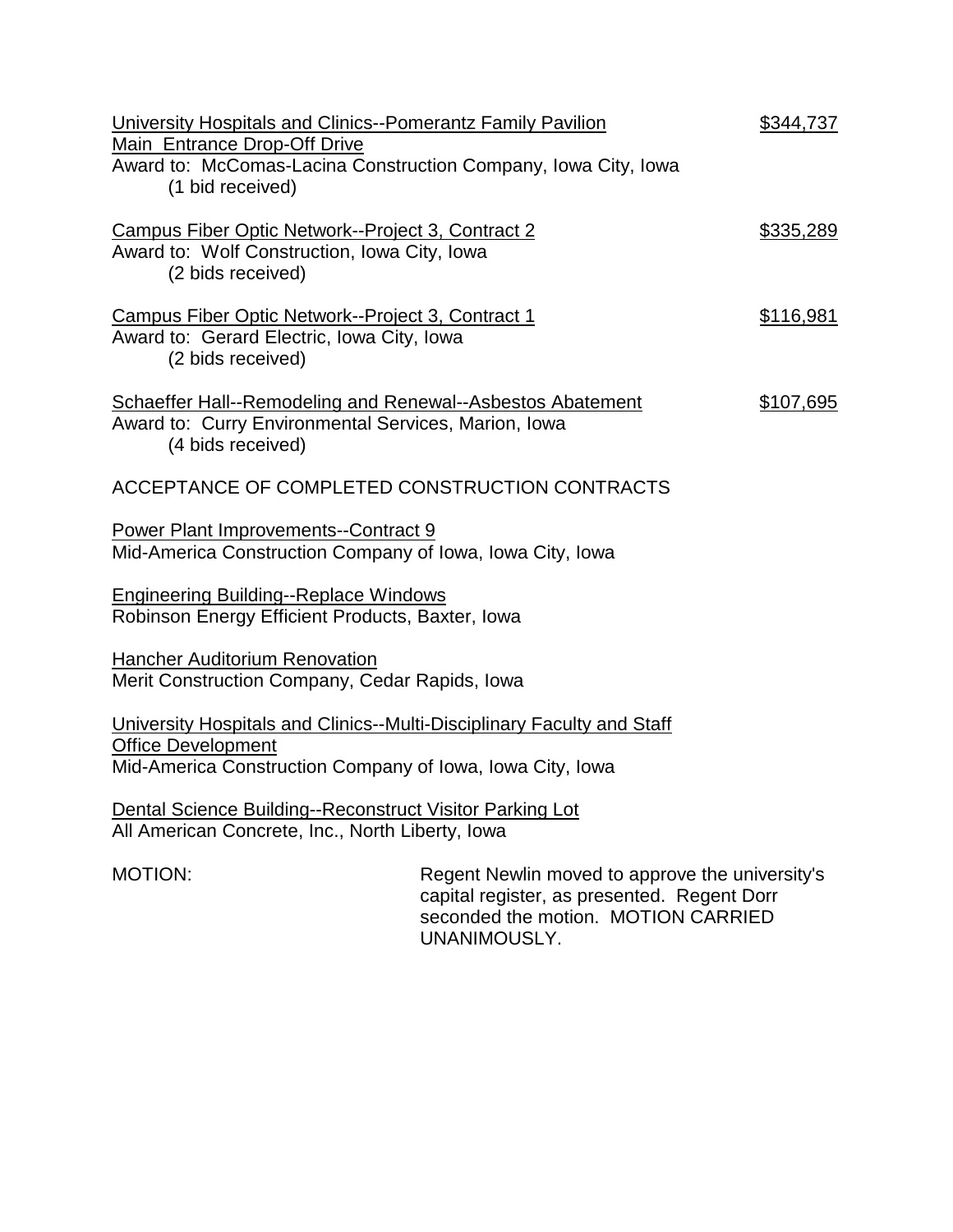<u>University Hospitals and Clinics--Pomerantz Family Pavilion Main Entrance Drop-Off Drive</u> — <u>$344,737</u>
Award to: McComas-Lacina Construction Company, Iowa City, Iowa
(1 bid received)

<u>Campus Fiber Optic Network--Project 3, Contract 2</u> — <u>$335,289</u>
Award to: Wolf Construction, Iowa City, Iowa
(2 bids received)

<u>Campus Fiber Optic Network--Project 3, Contract 1</u> — <u>$116,981</u>
Award to: Gerard Electric, Iowa City, Iowa
(2 bids received)

<u>Schaeffer Hall--Remodeling and Renewal--Asbestos Abatement</u> — <u>$107,695</u>
Award to: Curry Environmental Services, Marion, Iowa
(4 bids received)

ACCEPTANCE OF COMPLETED CONSTRUCTION CONTRACTS

<u>Power Plant Improvements--Contract 9</u>
Mid-America Construction Company of Iowa, Iowa City, Iowa

<u>Engineering Building--Replace Windows</u>
Robinson Energy Efficient Products, Baxter, Iowa

<u>Hancher Auditorium Renovation</u>
Merit Construction Company, Cedar Rapids, Iowa

<u>University Hospitals and Clinics--Multi-Disciplinary Faculty and Staff Office Development</u>
Mid-America Construction Company of Iowa, Iowa City, Iowa

<u>Dental Science Building--Reconstruct Visitor Parking Lot</u>
All American Concrete, Inc., North Liberty, Iowa

MOTION: Regent Newlin moved to approve the university's capital register, as presented. Regent Dorr seconded the motion. MOTION CARRIED UNANIMOUSLY.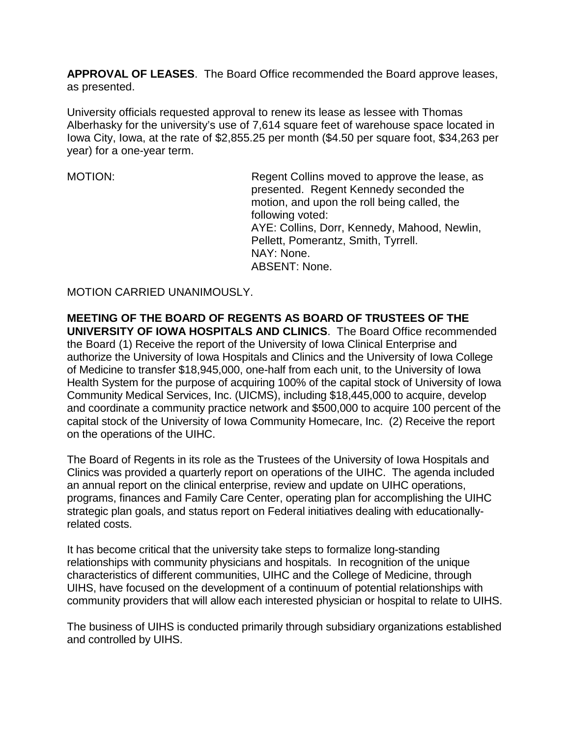**APPROVAL OF LEASES**. The Board Office recommended the Board approve leases, as presented.

University officials requested approval to renew its lease as lessee with Thomas Alberhasky for the university's use of 7,614 square feet of warehouse space located in Iowa City, Iowa, at the rate of $2,855.25 per month ($4.50 per square foot, $34,263 per year) for a one-year term.

MOTION: Regent Collins moved to approve the lease, as presented. Regent Kennedy seconded the motion, and upon the roll being called, the following voted:
AYE: Collins, Dorr, Kennedy, Mahood, Newlin, Pellett, Pomerantz, Smith, Tyrrell.
NAY: None.
ABSENT: None.

MOTION CARRIED UNANIMOUSLY.

**MEETING OF THE BOARD OF REGENTS AS BOARD OF TRUSTEES OF THE UNIVERSITY OF IOWA HOSPITALS AND CLINICS**. The Board Office recommended the Board (1) Receive the report of the University of Iowa Clinical Enterprise and authorize the University of Iowa Hospitals and Clinics and the University of Iowa College of Medicine to transfer $18,945,000, one-half from each unit, to the University of Iowa Health System for the purpose of acquiring 100% of the capital stock of University of Iowa Community Medical Services, Inc. (UICMS), including $18,445,000 to acquire, develop and coordinate a community practice network and $500,000 to acquire 100 percent of the capital stock of the University of Iowa Community Homecare, Inc. (2) Receive the report on the operations of the UIHC.

The Board of Regents in its role as the Trustees of the University of Iowa Hospitals and Clinics was provided a quarterly report on operations of the UIHC. The agenda included an annual report on the clinical enterprise, review and update on UIHC operations, programs, finances and Family Care Center, operating plan for accomplishing the UIHC strategic plan goals, and status report on Federal initiatives dealing with educationally-related costs.

It has become critical that the university take steps to formalize long-standing relationships with community physicians and hospitals. In recognition of the unique characteristics of different communities, UIHC and the College of Medicine, through UIHS, have focused on the development of a continuum of potential relationships with community providers that will allow each interested physician or hospital to relate to UIHS.

The business of UIHS is conducted primarily through subsidiary organizations established and controlled by UIHS.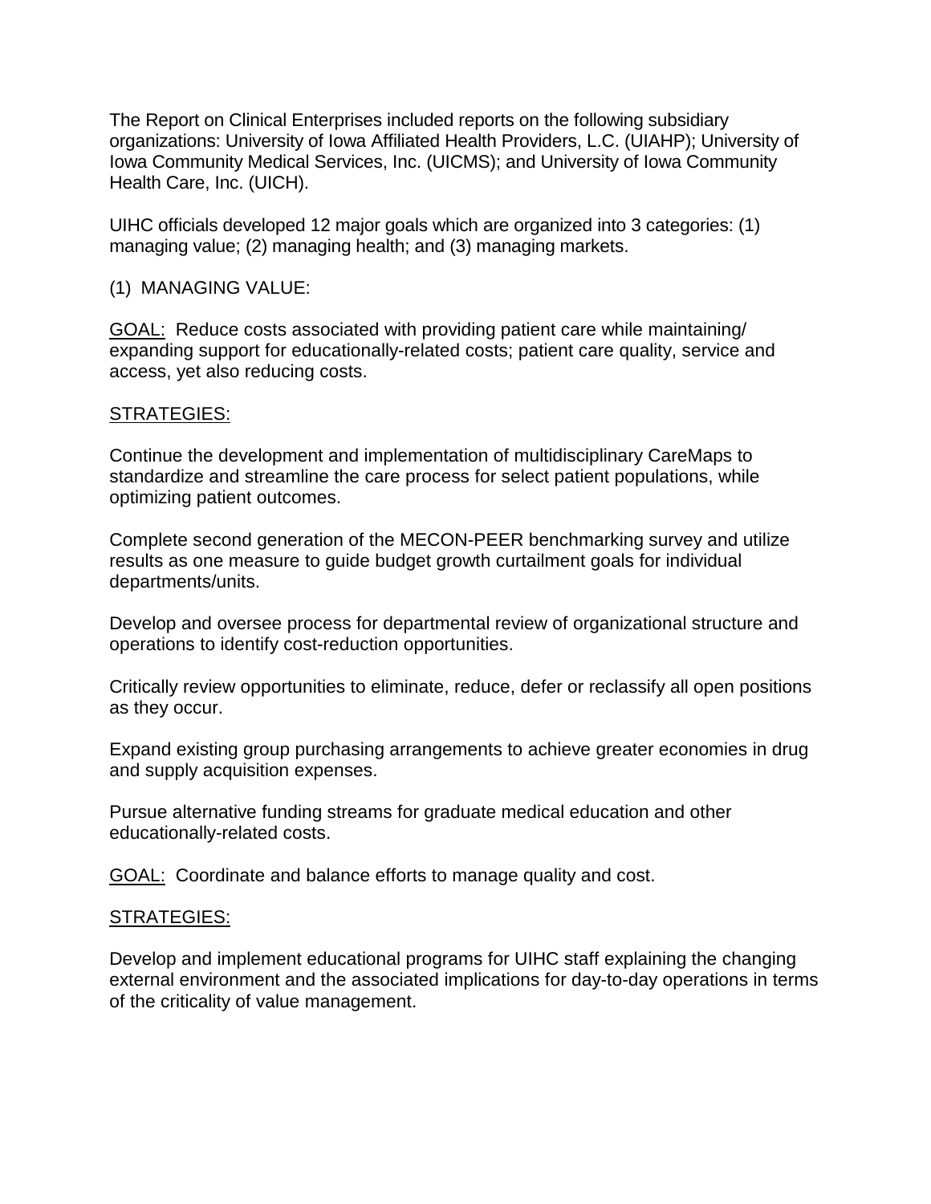The Report on Clinical Enterprises included reports on the following subsidiary organizations: University of Iowa Affiliated Health Providers, L.C. (UIAHP); University of Iowa Community Medical Services, Inc. (UICMS); and University of Iowa Community Health Care, Inc. (UICH).

UIHC officials developed 12 major goals which are organized into 3 categories: (1) managing value; (2) managing health; and (3) managing markets.

(1) MANAGING VALUE:

<u>GOAL:</u> Reduce costs associated with providing patient care while maintaining/ expanding support for educationally-related costs; patient care quality, service and access, yet also reducing costs.

<u>STRATEGIES:</u>

Continue the development and implementation of multidisciplinary CareMaps to standardize and streamline the care process for select patient populations, while optimizing patient outcomes.

Complete second generation of the MECON-PEER benchmarking survey and utilize results as one measure to guide budget growth curtailment goals for individual departments/units.

Develop and oversee process for departmental review of organizational structure and operations to identify cost-reduction opportunities.

Critically review opportunities to eliminate, reduce, defer or reclassify all open positions as they occur.

Expand existing group purchasing arrangements to achieve greater economies in drug and supply acquisition expenses.

Pursue alternative funding streams for graduate medical education and other educationally-related costs.

<u>GOAL:</u> Coordinate and balance efforts to manage quality and cost.

<u>STRATEGIES:</u>

Develop and implement educational programs for UIHC staff explaining the changing external environment and the associated implications for day-to-day operations in terms of the criticality of value management.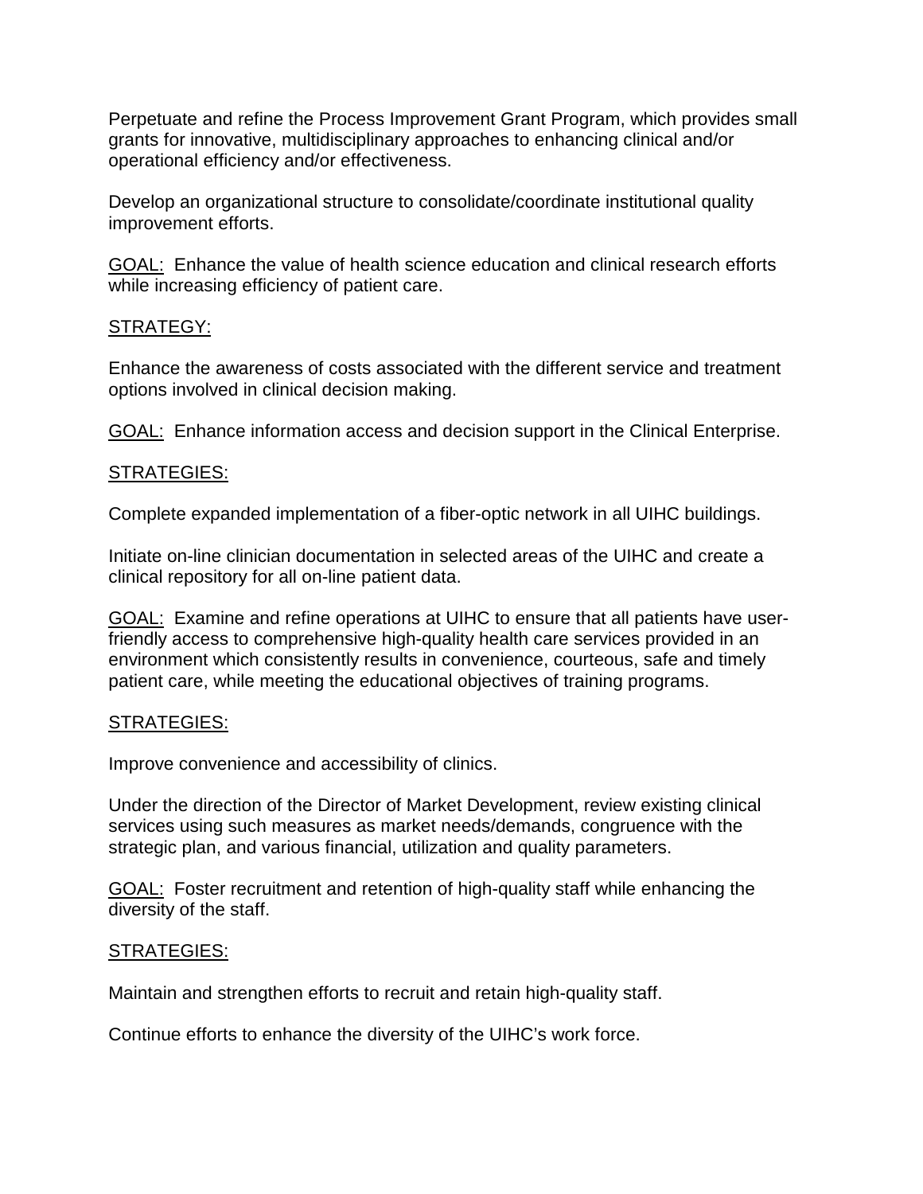Perpetuate and refine the Process Improvement Grant Program, which provides small grants for innovative, multidisciplinary approaches to enhancing clinical and/or operational efficiency and/or effectiveness.

Develop an organizational structure to consolidate/coordinate institutional quality improvement efforts.

GOAL: Enhance the value of health science education and clinical research efforts while increasing efficiency of patient care.

STRATEGY:

Enhance the awareness of costs associated with the different service and treatment options involved in clinical decision making.

GOAL: Enhance information access and decision support in the Clinical Enterprise.

STRATEGIES:

Complete expanded implementation of a fiber-optic network in all UIHC buildings.

Initiate on-line clinician documentation in selected areas of the UIHC and create a clinical repository for all on-line patient data.

GOAL: Examine and refine operations at UIHC to ensure that all patients have user-friendly access to comprehensive high-quality health care services provided in an environment which consistently results in convenience, courteous, safe and timely patient care, while meeting the educational objectives of training programs.

STRATEGIES:

Improve convenience and accessibility of clinics.

Under the direction of the Director of Market Development, review existing clinical services using such measures as market needs/demands, congruence with the strategic plan, and various financial, utilization and quality parameters.

GOAL: Foster recruitment and retention of high-quality staff while enhancing the diversity of the staff.

STRATEGIES:

Maintain and strengthen efforts to recruit and retain high-quality staff.

Continue efforts to enhance the diversity of the UIHC's work force.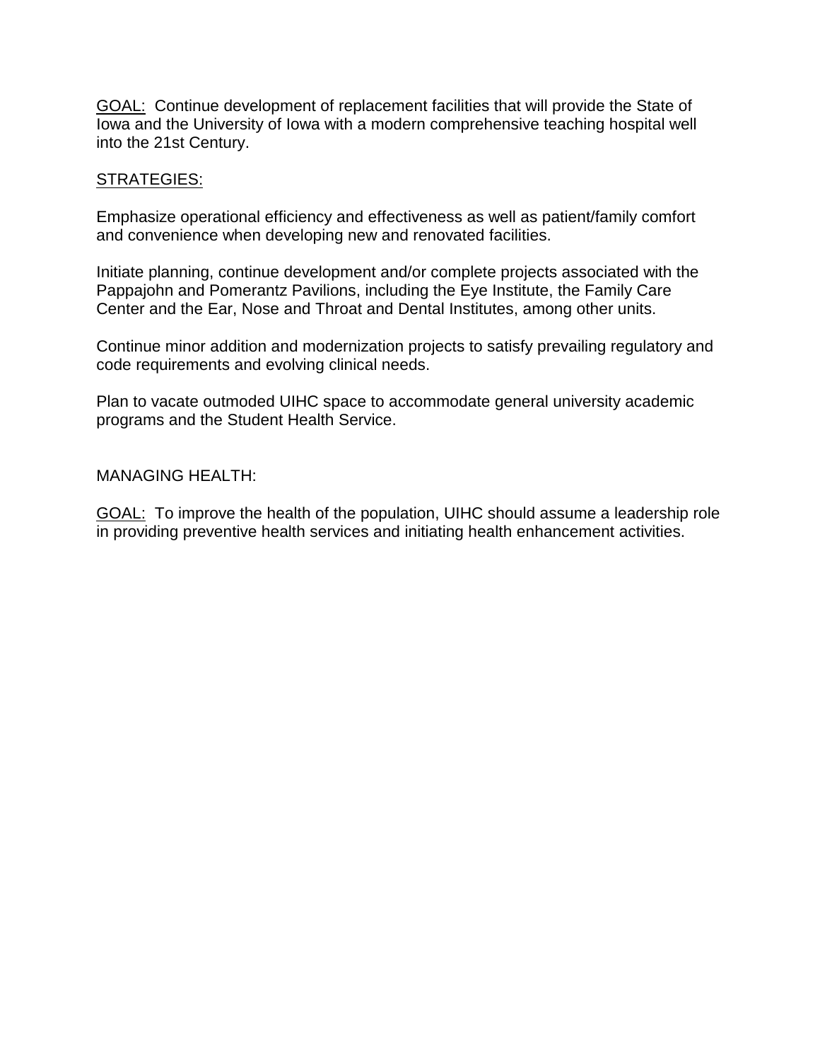<u>GOAL:</u> Continue development of replacement facilities that will provide the State of Iowa and the University of Iowa with a modern comprehensive teaching hospital well into the 21st Century.

<u>STRATEGIES:</u>

Emphasize operational efficiency and effectiveness as well as patient/family comfort and convenience when developing new and renovated facilities.

Initiate planning, continue development and/or complete projects associated with the Pappajohn and Pomerantz Pavilions, including the Eye Institute, the Family Care Center and the Ear, Nose and Throat and Dental Institutes, among other units.

Continue minor addition and modernization projects to satisfy prevailing regulatory and code requirements and evolving clinical needs.

Plan to vacate outmoded UIHC space to accommodate general university academic programs and the Student Health Service.

MANAGING HEALTH:

<u>GOAL:</u> To improve the health of the population, UIHC should assume a leadership role in providing preventive health services and initiating health enhancement activities.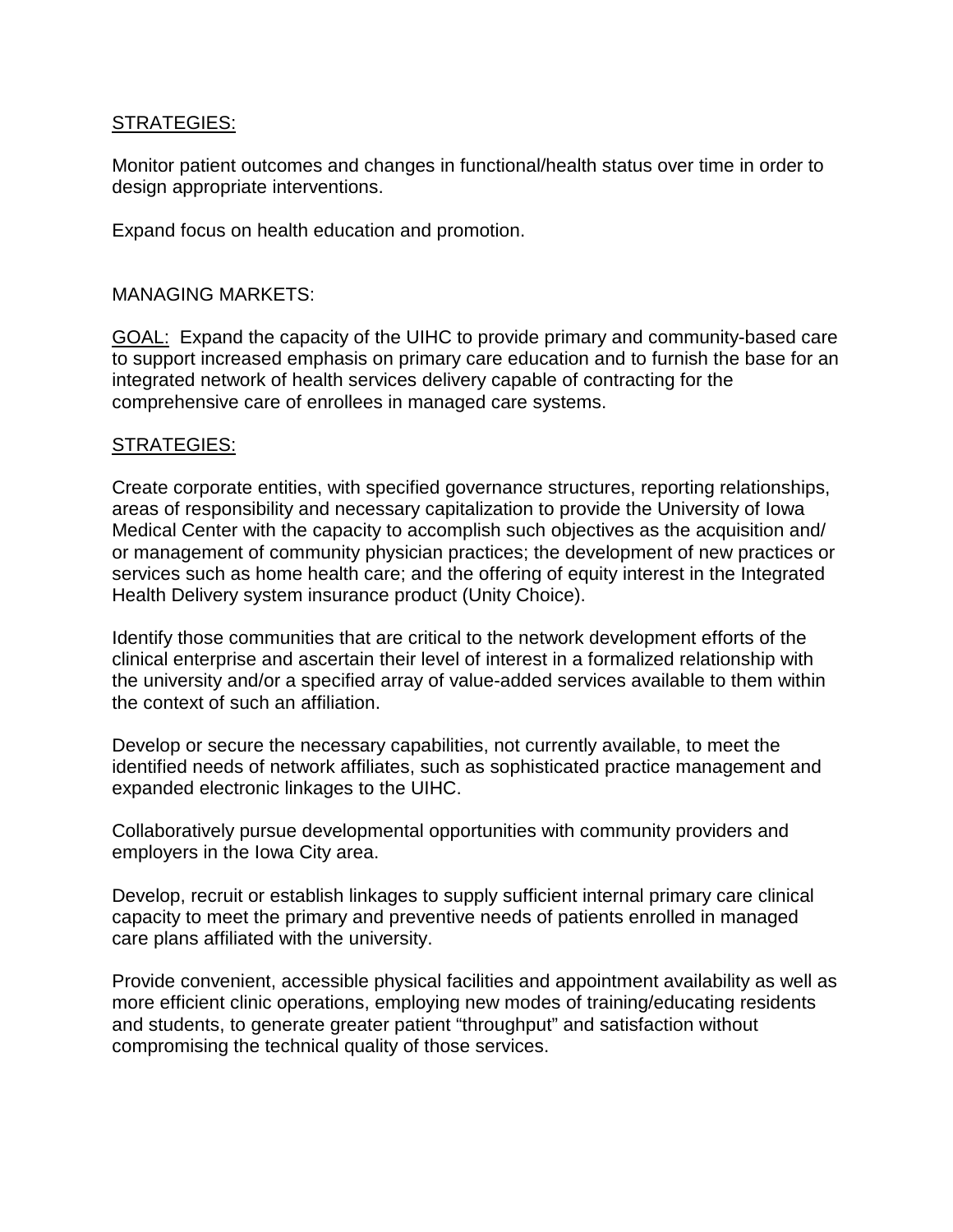STRATEGIES:

Monitor patient outcomes and changes in functional/health status over time in order to design appropriate interventions.

Expand focus on health education and promotion.

MANAGING MARKETS:

GOAL: Expand the capacity of the UIHC to provide primary and community-based care to support increased emphasis on primary care education and to furnish the base for an integrated network of health services delivery capable of contracting for the comprehensive care of enrollees in managed care systems.

STRATEGIES:

Create corporate entities, with specified governance structures, reporting relationships, areas of responsibility and necessary capitalization to provide the University of Iowa Medical Center with the capacity to accomplish such objectives as the acquisition and/or management of community physician practices; the development of new practices or services such as home health care; and the offering of equity interest in the Integrated Health Delivery system insurance product (Unity Choice).

Identify those communities that are critical to the network development efforts of the clinical enterprise and ascertain their level of interest in a formalized relationship with the university and/or a specified array of value-added services available to them within the context of such an affiliation.

Develop or secure the necessary capabilities, not currently available, to meet the identified needs of network affiliates, such as sophisticated practice management and expanded electronic linkages to the UIHC.

Collaboratively pursue developmental opportunities with community providers and employers in the Iowa City area.

Develop, recruit or establish linkages to supply sufficient internal primary care clinical capacity to meet the primary and preventive needs of patients enrolled in managed care plans affiliated with the university.

Provide convenient, accessible physical facilities and appointment availability as well as more efficient clinic operations, employing new modes of training/educating residents and students, to generate greater patient “throughput” and satisfaction without compromising the technical quality of those services.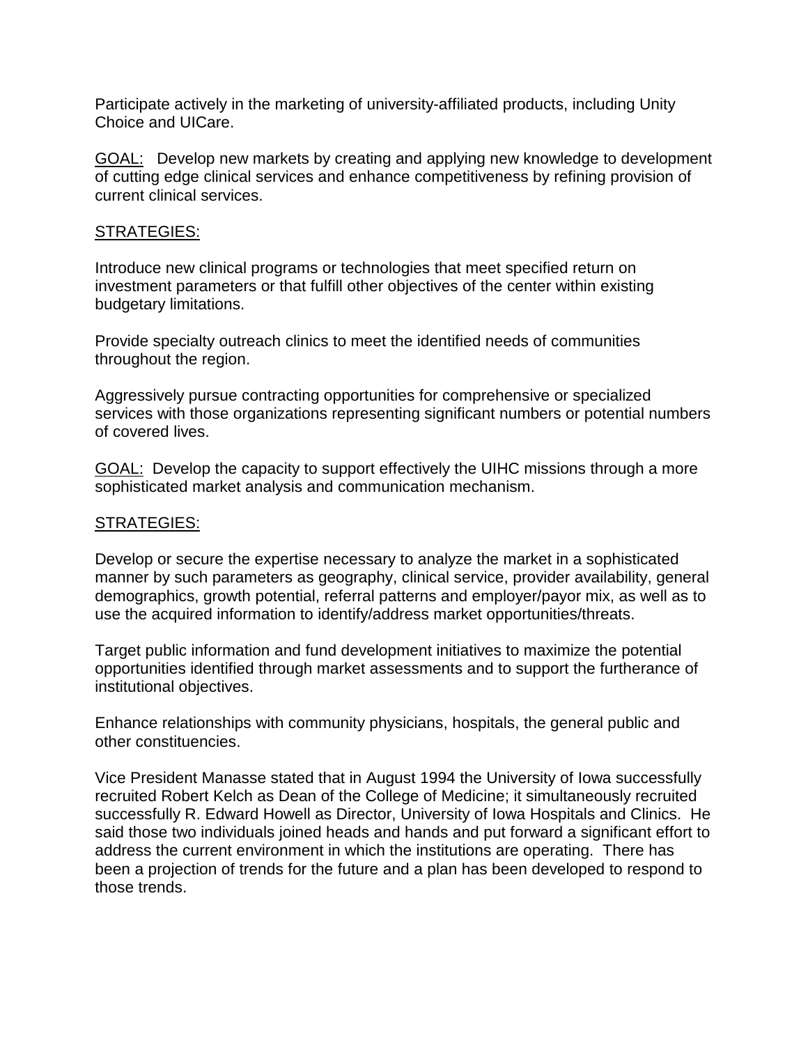Participate actively in the marketing of university-affiliated products, including Unity Choice and UICare.

<u>GOAL:</u> Develop new markets by creating and applying new knowledge to development of cutting edge clinical services and enhance competitiveness by refining provision of current clinical services.

<u>STRATEGIES:</u>

Introduce new clinical programs or technologies that meet specified return on investment parameters or that fulfill other objectives of the center within existing budgetary limitations.

Provide specialty outreach clinics to meet the identified needs of communities throughout the region.

Aggressively pursue contracting opportunities for comprehensive or specialized services with those organizations representing significant numbers or potential numbers of covered lives.

<u>GOAL:</u> Develop the capacity to support effectively the UIHC missions through a more sophisticated market analysis and communication mechanism.

<u>STRATEGIES:</u>

Develop or secure the expertise necessary to analyze the market in a sophisticated manner by such parameters as geography, clinical service, provider availability, general demographics, growth potential, referral patterns and employer/payor mix, as well as to use the acquired information to identify/address market opportunities/threats.

Target public information and fund development initiatives to maximize the potential opportunities identified through market assessments and to support the furtherance of institutional objectives.

Enhance relationships with community physicians, hospitals, the general public and other constituencies.

Vice President Manasse stated that in August 1994 the University of Iowa successfully recruited Robert Kelch as Dean of the College of Medicine; it simultaneously recruited successfully R. Edward Howell as Director, University of Iowa Hospitals and Clinics. He said those two individuals joined heads and hands and put forward a significant effort to address the current environment in which the institutions are operating. There has been a projection of trends for the future and a plan has been developed to respond to those trends.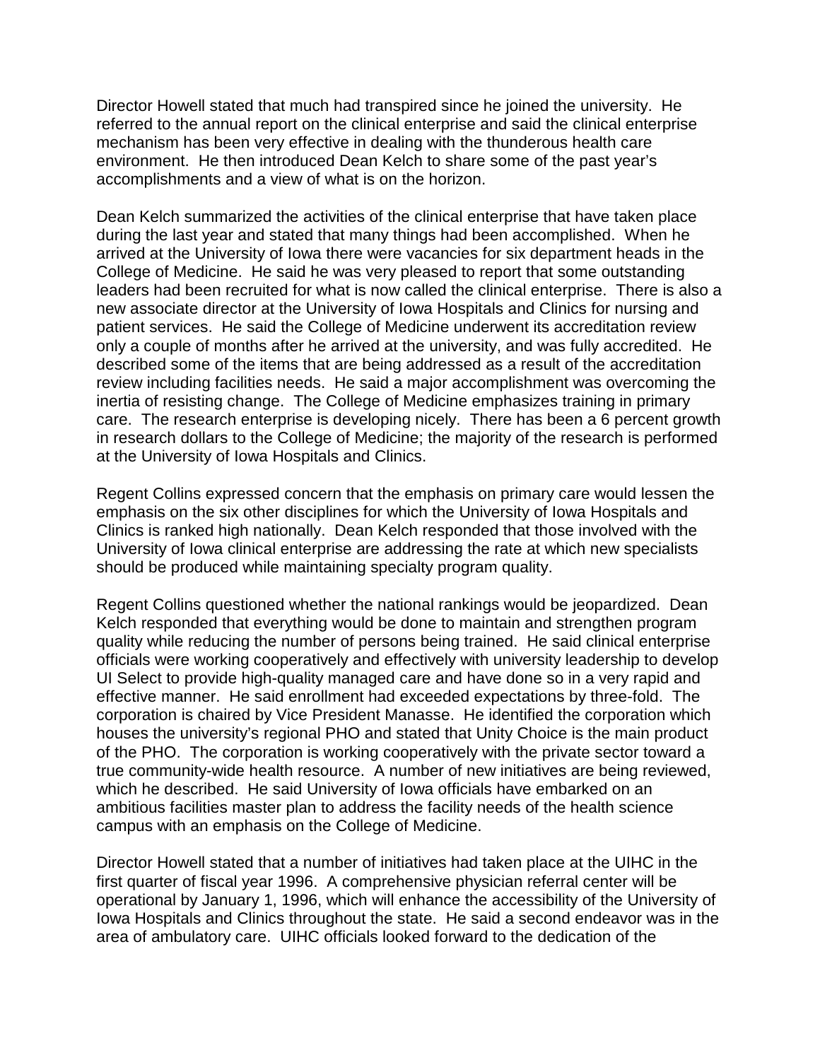Director Howell stated that much had transpired since he joined the university. He referred to the annual report on the clinical enterprise and said the clinical enterprise mechanism has been very effective in dealing with the thunderous health care environment. He then introduced Dean Kelch to share some of the past year's accomplishments and a view of what is on the horizon.

Dean Kelch summarized the activities of the clinical enterprise that have taken place during the last year and stated that many things had been accomplished. When he arrived at the University of Iowa there were vacancies for six department heads in the College of Medicine. He said he was very pleased to report that some outstanding leaders had been recruited for what is now called the clinical enterprise. There is also a new associate director at the University of Iowa Hospitals and Clinics for nursing and patient services. He said the College of Medicine underwent its accreditation review only a couple of months after he arrived at the university, and was fully accredited. He described some of the items that are being addressed as a result of the accreditation review including facilities needs. He said a major accomplishment was overcoming the inertia of resisting change. The College of Medicine emphasizes training in primary care. The research enterprise is developing nicely. There has been a 6 percent growth in research dollars to the College of Medicine; the majority of the research is performed at the University of Iowa Hospitals and Clinics.

Regent Collins expressed concern that the emphasis on primary care would lessen the emphasis on the six other disciplines for which the University of Iowa Hospitals and Clinics is ranked high nationally. Dean Kelch responded that those involved with the University of Iowa clinical enterprise are addressing the rate at which new specialists should be produced while maintaining specialty program quality.

Regent Collins questioned whether the national rankings would be jeopardized. Dean Kelch responded that everything would be done to maintain and strengthen program quality while reducing the number of persons being trained. He said clinical enterprise officials were working cooperatively and effectively with university leadership to develop UI Select to provide high-quality managed care and have done so in a very rapid and effective manner. He said enrollment had exceeded expectations by three-fold. The corporation is chaired by Vice President Manasse. He identified the corporation which houses the university's regional PHO and stated that Unity Choice is the main product of the PHO. The corporation is working cooperatively with the private sector toward a true community-wide health resource. A number of new initiatives are being reviewed, which he described. He said University of Iowa officials have embarked on an ambitious facilities master plan to address the facility needs of the health science campus with an emphasis on the College of Medicine.

Director Howell stated that a number of initiatives had taken place at the UIHC in the first quarter of fiscal year 1996. A comprehensive physician referral center will be operational by January 1, 1996, which will enhance the accessibility of the University of Iowa Hospitals and Clinics throughout the state. He said a second endeavor was in the area of ambulatory care. UIHC officials looked forward to the dedication of the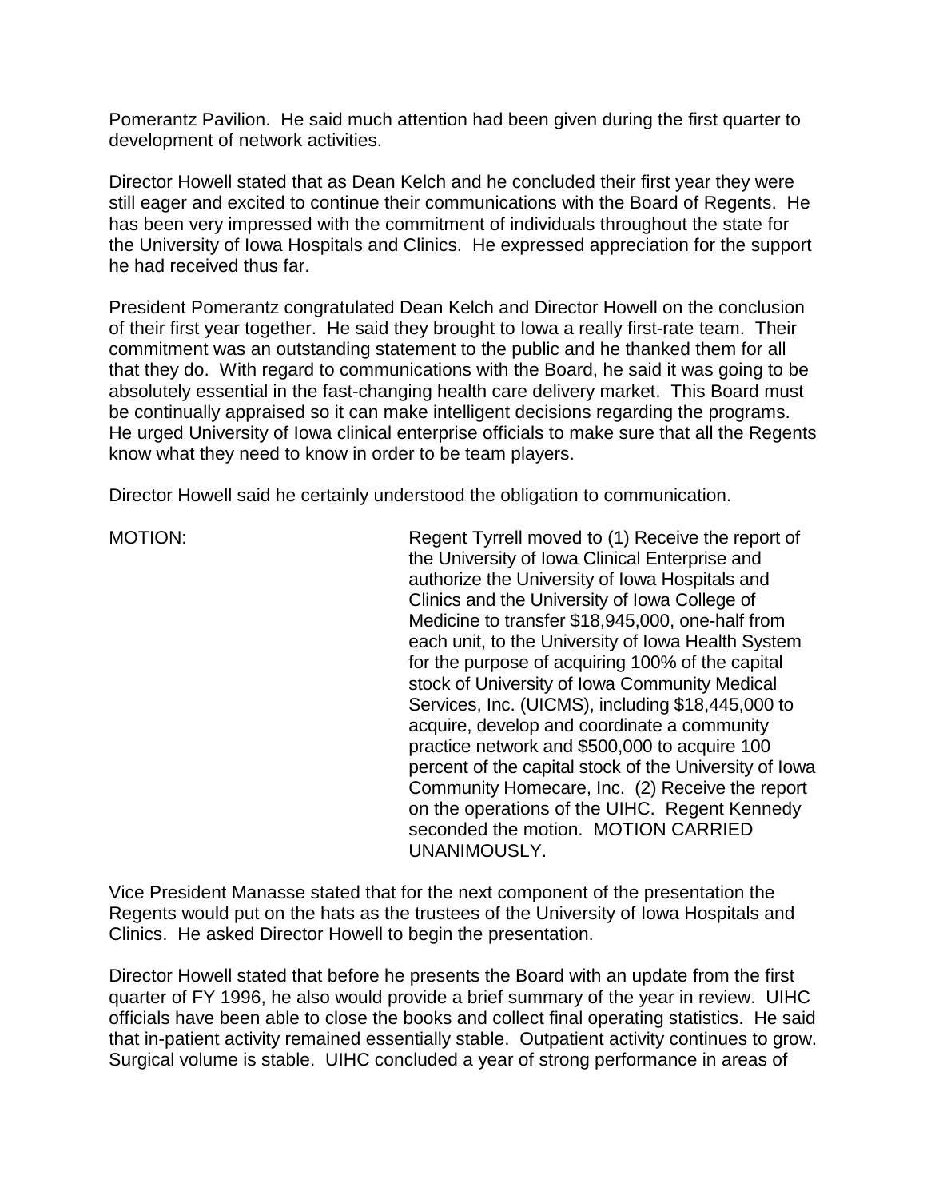Pomerantz Pavilion. He said much attention had been given during the first quarter to development of network activities.

Director Howell stated that as Dean Kelch and he concluded their first year they were still eager and excited to continue their communications with the Board of Regents. He has been very impressed with the commitment of individuals throughout the state for the University of Iowa Hospitals and Clinics. He expressed appreciation for the support he had received thus far.

President Pomerantz congratulated Dean Kelch and Director Howell on the conclusion of their first year together. He said they brought to Iowa a really first-rate team. Their commitment was an outstanding statement to the public and he thanked them for all that they do. With regard to communications with the Board, he said it was going to be absolutely essential in the fast-changing health care delivery market. This Board must be continually appraised so it can make intelligent decisions regarding the programs. He urged University of Iowa clinical enterprise officials to make sure that all the Regents know what they need to know in order to be team players.

Director Howell said he certainly understood the obligation to communication.

MOTION: Regent Tyrrell moved to (1) Receive the report of the University of Iowa Clinical Enterprise and authorize the University of Iowa Hospitals and Clinics and the University of Iowa College of Medicine to transfer $18,945,000, one-half from each unit, to the University of Iowa Health System for the purpose of acquiring 100% of the capital stock of University of Iowa Community Medical Services, Inc. (UICMS), including $18,445,000 to acquire, develop and coordinate a community practice network and $500,000 to acquire 100 percent of the capital stock of the University of Iowa Community Homecare, Inc. (2) Receive the report on the operations of the UIHC. Regent Kennedy seconded the motion. MOTION CARRIED UNANIMOUSLY.

Vice President Manasse stated that for the next component of the presentation the Regents would put on the hats as the trustees of the University of Iowa Hospitals and Clinics. He asked Director Howell to begin the presentation.

Director Howell stated that before he presents the Board with an update from the first quarter of FY 1996, he also would provide a brief summary of the year in review. UIHC officials have been able to close the books and collect final operating statistics. He said that in-patient activity remained essentially stable. Outpatient activity continues to grow. Surgical volume is stable. UIHC concluded a year of strong performance in areas of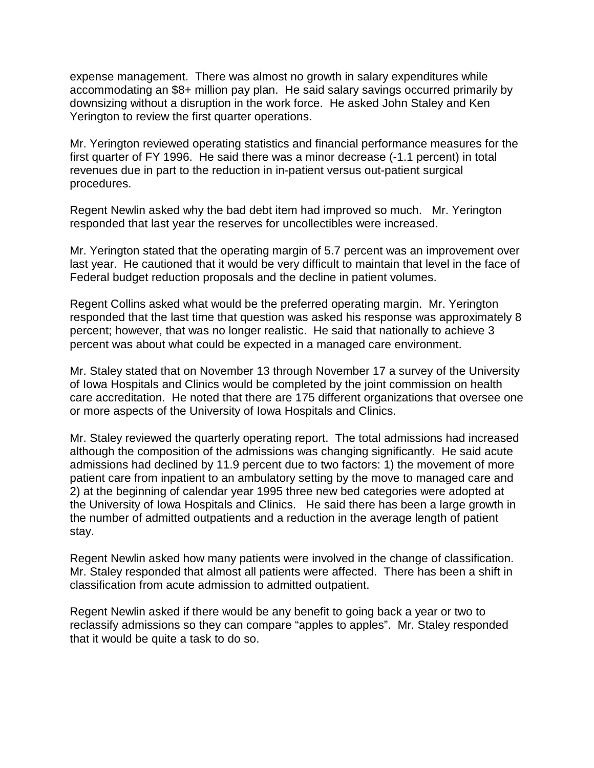expense management. There was almost no growth in salary expenditures while accommodating an $8+ million pay plan. He said salary savings occurred primarily by downsizing without a disruption in the work force. He asked John Staley and Ken Yerington to review the first quarter operations.

Mr. Yerington reviewed operating statistics and financial performance measures for the first quarter of FY 1996. He said there was a minor decrease (-1.1 percent) in total revenues due in part to the reduction in in-patient versus out-patient surgical procedures.

Regent Newlin asked why the bad debt item had improved so much. Mr. Yerington responded that last year the reserves for uncollectibles were increased.

Mr. Yerington stated that the operating margin of 5.7 percent was an improvement over last year. He cautioned that it would be very difficult to maintain that level in the face of Federal budget reduction proposals and the decline in patient volumes.

Regent Collins asked what would be the preferred operating margin. Mr. Yerington responded that the last time that question was asked his response was approximately 8 percent; however, that was no longer realistic. He said that nationally to achieve 3 percent was about what could be expected in a managed care environment.

Mr. Staley stated that on November 13 through November 17 a survey of the University of Iowa Hospitals and Clinics would be completed by the joint commission on health care accreditation. He noted that there are 175 different organizations that oversee one or more aspects of the University of Iowa Hospitals and Clinics.

Mr. Staley reviewed the quarterly operating report. The total admissions had increased although the composition of the admissions was changing significantly. He said acute admissions had declined by 11.9 percent due to two factors: 1) the movement of more patient care from inpatient to an ambulatory setting by the move to managed care and 2) at the beginning of calendar year 1995 three new bed categories were adopted at the University of Iowa Hospitals and Clinics. He said there has been a large growth in the number of admitted outpatients and a reduction in the average length of patient stay.

Regent Newlin asked how many patients were involved in the change of classification. Mr. Staley responded that almost all patients were affected. There has been a shift in classification from acute admission to admitted outpatient.

Regent Newlin asked if there would be any benefit to going back a year or two to reclassify admissions so they can compare "apples to apples". Mr. Staley responded that it would be quite a task to do so.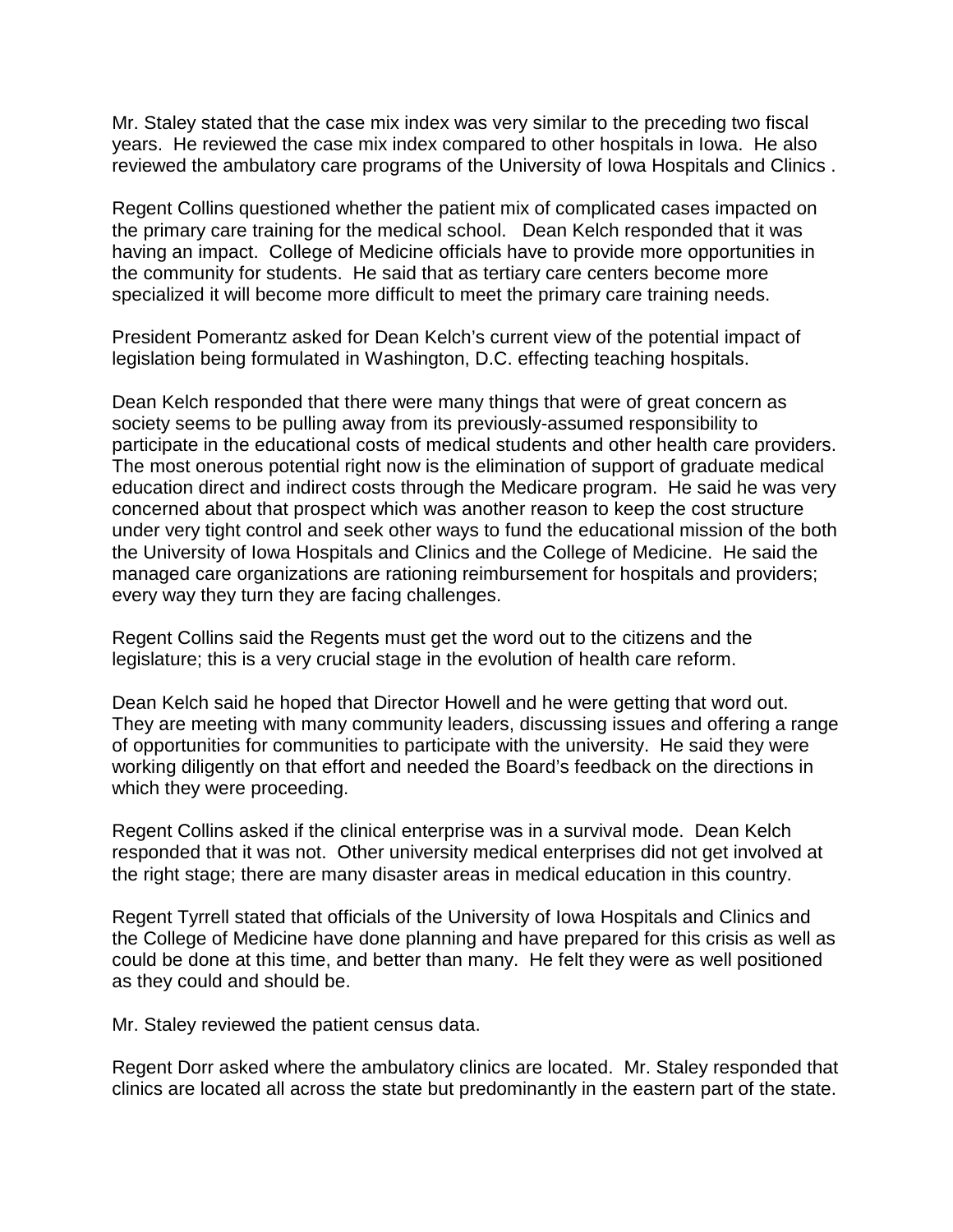Mr. Staley stated that the case mix index was very similar to the preceding two fiscal years. He reviewed the case mix index compared to other hospitals in Iowa. He also reviewed the ambulatory care programs of the University of Iowa Hospitals and Clinics .

Regent Collins questioned whether the patient mix of complicated cases impacted on the primary care training for the medical school. Dean Kelch responded that it was having an impact. College of Medicine officials have to provide more opportunities in the community for students. He said that as tertiary care centers become more specialized it will become more difficult to meet the primary care training needs.

President Pomerantz asked for Dean Kelch's current view of the potential impact of legislation being formulated in Washington, D.C. effecting teaching hospitals.

Dean Kelch responded that there were many things that were of great concern as society seems to be pulling away from its previously-assumed responsibility to participate in the educational costs of medical students and other health care providers. The most onerous potential right now is the elimination of support of graduate medical education direct and indirect costs through the Medicare program. He said he was very concerned about that prospect which was another reason to keep the cost structure under very tight control and seek other ways to fund the educational mission of the both the University of Iowa Hospitals and Clinics and the College of Medicine. He said the managed care organizations are rationing reimbursement for hospitals and providers; every way they turn they are facing challenges.

Regent Collins said the Regents must get the word out to the citizens and the legislature; this is a very crucial stage in the evolution of health care reform.

Dean Kelch said he hoped that Director Howell and he were getting that word out. They are meeting with many community leaders, discussing issues and offering a range of opportunities for communities to participate with the university. He said they were working diligently on that effort and needed the Board's feedback on the directions in which they were proceeding.

Regent Collins asked if the clinical enterprise was in a survival mode. Dean Kelch responded that it was not. Other university medical enterprises did not get involved at the right stage; there are many disaster areas in medical education in this country.

Regent Tyrrell stated that officials of the University of Iowa Hospitals and Clinics and the College of Medicine have done planning and have prepared for this crisis as well as could be done at this time, and better than many. He felt they were as well positioned as they could and should be.

Mr. Staley reviewed the patient census data.

Regent Dorr asked where the ambulatory clinics are located. Mr. Staley responded that clinics are located all across the state but predominantly in the eastern part of the state.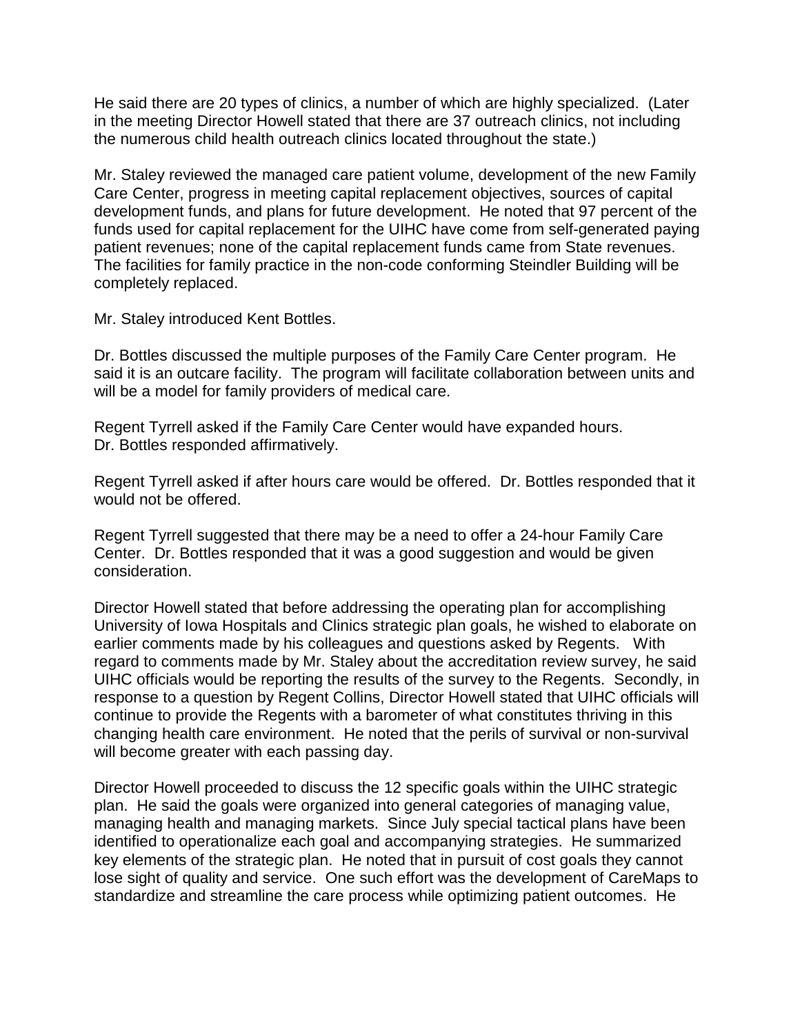He said there are 20 types of clinics, a number of which are highly specialized. (Later in the meeting Director Howell stated that there are 37 outreach clinics, not including the numerous child health outreach clinics located throughout the state.)

Mr. Staley reviewed the managed care patient volume, development of the new Family Care Center, progress in meeting capital replacement objectives, sources of capital development funds, and plans for future development. He noted that 97 percent of the funds used for capital replacement for the UIHC have come from self-generated paying patient revenues; none of the capital replacement funds came from State revenues. The facilities for family practice in the non-code conforming Steindler Building will be completely replaced.

Mr. Staley introduced Kent Bottles.

Dr. Bottles discussed the multiple purposes of the Family Care Center program. He said it is an outcare facility. The program will facilitate collaboration between units and will be a model for family providers of medical care.

Regent Tyrrell asked if the Family Care Center would have expanded hours. Dr. Bottles responded affirmatively.

Regent Tyrrell asked if after hours care would be offered. Dr. Bottles responded that it would not be offered.

Regent Tyrrell suggested that there may be a need to offer a 24-hour Family Care Center. Dr. Bottles responded that it was a good suggestion and would be given consideration.

Director Howell stated that before addressing the operating plan for accomplishing University of Iowa Hospitals and Clinics strategic plan goals, he wished to elaborate on earlier comments made by his colleagues and questions asked by Regents. With regard to comments made by Mr. Staley about the accreditation review survey, he said UIHC officials would be reporting the results of the survey to the Regents. Secondly, in response to a question by Regent Collins, Director Howell stated that UIHC officials will continue to provide the Regents with a barometer of what constitutes thriving in this changing health care environment. He noted that the perils of survival or non-survival will become greater with each passing day.

Director Howell proceeded to discuss the 12 specific goals within the UIHC strategic plan. He said the goals were organized into general categories of managing value, managing health and managing markets. Since July special tactical plans have been identified to operationalize each goal and accompanying strategies. He summarized key elements of the strategic plan. He noted that in pursuit of cost goals they cannot lose sight of quality and service. One such effort was the development of CareMaps to standardize and streamline the care process while optimizing patient outcomes. He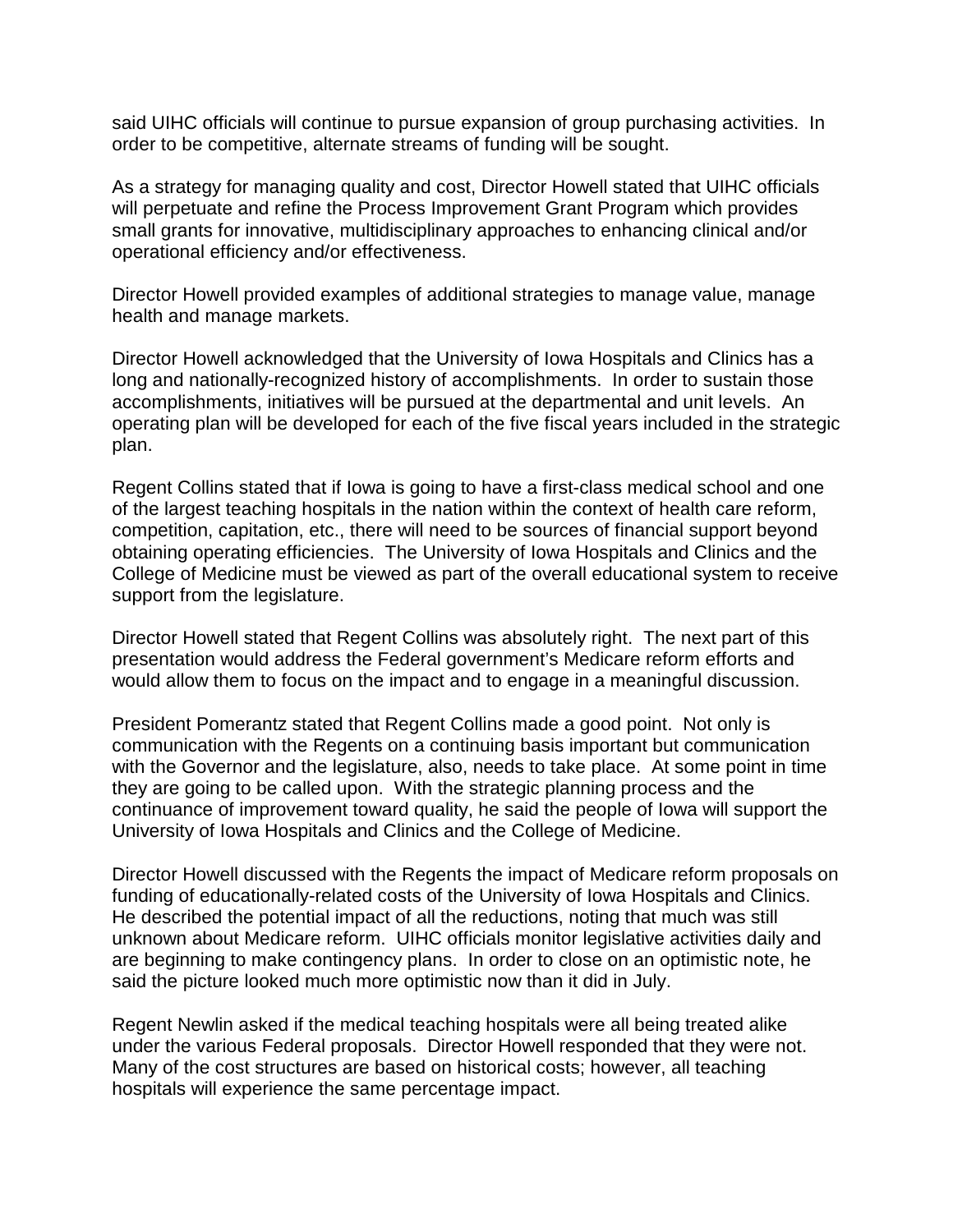said UIHC officials will continue to pursue expansion of group purchasing activities. In order to be competitive, alternate streams of funding will be sought.

As a strategy for managing quality and cost, Director Howell stated that UIHC officials will perpetuate and refine the Process Improvement Grant Program which provides small grants for innovative, multidisciplinary approaches to enhancing clinical and/or operational efficiency and/or effectiveness.

Director Howell provided examples of additional strategies to manage value, manage health and manage markets.

Director Howell acknowledged that the University of Iowa Hospitals and Clinics has a long and nationally-recognized history of accomplishments. In order to sustain those accomplishments, initiatives will be pursued at the departmental and unit levels. An operating plan will be developed for each of the five fiscal years included in the strategic plan.

Regent Collins stated that if Iowa is going to have a first-class medical school and one of the largest teaching hospitals in the nation within the context of health care reform, competition, capitation, etc., there will need to be sources of financial support beyond obtaining operating efficiencies. The University of Iowa Hospitals and Clinics and the College of Medicine must be viewed as part of the overall educational system to receive support from the legislature.

Director Howell stated that Regent Collins was absolutely right. The next part of this presentation would address the Federal government's Medicare reform efforts and would allow them to focus on the impact and to engage in a meaningful discussion.

President Pomerantz stated that Regent Collins made a good point. Not only is communication with the Regents on a continuing basis important but communication with the Governor and the legislature, also, needs to take place. At some point in time they are going to be called upon. With the strategic planning process and the continuance of improvement toward quality, he said the people of Iowa will support the University of Iowa Hospitals and Clinics and the College of Medicine.

Director Howell discussed with the Regents the impact of Medicare reform proposals on funding of educationally-related costs of the University of Iowa Hospitals and Clinics. He described the potential impact of all the reductions, noting that much was still unknown about Medicare reform. UIHC officials monitor legislative activities daily and are beginning to make contingency plans. In order to close on an optimistic note, he said the picture looked much more optimistic now than it did in July.

Regent Newlin asked if the medical teaching hospitals were all being treated alike under the various Federal proposals. Director Howell responded that they were not. Many of the cost structures are based on historical costs; however, all teaching hospitals will experience the same percentage impact.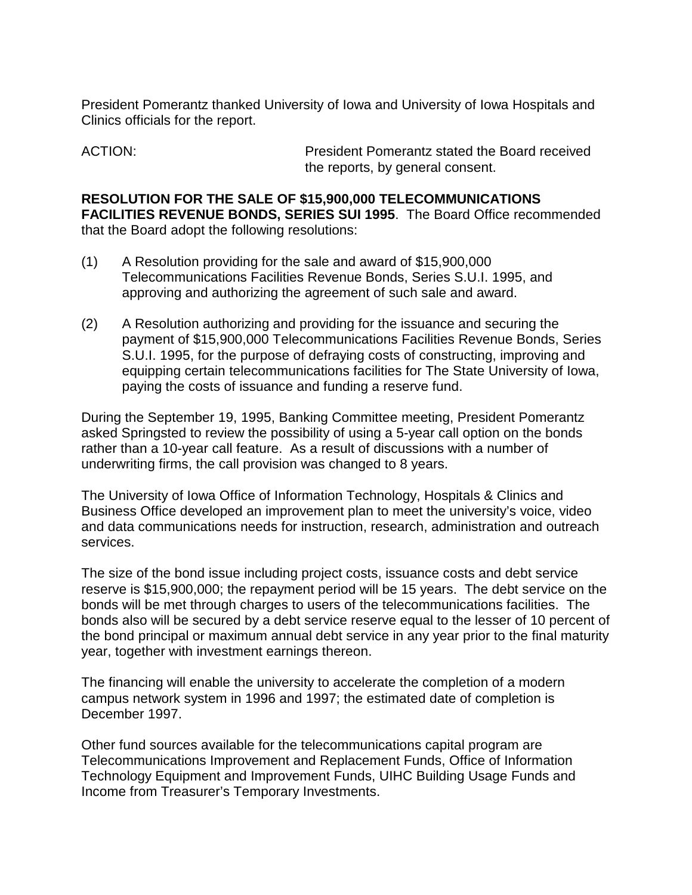President Pomerantz thanked University of Iowa and University of Iowa Hospitals and Clinics officials for the report.

ACTION: President Pomerantz stated the Board received the reports, by general consent.

**RESOLUTION FOR THE SALE OF $15,900,000 TELECOMMUNICATIONS FACILITIES REVENUE BONDS, SERIES SUI 1995**. The Board Office recommended that the Board adopt the following resolutions:

(1) A Resolution providing for the sale and award of $15,900,000 Telecommunications Facilities Revenue Bonds, Series S.U.I. 1995, and approving and authorizing the agreement of such sale and award.

(2) A Resolution authorizing and providing for the issuance and securing the payment of $15,900,000 Telecommunications Facilities Revenue Bonds, Series S.U.I. 1995, for the purpose of defraying costs of constructing, improving and equipping certain telecommunications facilities for The State University of Iowa, paying the costs of issuance and funding a reserve fund.

During the September 19, 1995, Banking Committee meeting, President Pomerantz asked Springsted to review the possibility of using a 5-year call option on the bonds rather than a 10-year call feature. As a result of discussions with a number of underwriting firms, the call provision was changed to 8 years.

The University of Iowa Office of Information Technology, Hospitals & Clinics and Business Office developed an improvement plan to meet the university's voice, video and data communications needs for instruction, research, administration and outreach services.

The size of the bond issue including project costs, issuance costs and debt service reserve is $15,900,000; the repayment period will be 15 years. The debt service on the bonds will be met through charges to users of the telecommunications facilities. The bonds also will be secured by a debt service reserve equal to the lesser of 10 percent of the bond principal or maximum annual debt service in any year prior to the final maturity year, together with investment earnings thereon.

The financing will enable the university to accelerate the completion of a modern campus network system in 1996 and 1997; the estimated date of completion is December 1997.

Other fund sources available for the telecommunications capital program are Telecommunications Improvement and Replacement Funds, Office of Information Technology Equipment and Improvement Funds, UIHC Building Usage Funds and Income from Treasurer's Temporary Investments.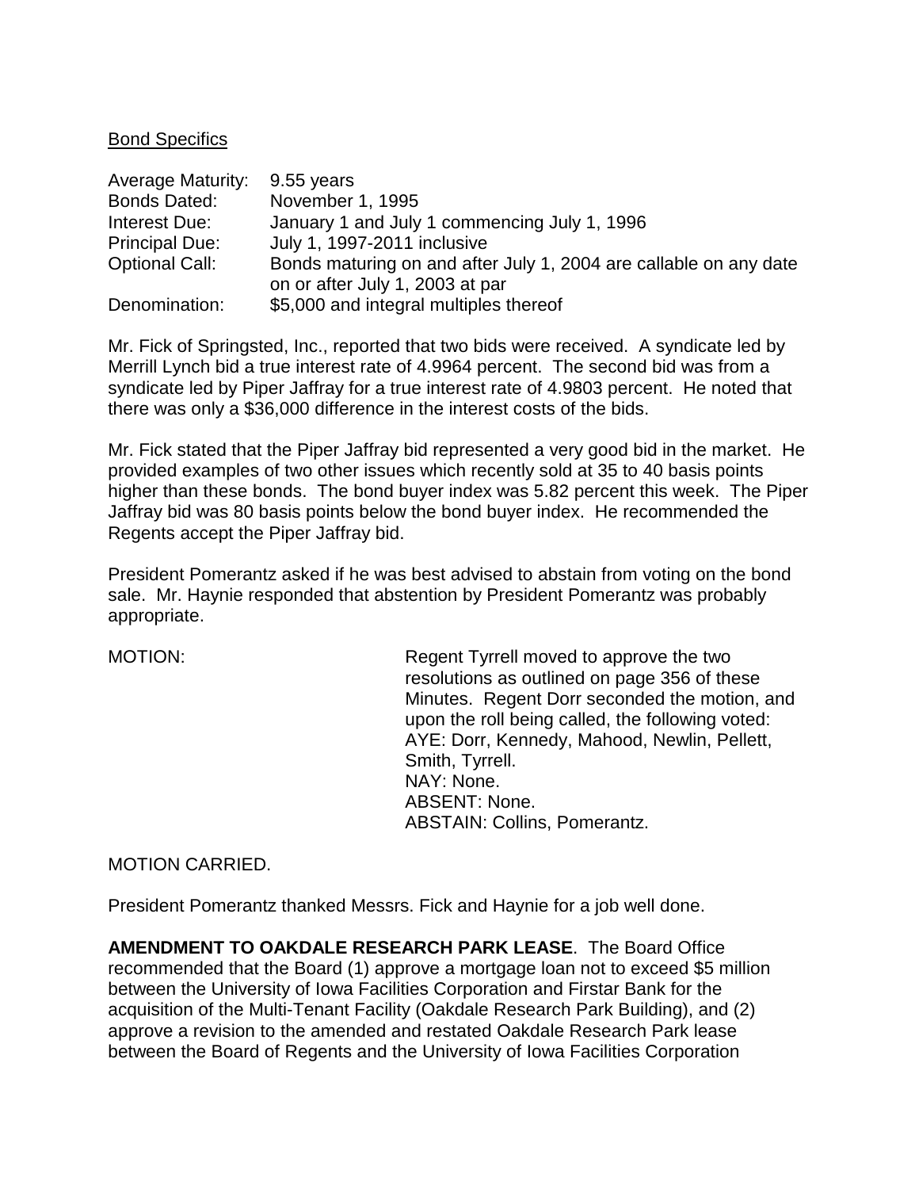<u>Bond Specifics</u>

| | |
|---|---|
| Average Maturity: | 9.55 years |
| Bonds Dated: | November 1, 1995 |
| Interest Due: | January 1 and July 1 commencing July 1, 1996 |
| Principal Due: | July 1, 1997-2011 inclusive |
| Optional Call: | Bonds maturing on and after July 1, 2004 are callable on any date on or after July 1, 2003 at par |
| Denomination: | \$5,000 and integral multiples thereof |

Mr. Fick of Springsted, Inc., reported that two bids were received. A syndicate led by Merrill Lynch bid a true interest rate of 4.9964 percent. The second bid was from a syndicate led by Piper Jaffray for a true interest rate of 4.9803 percent. He noted that there was only a \$36,000 difference in the interest costs of the bids.

Mr. Fick stated that the Piper Jaffray bid represented a very good bid in the market. He provided examples of two other issues which recently sold at 35 to 40 basis points higher than these bonds. The bond buyer index was 5.82 percent this week. The Piper Jaffray bid was 80 basis points below the bond buyer index. He recommended the Regents accept the Piper Jaffray bid.

President Pomerantz asked if he was best advised to abstain from voting on the bond sale. Mr. Haynie responded that abstention by President Pomerantz was probably appropriate.

MOTION: Regent Tyrrell moved to approve the two resolutions as outlined on page 356 of these Minutes. Regent Dorr seconded the motion, and upon the roll being called, the following voted:
AYE: Dorr, Kennedy, Mahood, Newlin, Pellett, Smith, Tyrrell.
NAY: None.
ABSENT: None.
ABSTAIN: Collins, Pomerantz.

MOTION CARRIED.

President Pomerantz thanked Messrs. Fick and Haynie for a job well done.

**AMENDMENT TO OAKDALE RESEARCH PARK LEASE**. The Board Office recommended that the Board (1) approve a mortgage loan not to exceed \$5 million between the University of Iowa Facilities Corporation and Firstar Bank for the acquisition of the Multi-Tenant Facility (Oakdale Research Park Building), and (2) approve a revision to the amended and restated Oakdale Research Park lease between the Board of Regents and the University of Iowa Facilities Corporation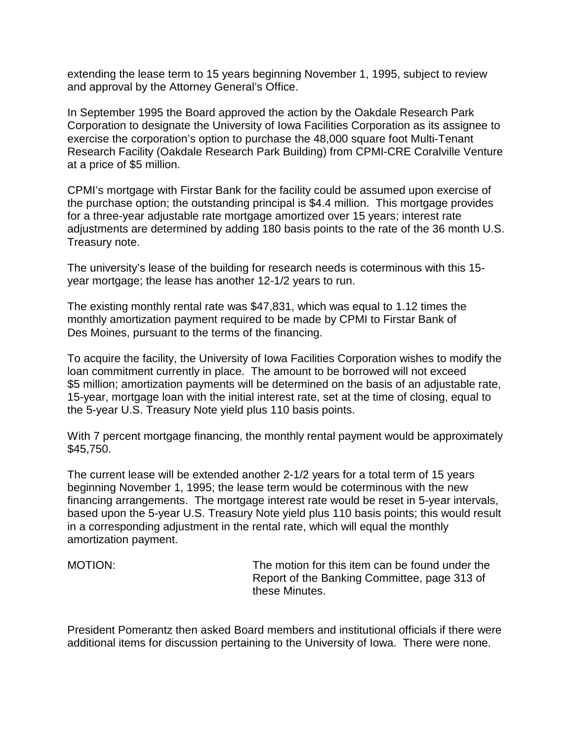extending the lease term to 15 years beginning November 1, 1995, subject to review and approval by the Attorney General's Office.

In September 1995 the Board approved the action by the Oakdale Research Park Corporation to designate the University of Iowa Facilities Corporation as its assignee to exercise the corporation's option to purchase the 48,000 square foot Multi-Tenant Research Facility (Oakdale Research Park Building) from CPMI-CRE Coralville Venture at a price of $5 million.

CPMI's mortgage with Firstar Bank for the facility could be assumed upon exercise of the purchase option; the outstanding principal is $4.4 million. This mortgage provides for a three-year adjustable rate mortgage amortized over 15 years; interest rate adjustments are determined by adding 180 basis points to the rate of the 36 month U.S. Treasury note.

The university's lease of the building for research needs is coterminous with this 15-year mortgage; the lease has another 12-1/2 years to run.

The existing monthly rental rate was $47,831, which was equal to 1.12 times the monthly amortization payment required to be made by CPMI to Firstar Bank of Des Moines, pursuant to the terms of the financing.

To acquire the facility, the University of Iowa Facilities Corporation wishes to modify the loan commitment currently in place. The amount to be borrowed will not exceed $5 million; amortization payments will be determined on the basis of an adjustable rate, 15-year, mortgage loan with the initial interest rate, set at the time of closing, equal to the 5-year U.S. Treasury Note yield plus 110 basis points.

With 7 percent mortgage financing, the monthly rental payment would be approximately $45,750.

The current lease will be extended another 2-1/2 years for a total term of 15 years beginning November 1, 1995; the lease term would be coterminous with the new financing arrangements. The mortgage interest rate would be reset in 5-year intervals, based upon the 5-year U.S. Treasury Note yield plus 110 basis points; this would result in a corresponding adjustment in the rental rate, which will equal the monthly amortization payment.

MOTION: The motion for this item can be found under the Report of the Banking Committee, page 313 of these Minutes.

President Pomerantz then asked Board members and institutional officials if there were additional items for discussion pertaining to the University of Iowa. There were none.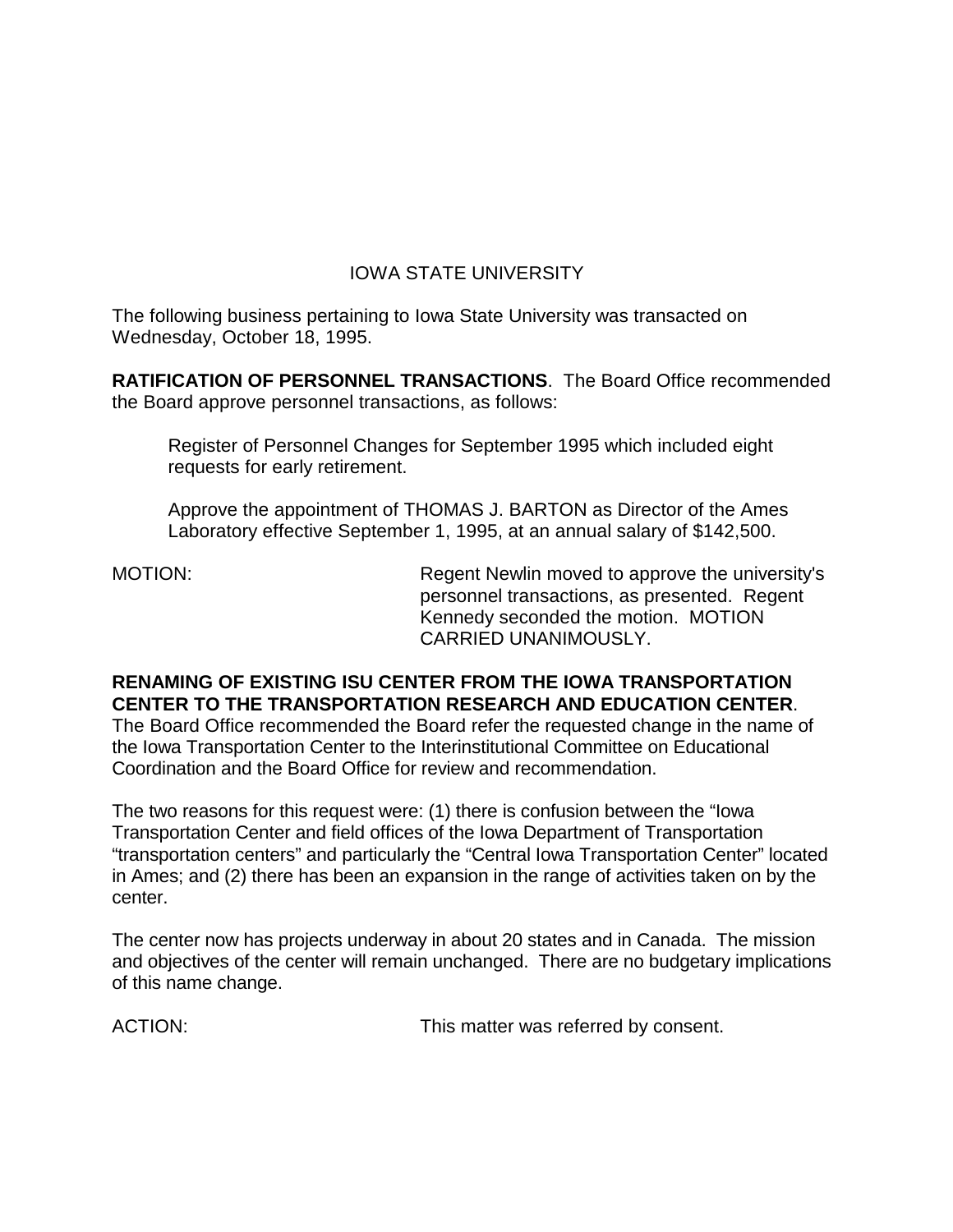IOWA STATE UNIVERSITY

The following business pertaining to Iowa State University was transacted on Wednesday, October 18, 1995.

**RATIFICATION OF PERSONNEL TRANSACTIONS**. The Board Office recommended the Board approve personnel transactions, as follows:

> Register of Personnel Changes for September 1995 which included eight requests for early retirement.
>
> Approve the appointment of THOMAS J. BARTON as Director of the Ames Laboratory effective September 1, 1995, at an annual salary of $142,500.

MOTION: Regent Newlin moved to approve the university's personnel transactions, as presented. Regent Kennedy seconded the motion. MOTION CARRIED UNANIMOUSLY.

**RENAMING OF EXISTING ISU CENTER FROM THE IOWA TRANSPORTATION CENTER TO THE TRANSPORTATION RESEARCH AND EDUCATION CENTER**. The Board Office recommended the Board refer the requested change in the name of the Iowa Transportation Center to the Interinstitutional Committee on Educational Coordination and the Board Office for review and recommendation.

The two reasons for this request were: (1) there is confusion between the "Iowa Transportation Center and field offices of the Iowa Department of Transportation "transportation centers" and particularly the "Central Iowa Transportation Center" located in Ames; and (2) there has been an expansion in the range of activities taken on by the center.

The center now has projects underway in about 20 states and in Canada. The mission and objectives of the center will remain unchanged. There are no budgetary implications of this name change.

ACTION: This matter was referred by consent.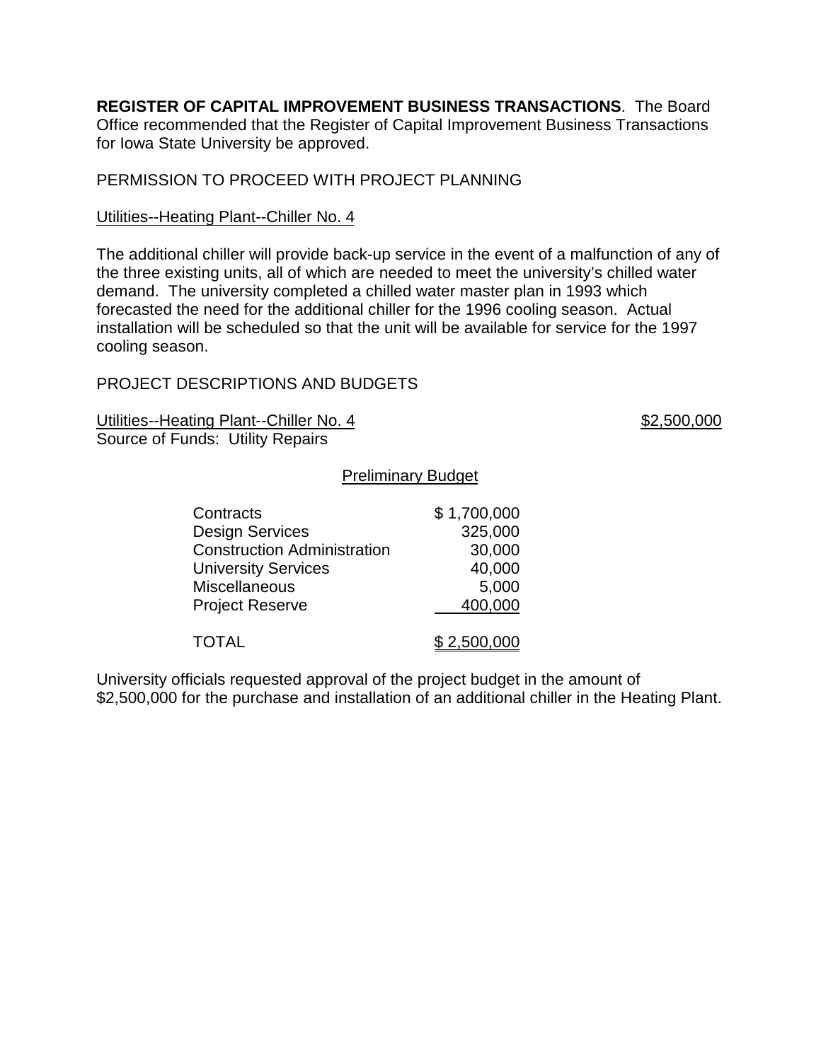**REGISTER OF CAPITAL IMPROVEMENT BUSINESS TRANSACTIONS**. The Board Office recommended that the Register of Capital Improvement Business Transactions for Iowa State University be approved.

PERMISSION TO PROCEED WITH PROJECT PLANNING

<u>Utilities--Heating Plant--Chiller No. 4</u>

The additional chiller will provide back-up service in the event of a malfunction of any of the three existing units, all of which are needed to meet the university's chilled water demand. The university completed a chilled water master plan in 1993 which forecasted the need for the additional chiller for the 1996 cooling season. Actual installation will be scheduled so that the unit will be available for service for the 1997 cooling season.

PROJECT DESCRIPTIONS AND BUDGETS

<u>Utilities--Heating Plant--Chiller No. 4</u> <u>$2,500,000</u>

Source of Funds: Utility Repairs

<u>Preliminary Budget</u>

| | |
|---|---|
| Contracts | $ 1,700,000 |
| Design Services | 325,000 |
| Construction Administration | 30,000 |
| University Services | 40,000 |
| Miscellaneous | 5,000 |
| Project Reserve | 400,000 |
| TOTAL | $ 2,500,000 |

University officials requested approval of the project budget in the amount of $2,500,000 for the purchase and installation of an additional chiller in the Heating Plant.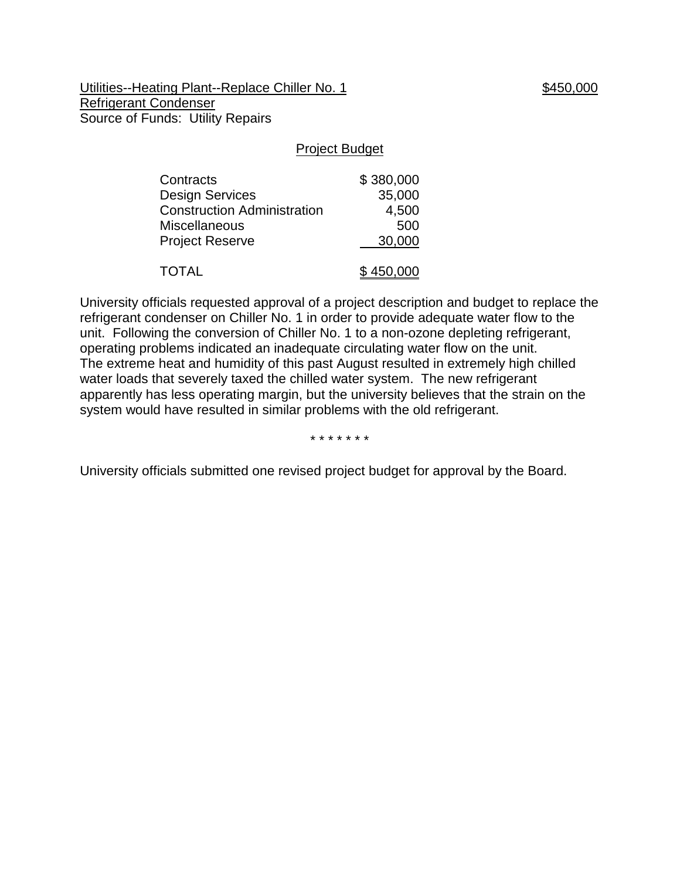Utilities--Heating Plant--Replace Chiller No. 1 Refrigerant Condenser — $450,000

Source of Funds: Utility Repairs

Project Budget

| | |
|---|---|
| Contracts | $ 380,000 |
| Design Services | 35,000 |
| Construction Administration | 4,500 |
| Miscellaneous | 500 |
| Project Reserve | 30,000 |
| TOTAL | $ 450,000 |

University officials requested approval of a project description and budget to replace the refrigerant condenser on Chiller No. 1 in order to provide adequate water flow to the unit. Following the conversion of Chiller No. 1 to a non-ozone depleting refrigerant, operating problems indicated an inadequate circulating water flow on the unit. The extreme heat and humidity of this past August resulted in extremely high chilled water loads that severely taxed the chilled water system. The new refrigerant apparently has less operating margin, but the university believes that the strain on the system would have resulted in similar problems with the old refrigerant.

* * * * * * *

University officials submitted one revised project budget for approval by the Board.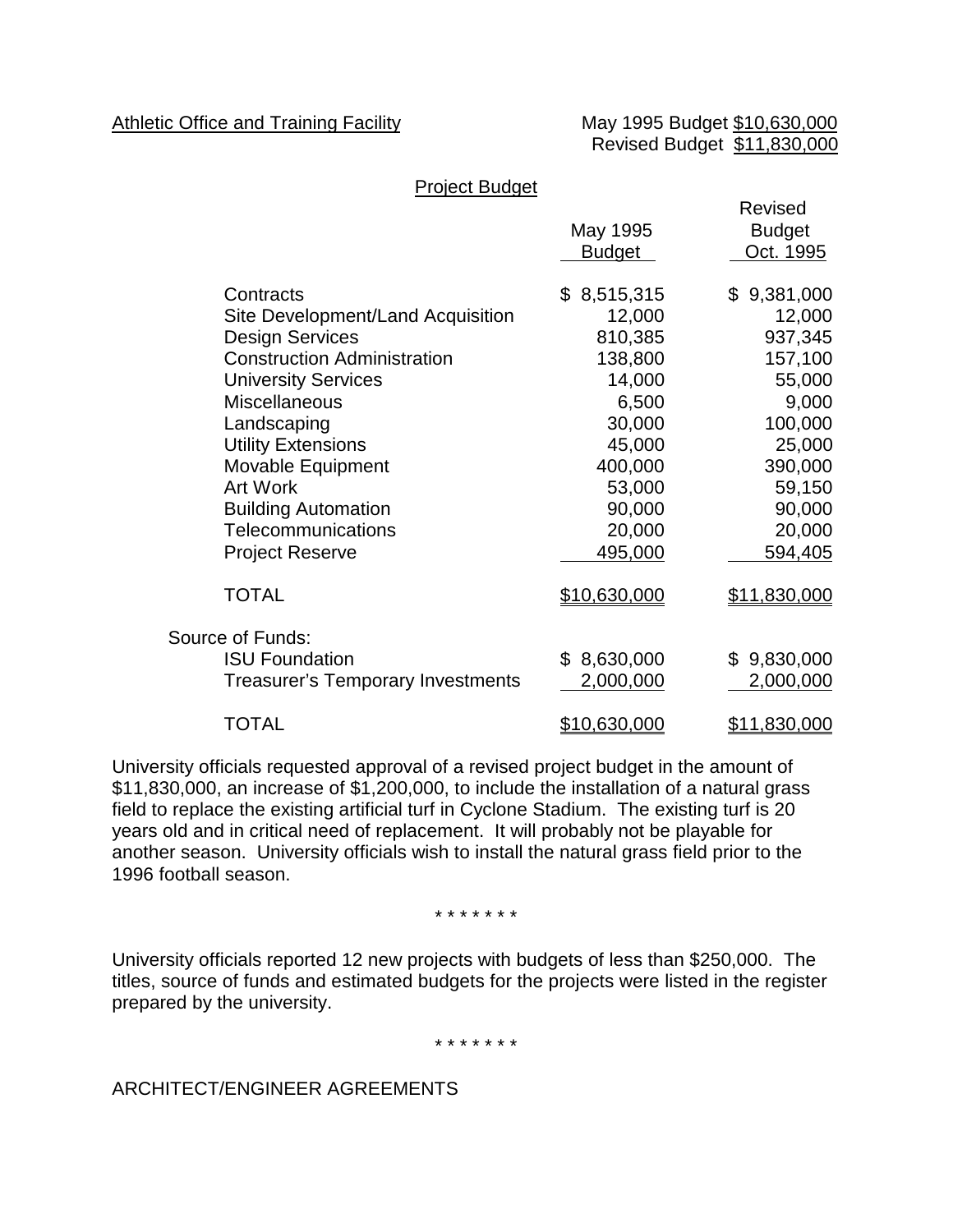Athletic Office and Training Facility

May 1995 Budget $10,630,000
Revised Budget $11,830,000

Project Budget

| | May 1995 Budget | Revised Budget Oct. 1995 |
|---|---|---|
| Contracts | $ 8,515,315 | $ 9,381,000 |
| Site Development/Land Acquisition | 12,000 | 12,000 |
| Design Services | 810,385 | 937,345 |
| Construction Administration | 138,800 | 157,100 |
| University Services | 14,000 | 55,000 |
| Miscellaneous | 6,500 | 9,000 |
| Landscaping | 30,000 | 100,000 |
| Utility Extensions | 45,000 | 25,000 |
| Movable Equipment | 400,000 | 390,000 |
| Art Work | 53,000 | 59,150 |
| Building Automation | 90,000 | 90,000 |
| Telecommunications | 20,000 | 20,000 |
| Project Reserve | 495,000 | 594,405 |
| TOTAL | $10,630,000 | $11,830,000 |
| Source of Funds: | | |
| ISU Foundation | $ 8,630,000 | $ 9,830,000 |
| Treasurer's Temporary Investments | 2,000,000 | 2,000,000 |
| TOTAL | $10,630,000 | $11,830,000 |

University officials requested approval of a revised project budget in the amount of $11,830,000, an increase of $1,200,000, to include the installation of a natural grass field to replace the existing artificial turf in Cyclone Stadium. The existing turf is 20 years old and in critical need of replacement. It will probably not be playable for another season. University officials wish to install the natural grass field prior to the 1996 football season.

\* \* \* \* \* \* \*

University officials reported 12 new projects with budgets of less than $250,000. The titles, source of funds and estimated budgets for the projects were listed in the register prepared by the university.

\* \* \* \* \* \* \*

ARCHITECT/ENGINEER AGREEMENTS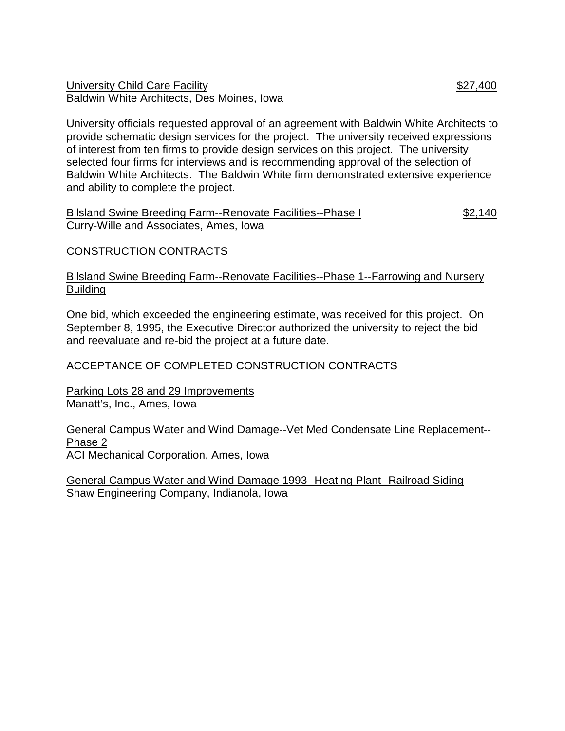<u>University Child Care Facility</u> <u>$27,400</u>
Baldwin White Architects, Des Moines, Iowa

University officials requested approval of an agreement with Baldwin White Architects to provide schematic design services for the project. The university received expressions of interest from ten firms to provide design services on this project. The university selected four firms for interviews and is recommending approval of the selection of Baldwin White Architects. The Baldwin White firm demonstrated extensive experience and ability to complete the project.

<u>Bilsland Swine Breeding Farm--Renovate Facilities--Phase I</u> <u>$2,140</u>
Curry-Wille and Associates, Ames, Iowa

CONSTRUCTION CONTRACTS

<u>Bilsland Swine Breeding Farm--Renovate Facilities--Phase 1--Farrowing and Nursery Building</u>

One bid, which exceeded the engineering estimate, was received for this project. On September 8, 1995, the Executive Director authorized the university to reject the bid and reevaluate and re-bid the project at a future date.

ACCEPTANCE OF COMPLETED CONSTRUCTION CONTRACTS

<u>Parking Lots 28 and 29 Improvements</u>
Manatt's, Inc., Ames, Iowa

<u>General Campus Water and Wind Damage--Vet Med Condensate Line Replacement--Phase 2</u>
ACI Mechanical Corporation, Ames, Iowa

<u>General Campus Water and Wind Damage 1993--Heating Plant--Railroad Siding</u>
Shaw Engineering Company, Indianola, Iowa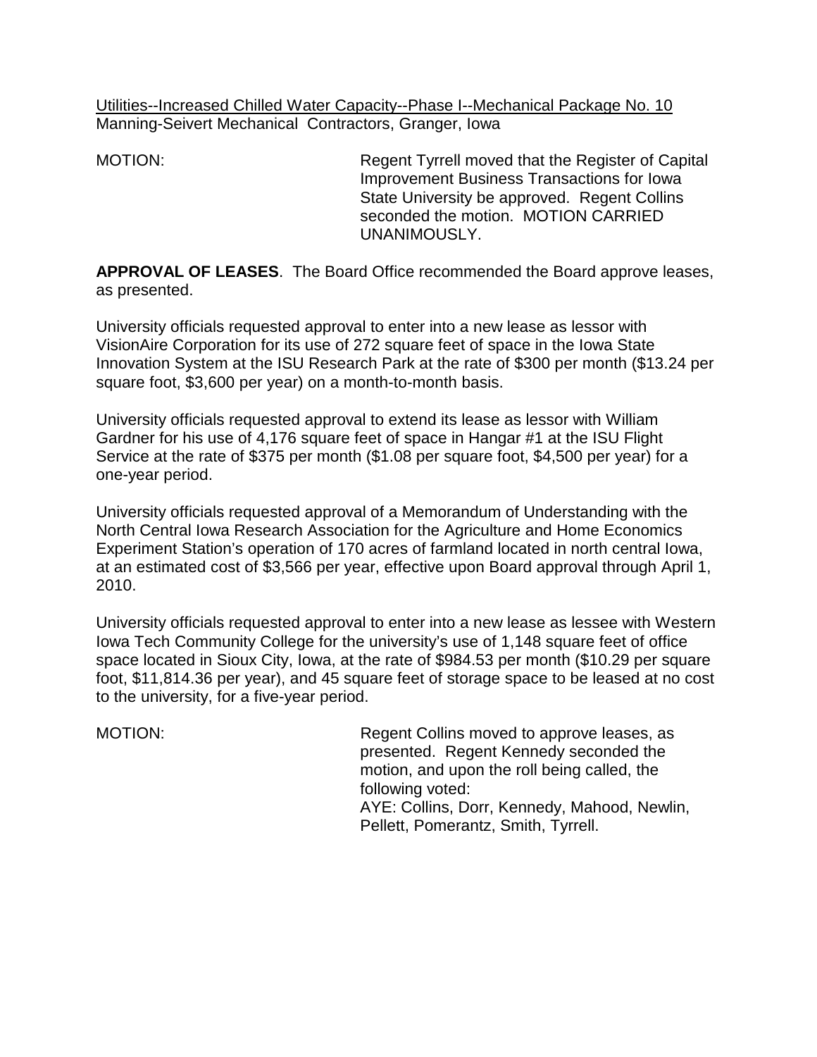Utilities--Increased Chilled Water Capacity--Phase I--Mechanical Package No. 10
Manning-Seivert Mechanical Contractors, Granger, Iowa

MOTION: Regent Tyrrell moved that the Register of Capital Improvement Business Transactions for Iowa State University be approved. Regent Collins seconded the motion. MOTION CARRIED UNANIMOUSLY.

**APPROVAL OF LEASES**. The Board Office recommended the Board approve leases, as presented.

University officials requested approval to enter into a new lease as lessor with VisionAire Corporation for its use of 272 square feet of space in the Iowa State Innovation System at the ISU Research Park at the rate of $300 per month ($13.24 per square foot, $3,600 per year) on a month-to-month basis.

University officials requested approval to extend its lease as lessor with William Gardner for his use of 4,176 square feet of space in Hangar #1 at the ISU Flight Service at the rate of $375 per month ($1.08 per square foot, $4,500 per year) for a one-year period.

University officials requested approval of a Memorandum of Understanding with the North Central Iowa Research Association for the Agriculture and Home Economics Experiment Station's operation of 170 acres of farmland located in north central Iowa, at an estimated cost of $3,566 per year, effective upon Board approval through April 1, 2010.

University officials requested approval to enter into a new lease as lessee with Western Iowa Tech Community College for the university's use of 1,148 square feet of office space located in Sioux City, Iowa, at the rate of $984.53 per month ($10.29 per square foot, $11,814.36 per year), and 45 square feet of storage space to be leased at no cost to the university, for a five-year period.

MOTION: Regent Collins moved to approve leases, as presented. Regent Kennedy seconded the motion, and upon the roll being called, the following voted:
AYE: Collins, Dorr, Kennedy, Mahood, Newlin, Pellett, Pomerantz, Smith, Tyrrell.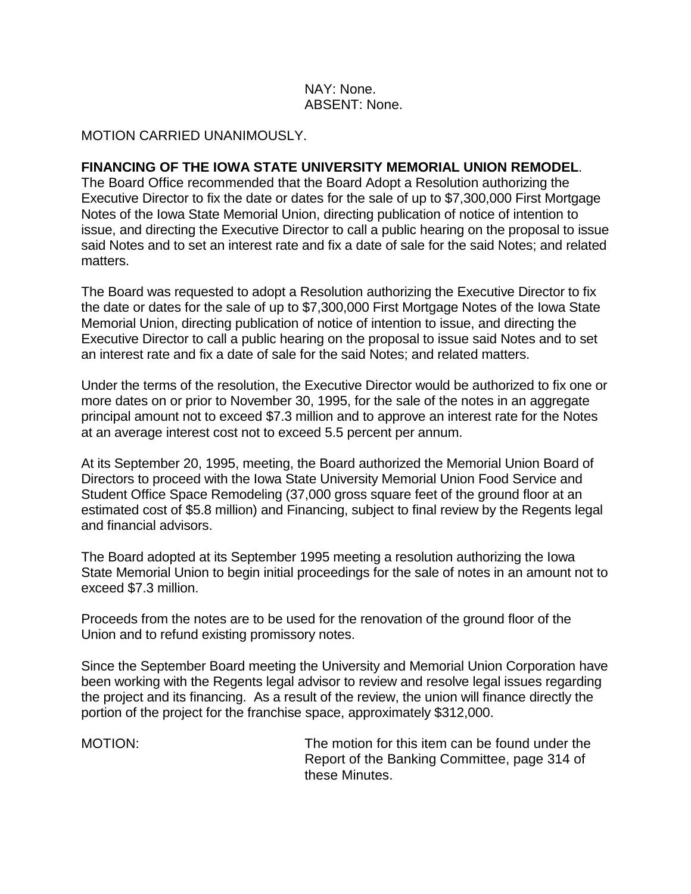NAY: None.
ABSENT: None.

MOTION CARRIED UNANIMOUSLY.

**FINANCING OF THE IOWA STATE UNIVERSITY MEMORIAL UNION REMODEL**. The Board Office recommended that the Board Adopt a Resolution authorizing the Executive Director to fix the date or dates for the sale of up to $7,300,000 First Mortgage Notes of the Iowa State Memorial Union, directing publication of notice of intention to issue, and directing the Executive Director to call a public hearing on the proposal to issue said Notes and to set an interest rate and fix a date of sale for the said Notes; and related matters.

The Board was requested to adopt a Resolution authorizing the Executive Director to fix the date or dates for the sale of up to $7,300,000 First Mortgage Notes of the Iowa State Memorial Union, directing publication of notice of intention to issue, and directing the Executive Director to call a public hearing on the proposal to issue said Notes and to set an interest rate and fix a date of sale for the said Notes; and related matters.

Under the terms of the resolution, the Executive Director would be authorized to fix one or more dates on or prior to November 30, 1995, for the sale of the notes in an aggregate principal amount not to exceed $7.3 million and to approve an interest rate for the Notes at an average interest cost not to exceed 5.5 percent per annum.

At its September 20, 1995, meeting, the Board authorized the Memorial Union Board of Directors to proceed with the Iowa State University Memorial Union Food Service and Student Office Space Remodeling (37,000 gross square feet of the ground floor at an estimated cost of $5.8 million) and Financing, subject to final review by the Regents legal and financial advisors.

The Board adopted at its September 1995 meeting a resolution authorizing the Iowa State Memorial Union to begin initial proceedings for the sale of notes in an amount not to exceed $7.3 million.

Proceeds from the notes are to be used for the renovation of the ground floor of the Union and to refund existing promissory notes.

Since the September Board meeting the University and Memorial Union Corporation have been working with the Regents legal advisor to review and resolve legal issues regarding the project and its financing. As a result of the review, the union will finance directly the portion of the project for the franchise space, approximately $312,000.

MOTION: The motion for this item can be found under the Report of the Banking Committee, page 314 of these Minutes.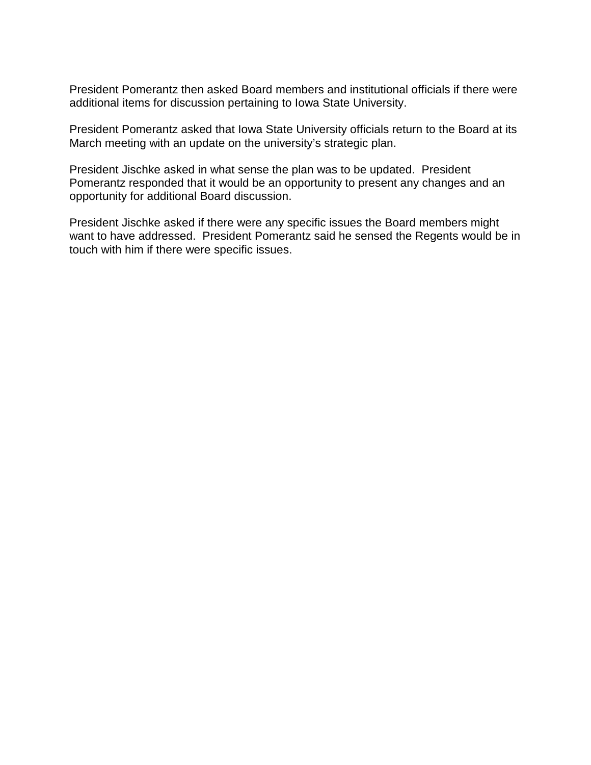President Pomerantz then asked Board members and institutional officials if there were additional items for discussion pertaining to Iowa State University.

President Pomerantz asked that Iowa State University officials return to the Board at its March meeting with an update on the university's strategic plan.

President Jischke asked in what sense the plan was to be updated. President Pomerantz responded that it would be an opportunity to present any changes and an opportunity for additional Board discussion.

President Jischke asked if there were any specific issues the Board members might want to have addressed. President Pomerantz said he sensed the Regents would be in touch with him if there were specific issues.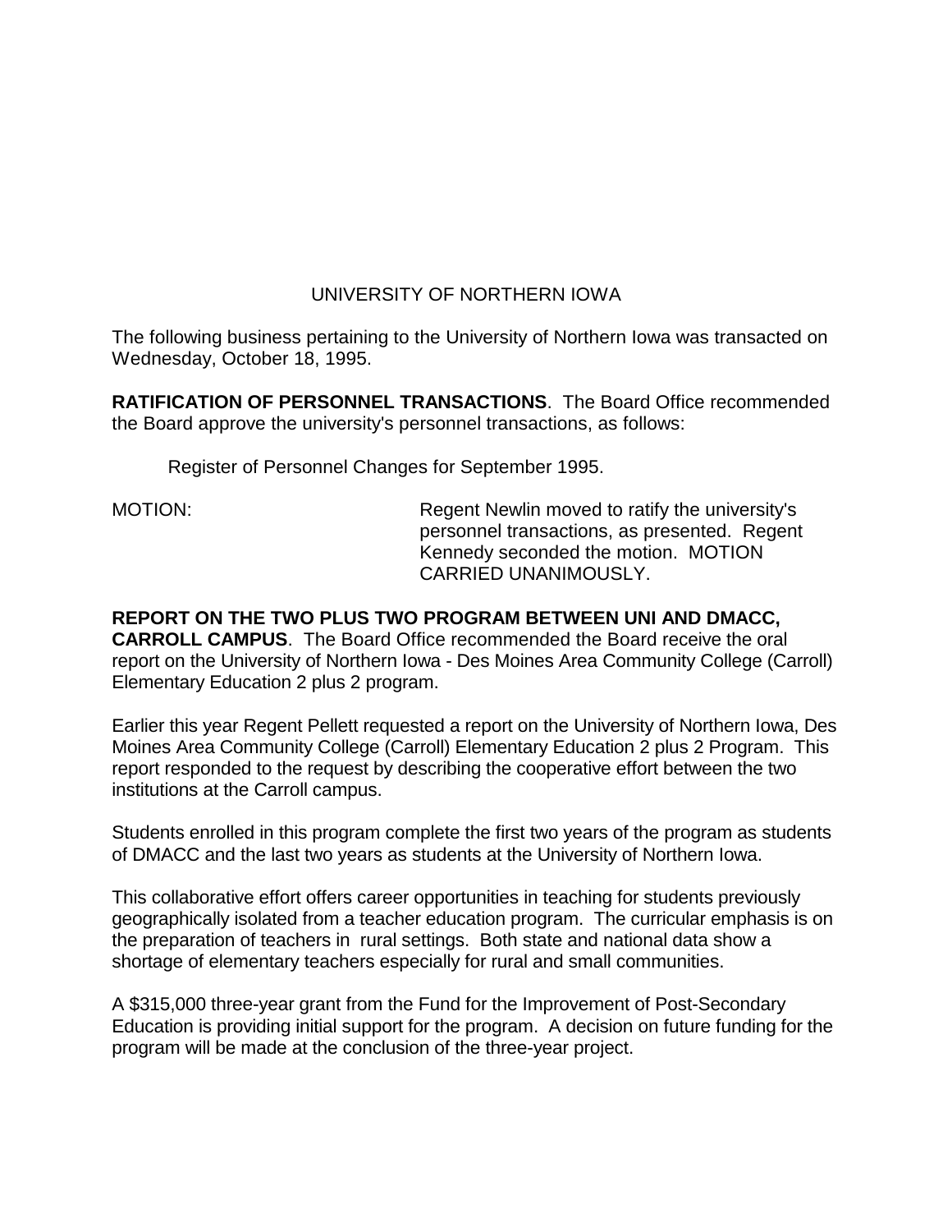## UNIVERSITY OF NORTHERN IOWA

The following business pertaining to the University of Northern Iowa was transacted on Wednesday, October 18, 1995.

**RATIFICATION OF PERSONNEL TRANSACTIONS**. The Board Office recommended the Board approve the university's personnel transactions, as follows:

Register of Personnel Changes for September 1995.

MOTION: Regent Newlin moved to ratify the university's personnel transactions, as presented. Regent Kennedy seconded the motion. MOTION CARRIED UNANIMOUSLY.

**REPORT ON THE TWO PLUS TWO PROGRAM BETWEEN UNI AND DMACC, CARROLL CAMPUS**. The Board Office recommended the Board receive the oral report on the University of Northern Iowa - Des Moines Area Community College (Carroll) Elementary Education 2 plus 2 program.

Earlier this year Regent Pellett requested a report on the University of Northern Iowa, Des Moines Area Community College (Carroll) Elementary Education 2 plus 2 Program. This report responded to the request by describing the cooperative effort between the two institutions at the Carroll campus.

Students enrolled in this program complete the first two years of the program as students of DMACC and the last two years as students at the University of Northern Iowa.

This collaborative effort offers career opportunities in teaching for students previously geographically isolated from a teacher education program. The curricular emphasis is on the preparation of teachers in rural settings. Both state and national data show a shortage of elementary teachers especially for rural and small communities.

A $315,000 three-year grant from the Fund for the Improvement of Post-Secondary Education is providing initial support for the program. A decision on future funding for the program will be made at the conclusion of the three-year project.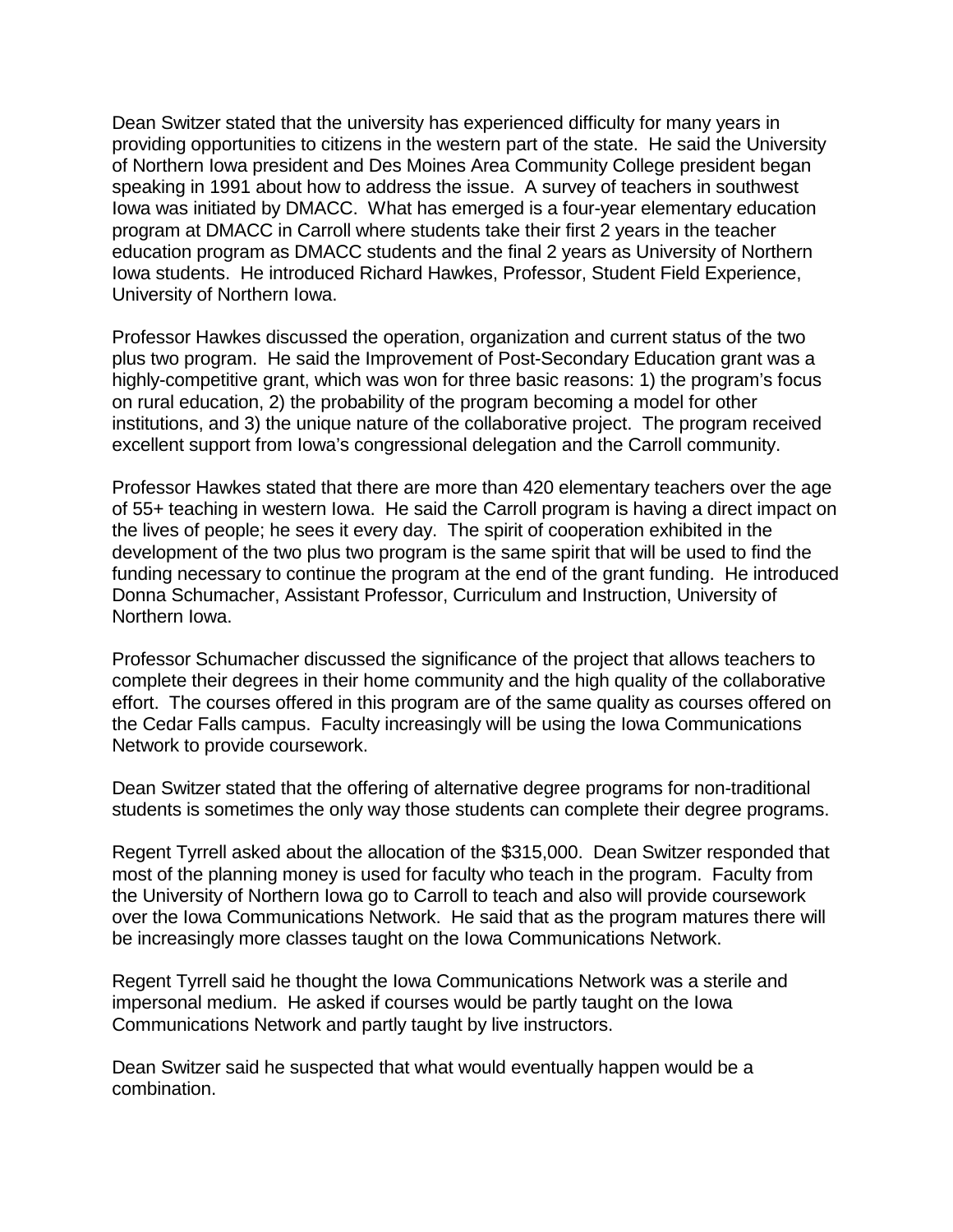Dean Switzer stated that the university has experienced difficulty for many years in providing opportunities to citizens in the western part of the state. He said the University of Northern Iowa president and Des Moines Area Community College president began speaking in 1991 about how to address the issue. A survey of teachers in southwest Iowa was initiated by DMACC. What has emerged is a four-year elementary education program at DMACC in Carroll where students take their first 2 years in the teacher education program as DMACC students and the final 2 years as University of Northern Iowa students. He introduced Richard Hawkes, Professor, Student Field Experience, University of Northern Iowa.

Professor Hawkes discussed the operation, organization and current status of the two plus two program. He said the Improvement of Post-Secondary Education grant was a highly-competitive grant, which was won for three basic reasons: 1) the program's focus on rural education, 2) the probability of the program becoming a model for other institutions, and 3) the unique nature of the collaborative project. The program received excellent support from Iowa's congressional delegation and the Carroll community.

Professor Hawkes stated that there are more than 420 elementary teachers over the age of 55+ teaching in western Iowa. He said the Carroll program is having a direct impact on the lives of people; he sees it every day. The spirit of cooperation exhibited in the development of the two plus two program is the same spirit that will be used to find the funding necessary to continue the program at the end of the grant funding. He introduced Donna Schumacher, Assistant Professor, Curriculum and Instruction, University of Northern Iowa.

Professor Schumacher discussed the significance of the project that allows teachers to complete their degrees in their home community and the high quality of the collaborative effort. The courses offered in this program are of the same quality as courses offered on the Cedar Falls campus. Faculty increasingly will be using the Iowa Communications Network to provide coursework.

Dean Switzer stated that the offering of alternative degree programs for non-traditional students is sometimes the only way those students can complete their degree programs.

Regent Tyrrell asked about the allocation of the $315,000. Dean Switzer responded that most of the planning money is used for faculty who teach in the program. Faculty from the University of Northern Iowa go to Carroll to teach and also will provide coursework over the Iowa Communications Network. He said that as the program matures there will be increasingly more classes taught on the Iowa Communications Network.

Regent Tyrrell said he thought the Iowa Communications Network was a sterile and impersonal medium. He asked if courses would be partly taught on the Iowa Communications Network and partly taught by live instructors.

Dean Switzer said he suspected that what would eventually happen would be a combination.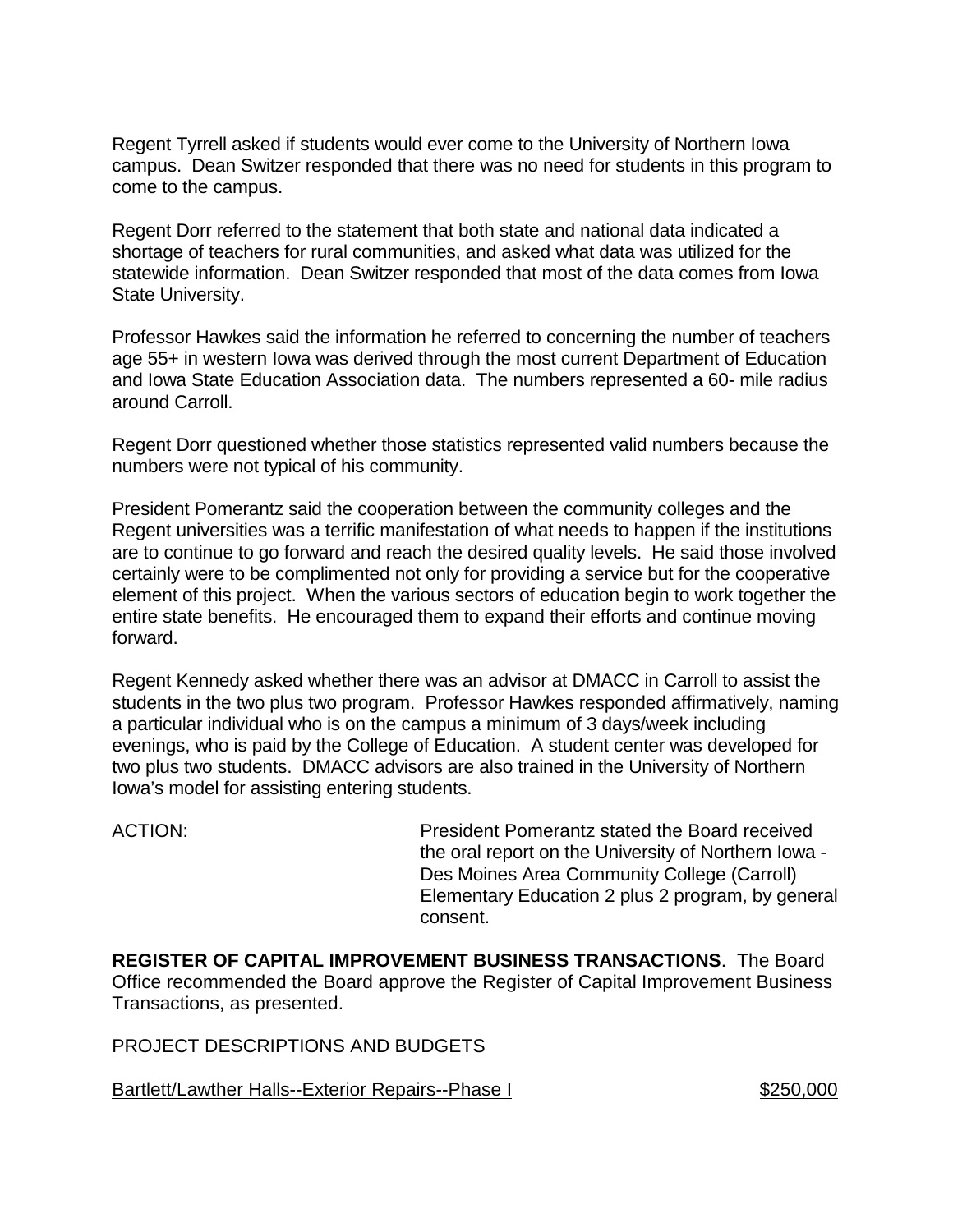Regent Tyrrell asked if students would ever come to the University of Northern Iowa campus. Dean Switzer responded that there was no need for students in this program to come to the campus.

Regent Dorr referred to the statement that both state and national data indicated a shortage of teachers for rural communities, and asked what data was utilized for the statewide information. Dean Switzer responded that most of the data comes from Iowa State University.

Professor Hawkes said the information he referred to concerning the number of teachers age 55+ in western Iowa was derived through the most current Department of Education and Iowa State Education Association data. The numbers represented a 60- mile radius around Carroll.

Regent Dorr questioned whether those statistics represented valid numbers because the numbers were not typical of his community.

President Pomerantz said the cooperation between the community colleges and the Regent universities was a terrific manifestation of what needs to happen if the institutions are to continue to go forward and reach the desired quality levels. He said those involved certainly were to be complimented not only for providing a service but for the cooperative element of this project. When the various sectors of education begin to work together the entire state benefits. He encouraged them to expand their efforts and continue moving forward.

Regent Kennedy asked whether there was an advisor at DMACC in Carroll to assist the students in the two plus two program. Professor Hawkes responded affirmatively, naming a particular individual who is on the campus a minimum of 3 days/week including evenings, who is paid by the College of Education. A student center was developed for two plus two students. DMACC advisors are also trained in the University of Northern Iowa's model for assisting entering students.

ACTION: President Pomerantz stated the Board received the oral report on the University of Northern Iowa - Des Moines Area Community College (Carroll) Elementary Education 2 plus 2 program, by general consent.

**REGISTER OF CAPITAL IMPROVEMENT BUSINESS TRANSACTIONS**. The Board Office recommended the Board approve the Register of Capital Improvement Business Transactions, as presented.

PROJECT DESCRIPTIONS AND BUDGETS

Bartlett/Lawther Halls--Exterior Repairs--Phase I $250,000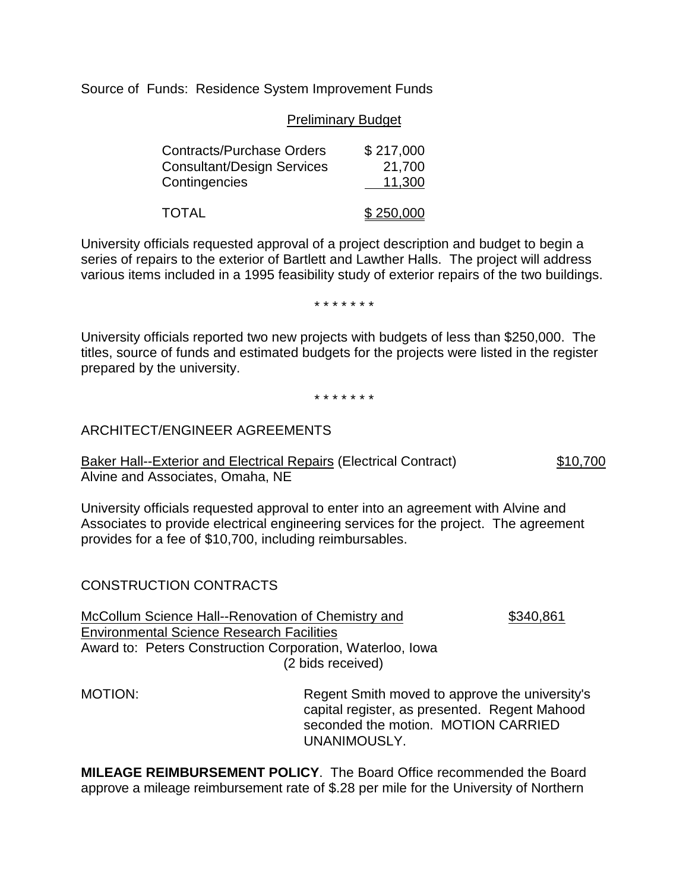Source of Funds: Residence System Improvement Funds

Preliminary Budget

| | |
|---|---|
| Contracts/Purchase Orders | $ 217,000 |
| Consultant/Design Services | 21,700 |
| Contingencies | 11,300 |
| TOTAL | $ 250,000 |

University officials requested approval of a project description and budget to begin a series of repairs to the exterior of Bartlett and Lawther Halls. The project will address various items included in a 1995 feasibility study of exterior repairs of the two buildings.

\* \* \* \* \* \* \*

University officials reported two new projects with budgets of less than $250,000. The titles, source of funds and estimated budgets for the projects were listed in the register prepared by the university.

\* \* \* \* \* \* \*

ARCHITECT/ENGINEER AGREEMENTS

Baker Hall--Exterior and Electrical Repairs (Electrical Contract) $10,700
Alvine and Associates, Omaha, NE

University officials requested approval to enter into an agreement with Alvine and Associates to provide electrical engineering services for the project. The agreement provides for a fee of $10,700, including reimbursables.

CONSTRUCTION CONTRACTS

McCollum Science Hall--Renovation of Chemistry and Environmental Science Research Facilities $340,861
Award to: Peters Construction Corporation, Waterloo, Iowa
(2 bids received)

MOTION: Regent Smith moved to approve the university's capital register, as presented. Regent Mahood seconded the motion. MOTION CARRIED UNANIMOUSLY.

**MILEAGE REIMBURSEMENT POLICY**. The Board Office recommended the Board approve a mileage reimbursement rate of $.28 per mile for the University of Northern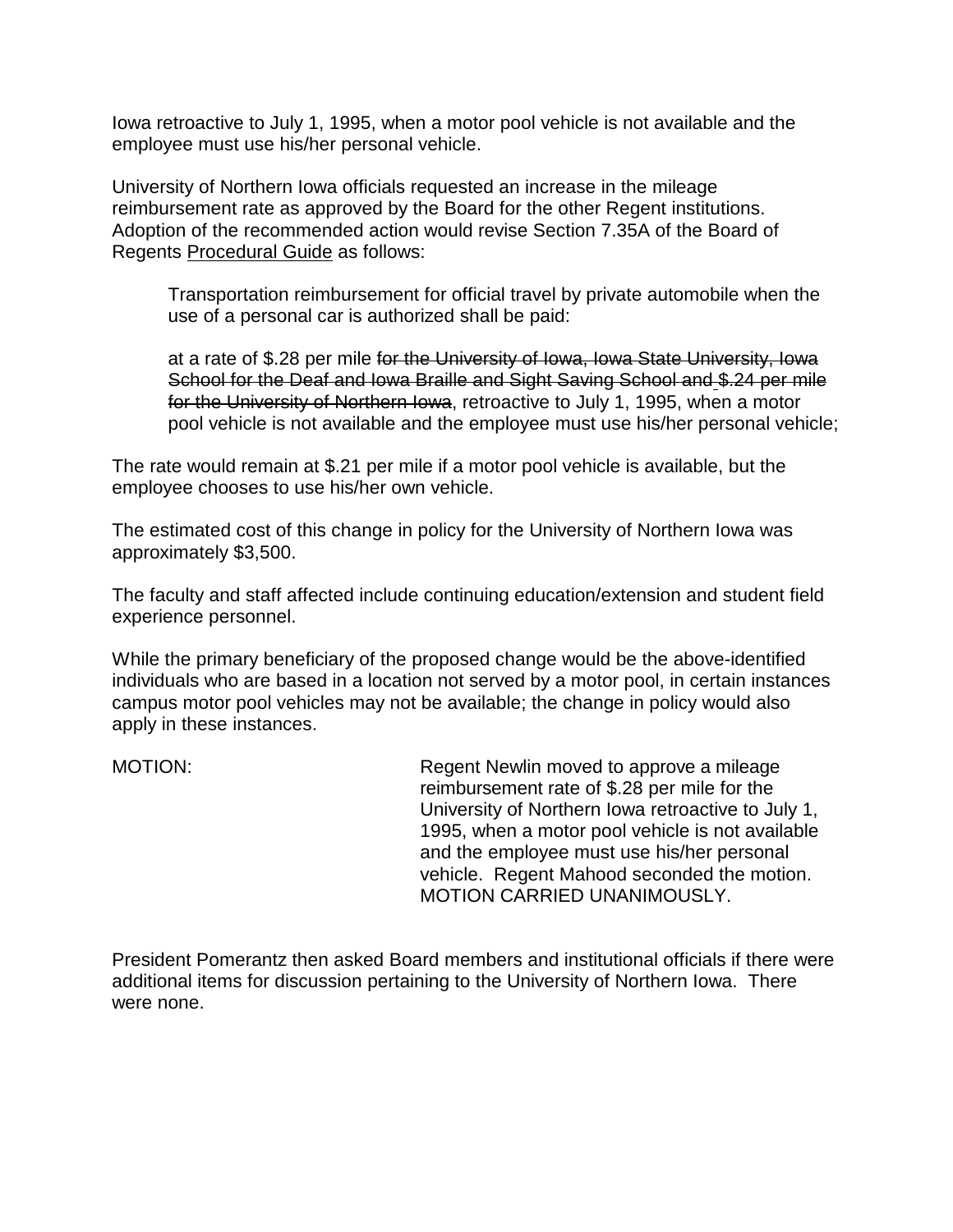Iowa retroactive to July 1, 1995, when a motor pool vehicle is not available and the employee must use his/her personal vehicle.

University of Northern Iowa officials requested an increase in the mileage reimbursement rate as approved by the Board for the other Regent institutions. Adoption of the recommended action would revise Section 7.35A of the Board of Regents Procedural Guide as follows:

> Transportation reimbursement for official travel by private automobile when the use of a personal car is authorized shall be paid:
>
> at a rate of $.28 per mile ~~for the University of Iowa, Iowa State University, Iowa School for the Deaf and Iowa Braille and Sight Saving School and $.24 per mile for the University of Northern Iowa~~, retroactive to July 1, 1995, when a motor pool vehicle is not available and the employee must use his/her personal vehicle;

The rate would remain at $.21 per mile if a motor pool vehicle is available, but the employee chooses to use his/her own vehicle.

The estimated cost of this change in policy for the University of Northern Iowa was approximately $3,500.

The faculty and staff affected include continuing education/extension and student field experience personnel.

While the primary beneficiary of the proposed change would be the above-identified individuals who are based in a location not served by a motor pool, in certain instances campus motor pool vehicles may not be available; the change in policy would also apply in these instances.

MOTION: Regent Newlin moved to approve a mileage reimbursement rate of $.28 per mile for the University of Northern Iowa retroactive to July 1, 1995, when a motor pool vehicle is not available and the employee must use his/her personal vehicle. Regent Mahood seconded the motion. MOTION CARRIED UNANIMOUSLY.

President Pomerantz then asked Board members and institutional officials if there were additional items for discussion pertaining to the University of Northern Iowa. There were none.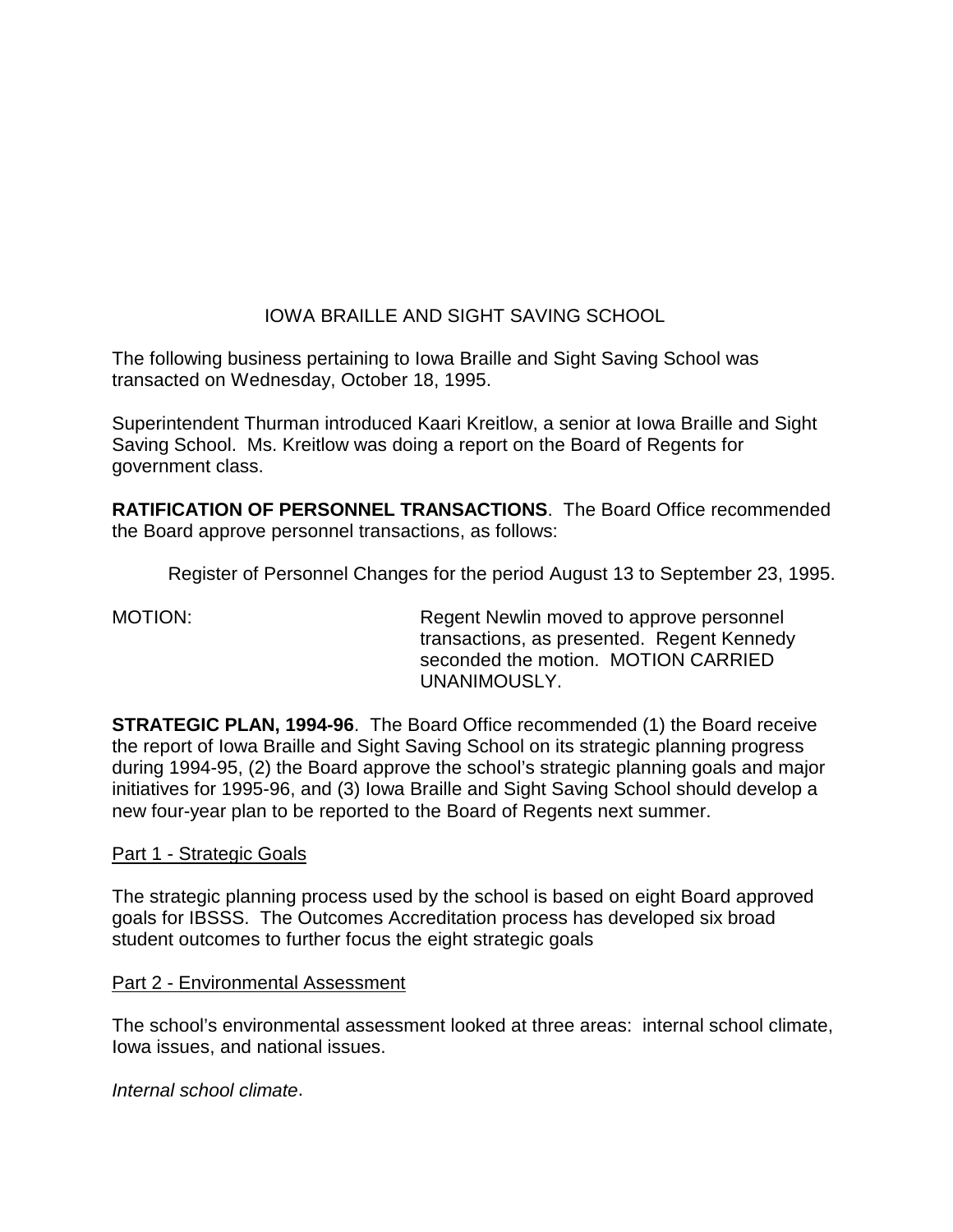# IOWA BRAILLE AND SIGHT SAVING SCHOOL

The following business pertaining to Iowa Braille and Sight Saving School was transacted on Wednesday, October 18, 1995.

Superintendent Thurman introduced Kaari Kreitlow, a senior at Iowa Braille and Sight Saving School. Ms. Kreitlow was doing a report on the Board of Regents for government class.

**RATIFICATION OF PERSONNEL TRANSACTIONS**. The Board Office recommended the Board approve personnel transactions, as follows:

Register of Personnel Changes for the period August 13 to September 23, 1995.

MOTION: Regent Newlin moved to approve personnel transactions, as presented. Regent Kennedy seconded the motion. MOTION CARRIED UNANIMOUSLY.

**STRATEGIC PLAN, 1994-96**. The Board Office recommended (1) the Board receive the report of Iowa Braille and Sight Saving School on its strategic planning progress during 1994-95, (2) the Board approve the school's strategic planning goals and major initiatives for 1995-96, and (3) Iowa Braille and Sight Saving School should develop a new four-year plan to be reported to the Board of Regents next summer.

Part 1 - Strategic Goals

The strategic planning process used by the school is based on eight Board approved goals for IBSSS. The Outcomes Accreditation process has developed six broad student outcomes to further focus the eight strategic goals

Part 2 - Environmental Assessment

The school's environmental assessment looked at three areas: internal school climate, Iowa issues, and national issues.

*Internal school climate*.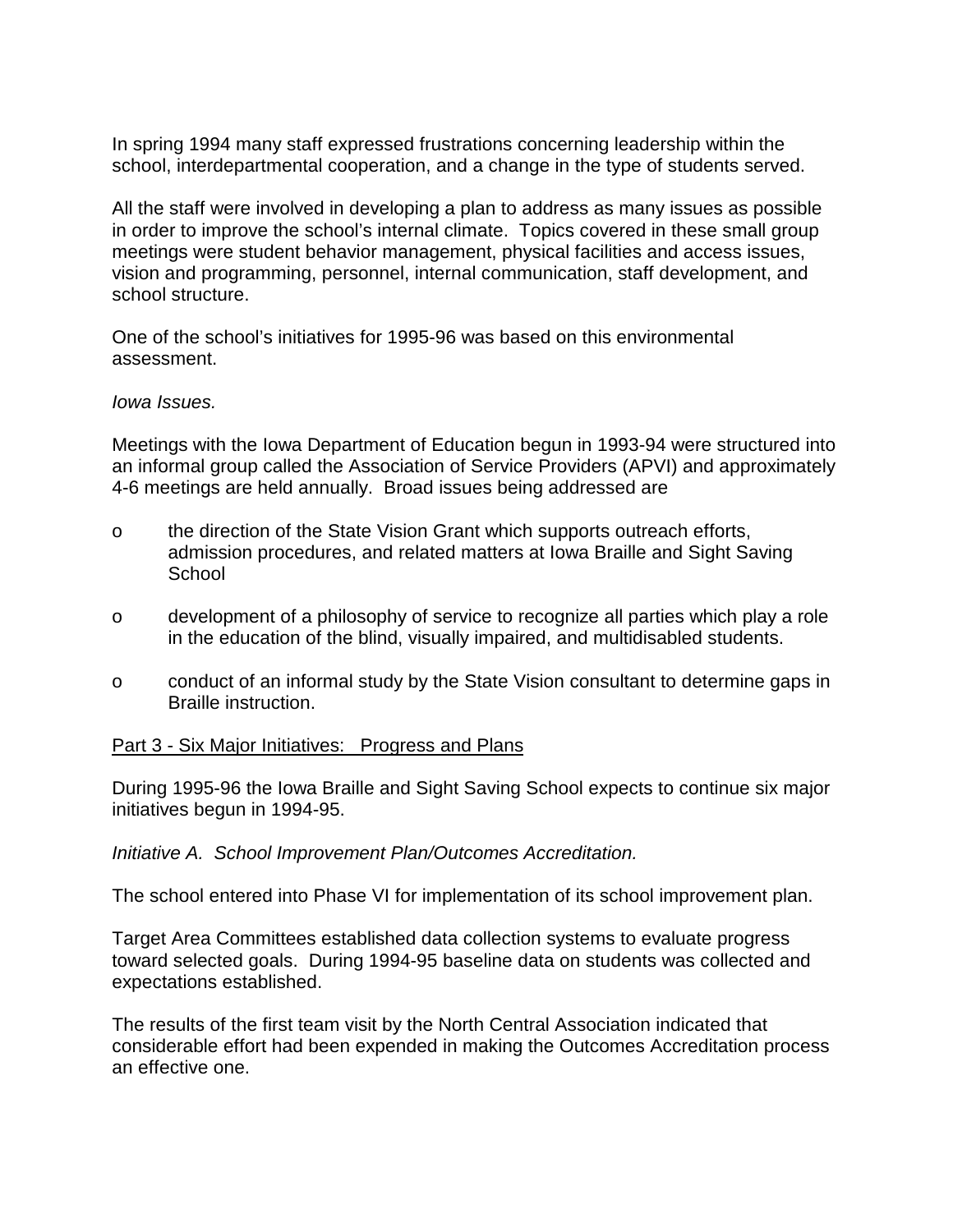In spring 1994 many staff expressed frustrations concerning leadership within the school, interdepartmental cooperation, and a change in the type of students served.

All the staff were involved in developing a plan to address as many issues as possible in order to improve the school's internal climate. Topics covered in these small group meetings were student behavior management, physical facilities and access issues, vision and programming, personnel, internal communication, staff development, and school structure.

One of the school's initiatives for 1995-96 was based on this environmental assessment.

*Iowa Issues.*

Meetings with the Iowa Department of Education begun in 1993-94 were structured into an informal group called the Association of Service Providers (APVI) and approximately 4-6 meetings are held annually. Broad issues being addressed are

- the direction of the State Vision Grant which supports outreach efforts, admission procedures, and related matters at Iowa Braille and Sight Saving School
- development of a philosophy of service to recognize all parties which play a role in the education of the blind, visually impaired, and multidisabled students.
- conduct of an informal study by the State Vision consultant to determine gaps in Braille instruction.

<u>Part 3 - Six Major Initiatives: Progress and Plans</u>

During 1995-96 the Iowa Braille and Sight Saving School expects to continue six major initiatives begun in 1994-95.

*Initiative A. School Improvement Plan/Outcomes Accreditation.*

The school entered into Phase VI for implementation of its school improvement plan.

Target Area Committees established data collection systems to evaluate progress toward selected goals. During 1994-95 baseline data on students was collected and expectations established.

The results of the first team visit by the North Central Association indicated that considerable effort had been expended in making the Outcomes Accreditation process an effective one.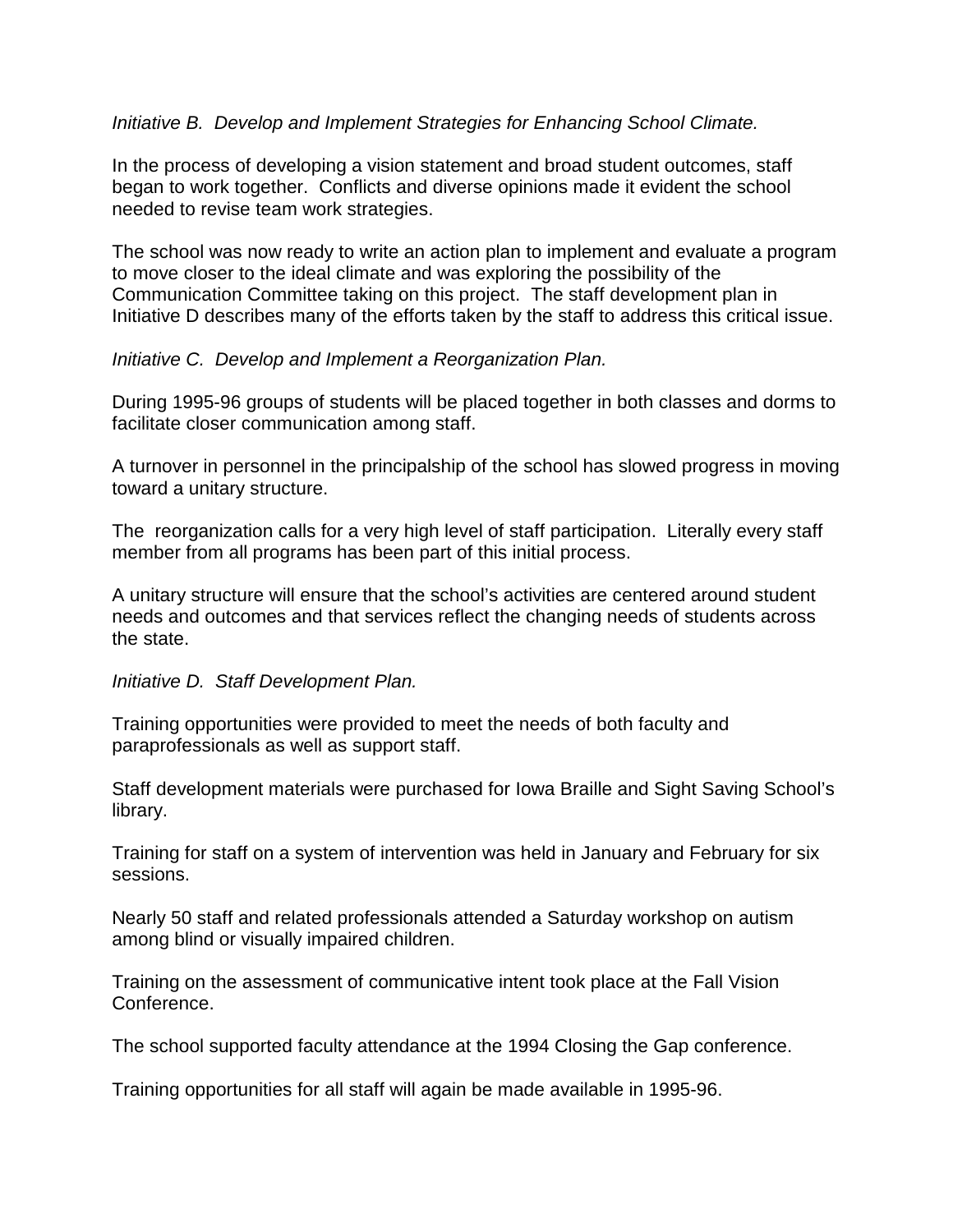*Initiative B. Develop and Implement Strategies for Enhancing School Climate.*

In the process of developing a vision statement and broad student outcomes, staff began to work together. Conflicts and diverse opinions made it evident the school needed to revise team work strategies.

The school was now ready to write an action plan to implement and evaluate a program to move closer to the ideal climate and was exploring the possibility of the Communication Committee taking on this project. The staff development plan in Initiative D describes many of the efforts taken by the staff to address this critical issue.

*Initiative C. Develop and Implement a Reorganization Plan.*

During 1995-96 groups of students will be placed together in both classes and dorms to facilitate closer communication among staff.

A turnover in personnel in the principalship of the school has slowed progress in moving toward a unitary structure.

The reorganization calls for a very high level of staff participation. Literally every staff member from all programs has been part of this initial process.

A unitary structure will ensure that the school's activities are centered around student needs and outcomes and that services reflect the changing needs of students across the state.

*Initiative D. Staff Development Plan.*

Training opportunities were provided to meet the needs of both faculty and paraprofessionals as well as support staff.

Staff development materials were purchased for Iowa Braille and Sight Saving School's library.

Training for staff on a system of intervention was held in January and February for six sessions.

Nearly 50 staff and related professionals attended a Saturday workshop on autism among blind or visually impaired children.

Training on the assessment of communicative intent took place at the Fall Vision Conference.

The school supported faculty attendance at the 1994 Closing the Gap conference.

Training opportunities for all staff will again be made available in 1995-96.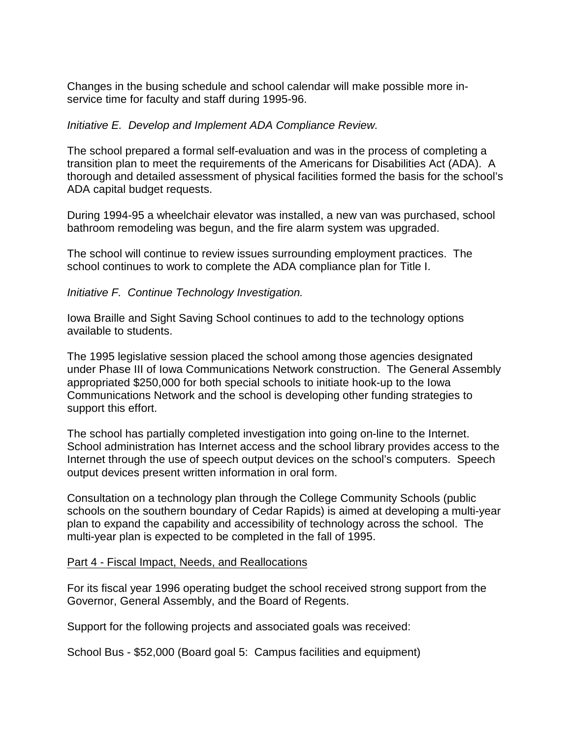Changes in the busing schedule and school calendar will make possible more in-service time for faculty and staff during 1995-96.

*Initiative E. Develop and Implement ADA Compliance Review.*

The school prepared a formal self-evaluation and was in the process of completing a transition plan to meet the requirements of the Americans for Disabilities Act (ADA). A thorough and detailed assessment of physical facilities formed the basis for the school's ADA capital budget requests.

During 1994-95 a wheelchair elevator was installed, a new van was purchased, school bathroom remodeling was begun, and the fire alarm system was upgraded.

The school will continue to review issues surrounding employment practices. The school continues to work to complete the ADA compliance plan for Title I.

*Initiative F. Continue Technology Investigation.*

Iowa Braille and Sight Saving School continues to add to the technology options available to students.

The 1995 legislative session placed the school among those agencies designated under Phase III of Iowa Communications Network construction. The General Assembly appropriated $250,000 for both special schools to initiate hook-up to the Iowa Communications Network and the school is developing other funding strategies to support this effort.

The school has partially completed investigation into going on-line to the Internet. School administration has Internet access and the school library provides access to the Internet through the use of speech output devices on the school's computers. Speech output devices present written information in oral form.

Consultation on a technology plan through the College Community Schools (public schools on the southern boundary of Cedar Rapids) is aimed at developing a multi-year plan to expand the capability and accessibility of technology across the school. The multi-year plan is expected to be completed in the fall of 1995.

<u>Part 4 - Fiscal Impact, Needs, and Reallocations</u>

For its fiscal year 1996 operating budget the school received strong support from the Governor, General Assembly, and the Board of Regents.

Support for the following projects and associated goals was received:

School Bus - $52,000 (Board goal 5: Campus facilities and equipment)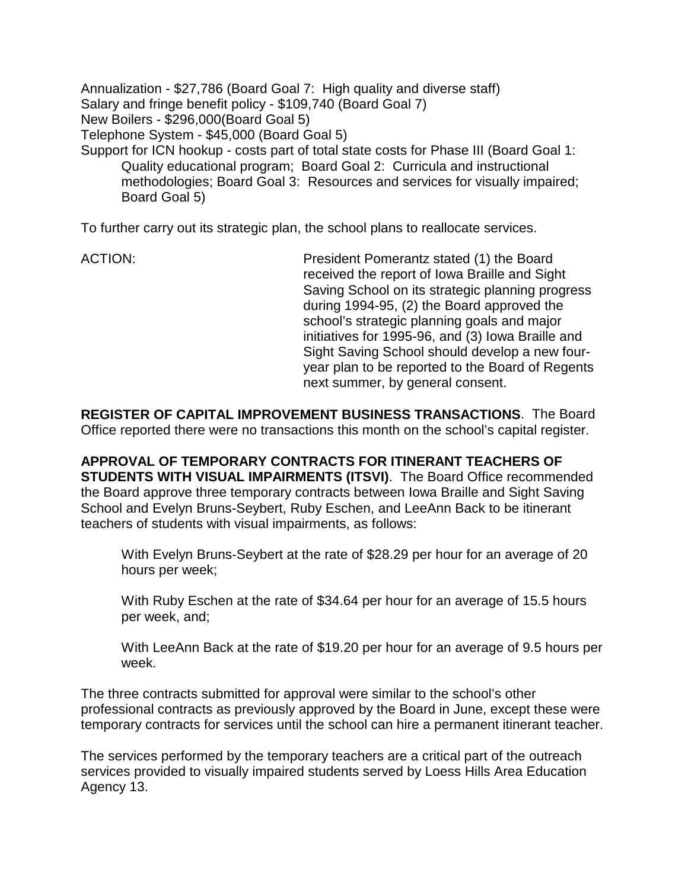Annualization - $27,786 (Board Goal 7: High quality and diverse staff)
Salary and fringe benefit policy - $109,740 (Board Goal 7)
New Boilers - $296,000(Board Goal 5)
Telephone System - $45,000 (Board Goal 5)
Support for ICN hookup - costs part of total state costs for Phase III (Board Goal 1: Quality educational program; Board Goal 2: Curricula and instructional methodologies; Board Goal 3: Resources and services for visually impaired; Board Goal 5)

To further carry out its strategic plan, the school plans to reallocate services.

ACTION: President Pomerantz stated (1) the Board received the report of Iowa Braille and Sight Saving School on its strategic planning progress during 1994-95, (2) the Board approved the school's strategic planning goals and major initiatives for 1995-96, and (3) Iowa Braille and Sight Saving School should develop a new four-year plan to be reported to the Board of Regents next summer, by general consent.

**REGISTER OF CAPITAL IMPROVEMENT BUSINESS TRANSACTIONS**. The Board Office reported there were no transactions this month on the school's capital register.

**APPROVAL OF TEMPORARY CONTRACTS FOR ITINERANT TEACHERS OF STUDENTS WITH VISUAL IMPAIRMENTS (ITSVI)**. The Board Office recommended the Board approve three temporary contracts between Iowa Braille and Sight Saving School and Evelyn Bruns-Seybert, Ruby Eschen, and LeeAnn Back to be itinerant teachers of students with visual impairments, as follows:

> With Evelyn Bruns-Seybert at the rate of $28.29 per hour for an average of 20 hours per week;
>
> With Ruby Eschen at the rate of $34.64 per hour for an average of 15.5 hours per week, and;
>
> With LeeAnn Back at the rate of $19.20 per hour for an average of 9.5 hours per week.

The three contracts submitted for approval were similar to the school's other professional contracts as previously approved by the Board in June, except these were temporary contracts for services until the school can hire a permanent itinerant teacher.

The services performed by the temporary teachers are a critical part of the outreach services provided to visually impaired students served by Loess Hills Area Education Agency 13.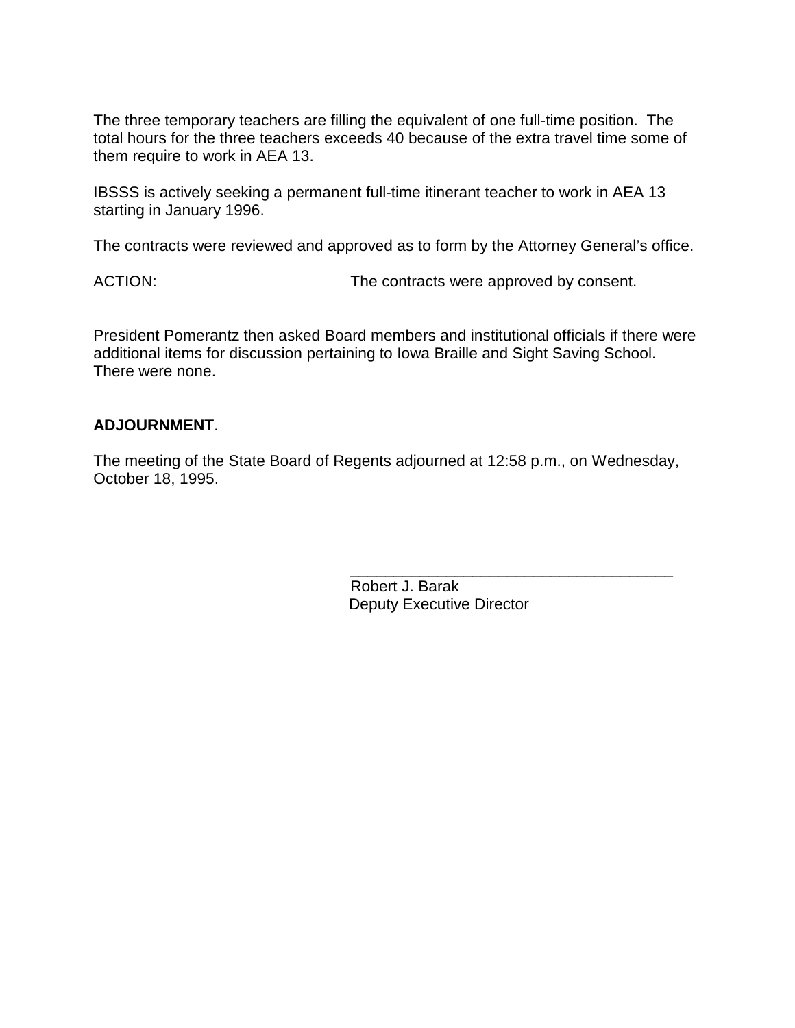The three temporary teachers are filling the equivalent of one full-time position. The total hours for the three teachers exceeds 40 because of the extra travel time some of them require to work in AEA 13.

IBSSS is actively seeking a permanent full-time itinerant teacher to work in AEA 13 starting in January 1996.

The contracts were reviewed and approved as to form by the Attorney General's office.

ACTION: The contracts were approved by consent.

President Pomerantz then asked Board members and institutional officials if there were additional items for discussion pertaining to Iowa Braille and Sight Saving School. There were none.

**ADJOURNMENT**.

The meeting of the State Board of Regents adjourned at 12:58 p.m., on Wednesday, October 18, 1995.

\_\_\_\_\_\_\_\_\_\_\_\_\_\_\_\_\_\_\_\_\_\_\_\_\_\_\_\_\_\_\_\_\_\_\_\_\_\_

Robert J. Barak
Deputy Executive Director